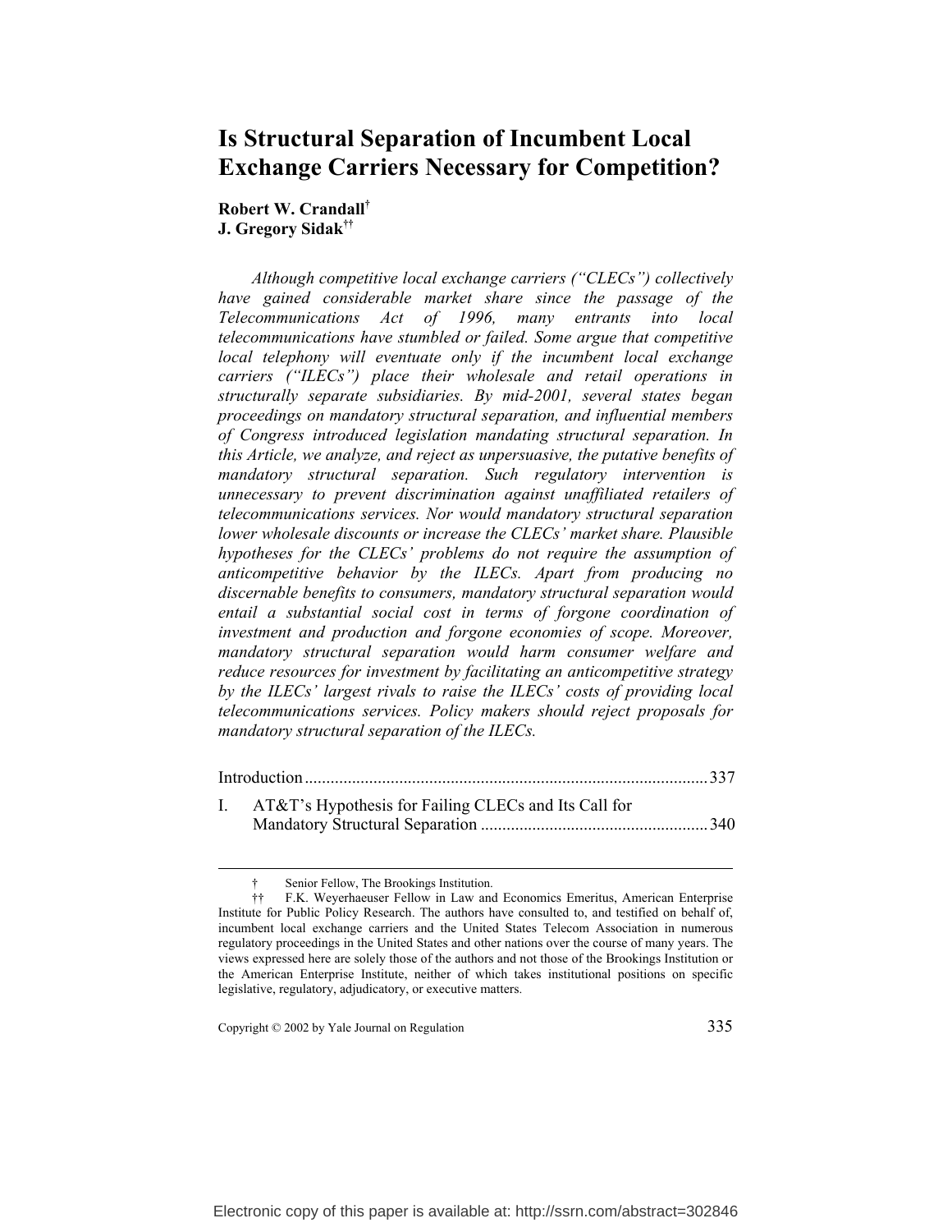# Is Structural Separation of Incumbent Local Exchange Carriers Necessary for Competition?

**Robert W. Crandall**[†]
**J. Gregory Sidak**[††]

*Although competitive local exchange carriers ("CLECs") collectively have gained considerable market share since the passage of the Telecommunications Act of 1996, many entrants into local telecommunications have stumbled or failed. Some argue that competitive local telephony will eventuate only if the incumbent local exchange carriers ("ILECs") place their wholesale and retail operations in structurally separate subsidiaries. By mid-2001, several states began proceedings on mandatory structural separation, and influential members of Congress introduced legislation mandating structural separation. In this Article, we analyze, and reject as unpersuasive, the putative benefits of mandatory structural separation. Such regulatory intervention is unnecessary to prevent discrimination against unaffiliated retailers of telecommunications services. Nor would mandatory structural separation lower wholesale discounts or increase the CLECs' market share. Plausible hypotheses for the CLECs' problems do not require the assumption of anticompetitive behavior by the ILECs. Apart from producing no discernable benefits to consumers, mandatory structural separation would entail a substantial social cost in terms of forgone coordination of investment and production and forgone economies of scope. Moreover, mandatory structural separation would harm consumer welfare and reduce resources for investment by facilitating an anticompetitive strategy by the ILECs' largest rivals to raise the ILECs' costs of providing local telecommunications services. Policy makers should reject proposals for mandatory structural separation of the ILECs.*

Introduction .......... 337

I. AT&T's Hypothesis for Failing CLECs and Its Call for Mandatory Structural Separation .......... 340

---

† Senior Fellow, The Brookings Institution.

†† F.K. Weyerhaeuser Fellow in Law and Economics Emeritus, American Enterprise Institute for Public Policy Research. The authors have consulted to, and testified on behalf of, incumbent local exchange carriers and the United States Telecom Association in numerous regulatory proceedings in the United States and other nations over the course of many years. The views expressed here are solely those of the authors and not those of the Brookings Institution or the American Enterprise Institute, neither of which takes institutional positions on specific legislative, regulatory, adjudicatory, or executive matters.

Copyright © 2002 by Yale Journal on Regulation

Electronic copy of this paper is available at: http://ssrn.com/abstract=302846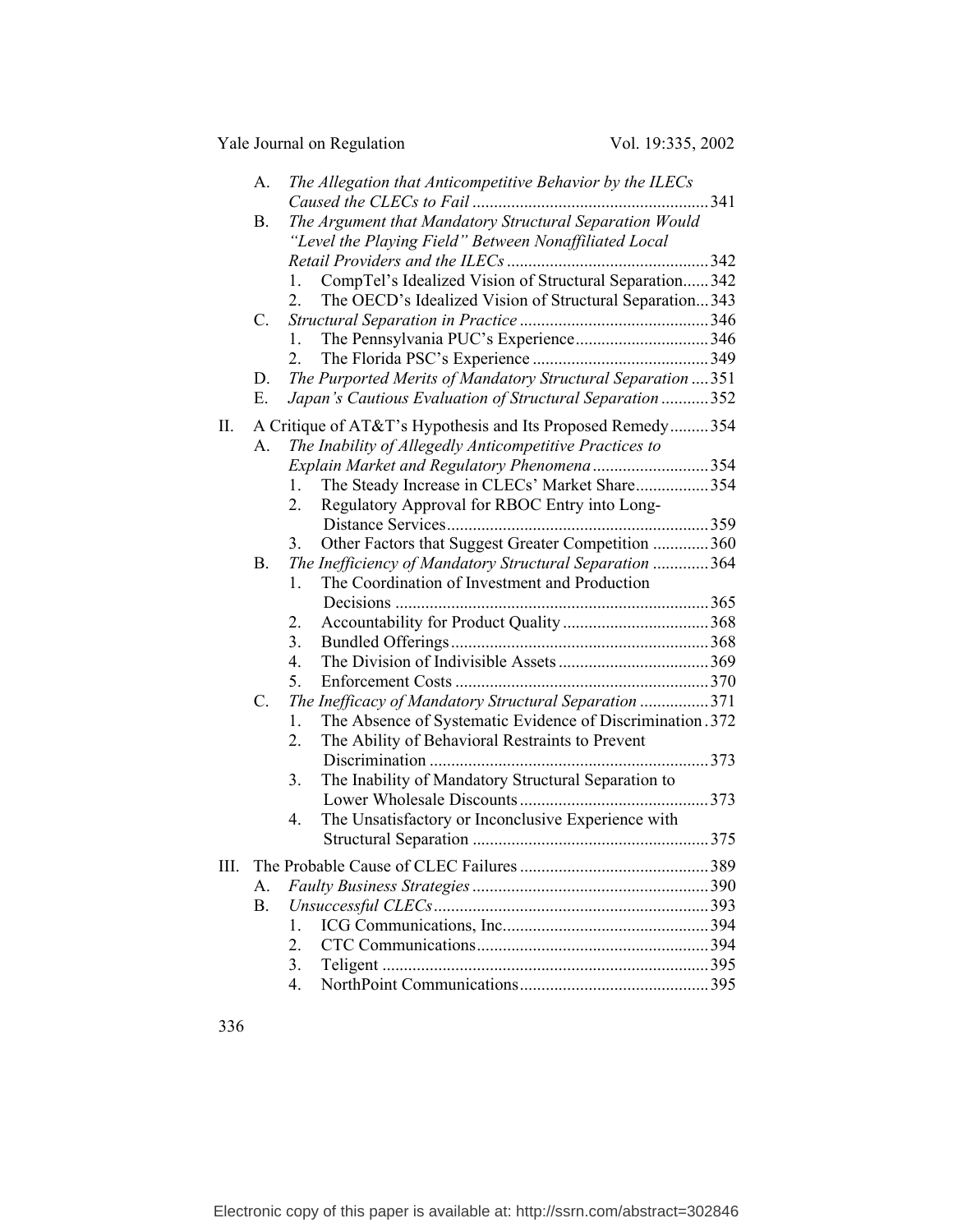- A. *The Allegation that Anticompetitive Behavior by the ILECs Caused the CLECs to Fail* .......................................................341
- B. *The Argument that Mandatory Structural Separation Would "Level the Playing Field" Between Nonaffiliated Local Retail Providers and the ILECs* ...............................................342
  1. CompTel's Idealized Vision of Structural Separation......342
  2. The OECD's Idealized Vision of Structural Separation...343
- C. *Structural Separation in Practice* ............................................346
  1. The Pennsylvania PUC's Experience...............................346
  2. The Florida PSC's Experience .........................................349
- D. *The Purported Merits of Mandatory Structural Separation* ....351
- E. *Japan's Cautious Evaluation of Structural Separation* ...........352

II. A Critique of AT&T's Hypothesis and Its Proposed Remedy.........354

- A. *The Inability of Allegedly Anticompetitive Practices to Explain Market and Regulatory Phenomena* ...........................354
  1. The Steady Increase in CLECs' Market Share.................354
  2. Regulatory Approval for RBOC Entry into Long-Distance Services.............................................................359
  3. Other Factors that Suggest Greater Competition .............360
- B. *The Inefficiency of Mandatory Structural Separation* .............364
  1. The Coordination of Investment and Production Decisions .........................................................................365
  2. Accountability for Product Quality..................................368
  3. Bundled Offerings............................................................368
  4. The Division of Indivisible Assets...................................369
  5. Enforcement Costs ...........................................................370
- C. *The Inefficacy of Mandatory Structural Separation* ................371
  1. The Absence of Systematic Evidence of Discrimination.372
  2. The Ability of Behavioral Restraints to Prevent Discrimination .................................................................373
  3. The Inability of Mandatory Structural Separation to Lower Wholesale Discounts............................................373
  4. The Unsatisfactory or Inconclusive Experience with Structural Separation .......................................................375

III. The Probable Cause of CLEC Failures ............................................389

- A. *Faulty Business Strategies* .......................................................390
- B. *Unsuccessful CLECs* ................................................................393
  1. ICG Communications, Inc................................................394
  2. CTC Communications......................................................394
  3. Teligent ............................................................................395
  4. NorthPoint Communications............................................395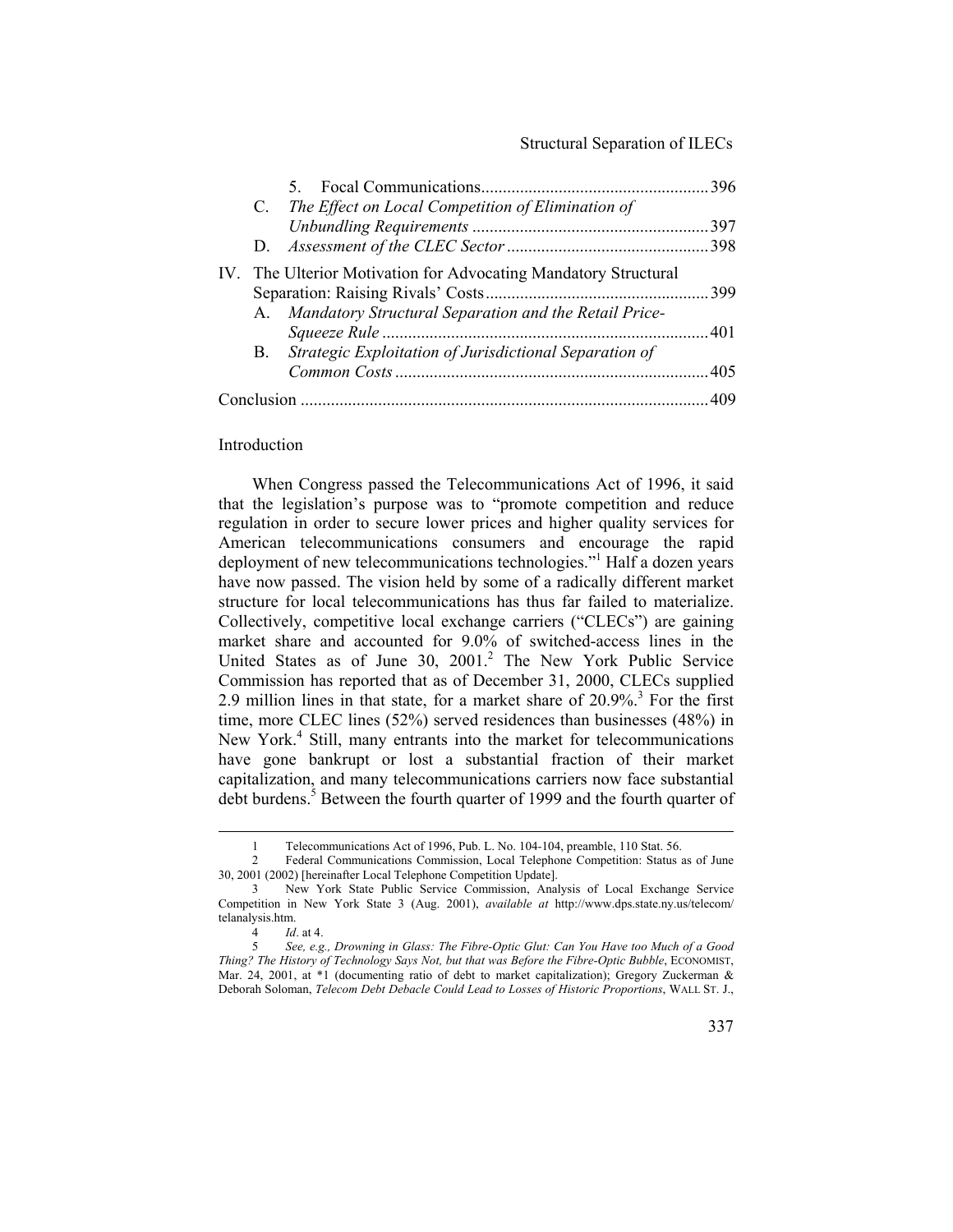5. Focal Communications ..................................................... 396

C. *The Effect on Local Competition of Elimination of Unbundling Requirements* ....................................................... 397

D. *Assessment of the CLEC Sector* ............................................... 398

IV. The Ulterior Motivation for Advocating Mandatory Structural Separation: Raising Rivals' Costs .................................................... 399

A. *Mandatory Structural Separation and the Retail Price-Squeeze Rule* ............................................................................ 401

B. *Strategic Exploitation of Jurisdictional Separation of Common Costs* ......................................................................... 405

Conclusion ............................................................................................ 409

## Introduction

When Congress passed the Telecommunications Act of 1996, it said that the legislation's purpose was to "promote competition and reduce regulation in order to secure lower prices and higher quality services for American telecommunications consumers and encourage the rapid deployment of new telecommunications technologies."[1] Half a dozen years have now passed. The vision held by some of a radically different market structure for local telecommunications has thus far failed to materialize. Collectively, competitive local exchange carriers ("CLECs") are gaining market share and accounted for 9.0% of switched-access lines in the United States as of June 30, 2001.[2] The New York Public Service Commission has reported that as of December 31, 2000, CLECs supplied 2.9 million lines in that state, for a market share of 20.9%.[3] For the first time, more CLEC lines (52%) served residences than businesses (48%) in New York.[4] Still, many entrants into the market for telecommunications have gone bankrupt or lost a substantial fraction of their market capitalization, and many telecommunications carriers now face substantial debt burdens.[5] Between the fourth quarter of 1999 and the fourth quarter of

---

1 Telecommunications Act of 1996, Pub. L. No. 104-104, preamble, 110 Stat. 56.

2 Federal Communications Commission, Local Telephone Competition: Status as of June 30, 2001 (2002) [hereinafter Local Telephone Competition Update].

3 New York State Public Service Commission, Analysis of Local Exchange Service Competition in New York State 3 (Aug. 2001), *available at* http://www.dps.state.ny.us/telecom/telanalysis.htm.

4 *Id*. at 4.

5 *See, e.g., Drowning in Glass: The Fibre-Optic Glut: Can You Have too Much of a Good Thing? The History of Technology Says Not, but that was Before the Fibre-Optic Bubble*, ECONOMIST, Mar. 24, 2001, at \*1 (documenting ratio of debt to market capitalization); Gregory Zuckerman & Deborah Soloman, *Telecom Debt Debacle Could Lead to Losses of Historic Proportions*, WALL ST. J.,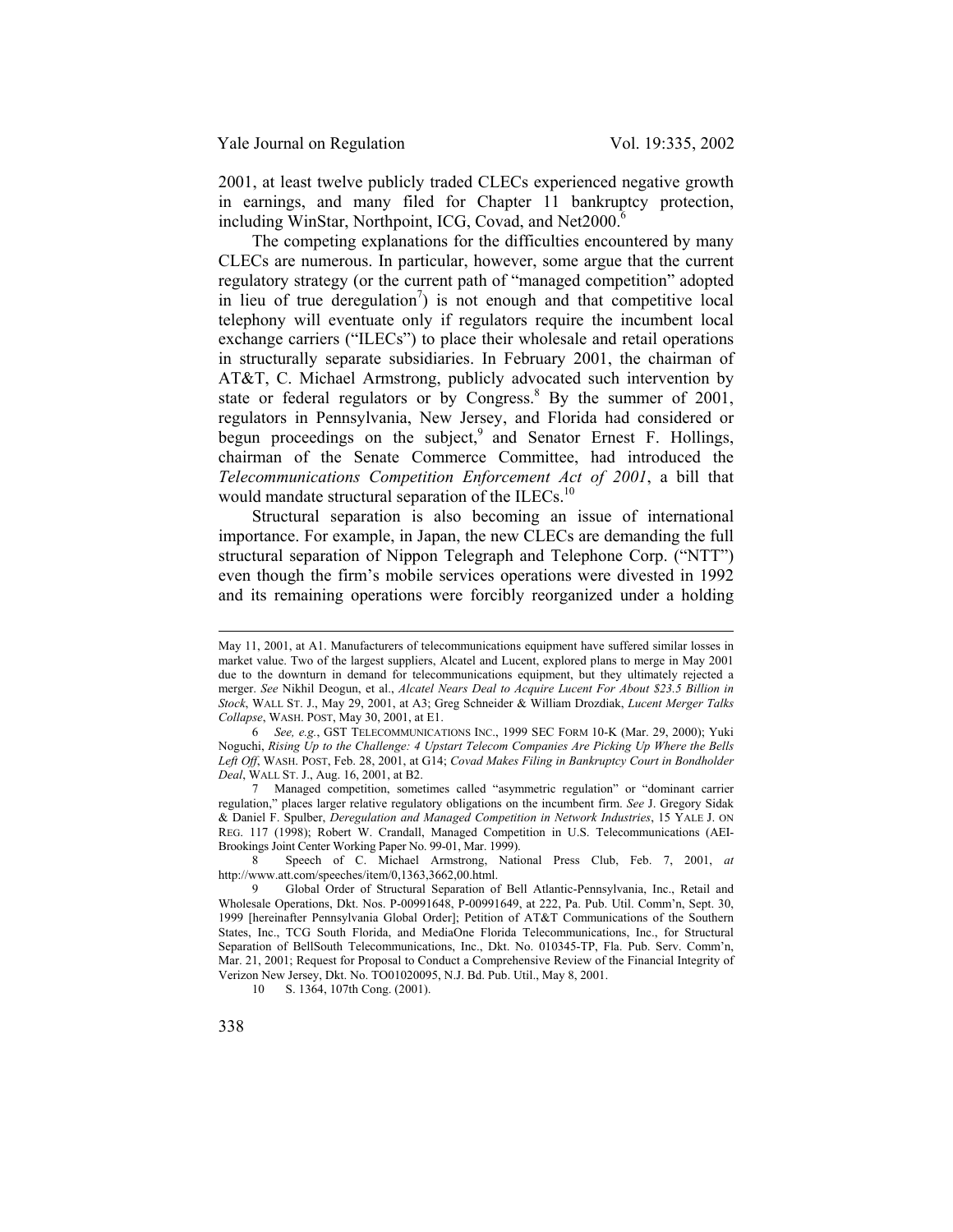2001, at least twelve publicly traded CLECs experienced negative growth in earnings, and many filed for Chapter 11 bankruptcy protection, including WinStar, Northpoint, ICG, Covad, and Net2000.[6]

The competing explanations for the difficulties encountered by many CLECs are numerous. In particular, however, some argue that the current regulatory strategy (or the current path of "managed competition" adopted in lieu of true deregulation[7]) is not enough and that competitive local telephony will eventuate only if regulators require the incumbent local exchange carriers ("ILECs") to place their wholesale and retail operations in structurally separate subsidiaries. In February 2001, the chairman of AT&T, C. Michael Armstrong, publicly advocated such intervention by state or federal regulators or by Congress.[8] By the summer of 2001, regulators in Pennsylvania, New Jersey, and Florida had considered or begun proceedings on the subject,[9] and Senator Ernest F. Hollings, chairman of the Senate Commerce Committee, had introduced the *Telecommunications Competition Enforcement Act of 2001*, a bill that would mandate structural separation of the ILECs.[10]

Structural separation is also becoming an issue of international importance. For example, in Japan, the new CLECs are demanding the full structural separation of Nippon Telegraph and Telephone Corp. ("NTT") even though the firm's mobile services operations were divested in 1992 and its remaining operations were forcibly reorganized under a holding

---

May 11, 2001, at A1. Manufacturers of telecommunications equipment have suffered similar losses in market value. Two of the largest suppliers, Alcatel and Lucent, explored plans to merge in May 2001 due to the downturn in demand for telecommunications equipment, but they ultimately rejected a merger. *See* Nikhil Deogun, et al., *Alcatel Nears Deal to Acquire Lucent For About $23.5 Billion in Stock*, WALL ST. J., May 29, 2001, at A3; Greg Schneider & William Drozdiak, *Lucent Merger Talks Collapse*, WASH. POST, May 30, 2001, at E1.

6 *See, e.g.*, GST TELECOMMUNICATIONS INC., 1999 SEC FORM 10-K (Mar. 29, 2000); Yuki Noguchi, *Rising Up to the Challenge: 4 Upstart Telecom Companies Are Picking Up Where the Bells Left Off*, WASH. POST, Feb. 28, 2001, at G14; *Covad Makes Filing in Bankruptcy Court in Bondholder Deal*, WALL ST. J., Aug. 16, 2001, at B2.

7 Managed competition, sometimes called "asymmetric regulation" or "dominant carrier regulation," places larger relative regulatory obligations on the incumbent firm. *See* J. Gregory Sidak & Daniel F. Spulber, *Deregulation and Managed Competition in Network Industries*, 15 YALE J. ON REG. 117 (1998); Robert W. Crandall, Managed Competition in U.S. Telecommunications (AEI-Brookings Joint Center Working Paper No. 99-01, Mar. 1999).

8 Speech of C. Michael Armstrong, National Press Club, Feb. 7, 2001, *at* http://www.att.com/speeches/item/0,1363,3662,00.html.

9 Global Order of Structural Separation of Bell Atlantic-Pennsylvania, Inc., Retail and Wholesale Operations, Dkt. Nos. P-00991648, P-00991649, at 222, Pa. Pub. Util. Comm'n, Sept. 30, 1999 [hereinafter Pennsylvania Global Order]; Petition of AT&T Communications of the Southern States, Inc., TCG South Florida, and MediaOne Florida Telecommunications, Inc., for Structural Separation of BellSouth Telecommunications, Inc., Dkt. No. 010345-TP, Fla. Pub. Serv. Comm'n, Mar. 21, 2001; Request for Proposal to Conduct a Comprehensive Review of the Financial Integrity of Verizon New Jersey, Dkt. No. TO01020095, N.J. Bd. Pub. Util., May 8, 2001.

10 S. 1364, 107th Cong. (2001).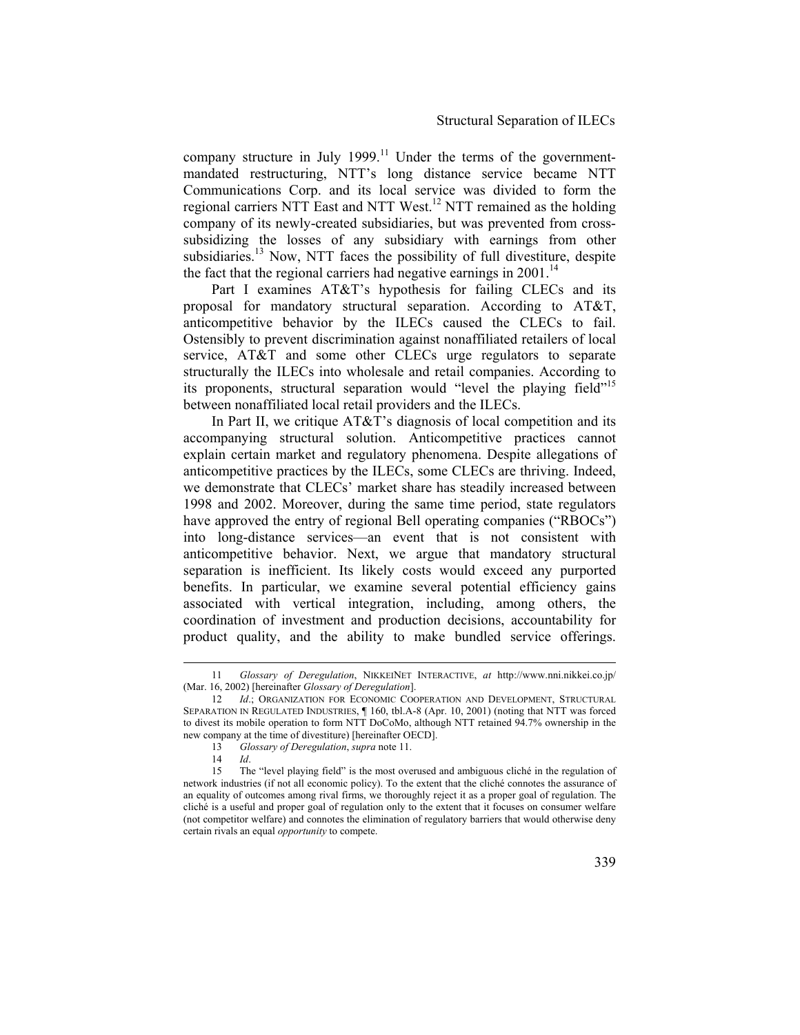company structure in July 1999.[11] Under the terms of the government-mandated restructuring, NTT's long distance service became NTT Communications Corp. and its local service was divided to form the regional carriers NTT East and NTT West.[12] NTT remained as the holding company of its newly-created subsidiaries, but was prevented from cross-subsidizing the losses of any subsidiary with earnings from other subsidiaries.[13] Now, NTT faces the possibility of full divestiture, despite the fact that the regional carriers had negative earnings in 2001.[14]

Part I examines AT&T's hypothesis for failing CLECs and its proposal for mandatory structural separation. According to AT&T, anticompetitive behavior by the ILECs caused the CLECs to fail. Ostensibly to prevent discrimination against nonaffiliated retailers of local service, AT&T and some other CLECs urge regulators to separate structurally the ILECs into wholesale and retail companies. According to its proponents, structural separation would "level the playing field"[15] between nonaffiliated local retail providers and the ILECs.

In Part II, we critique AT&T's diagnosis of local competition and its accompanying structural solution. Anticompetitive practices cannot explain certain market and regulatory phenomena. Despite allegations of anticompetitive practices by the ILECs, some CLECs are thriving. Indeed, we demonstrate that CLECs' market share has steadily increased between 1998 and 2002. Moreover, during the same time period, state regulators have approved the entry of regional Bell operating companies ("RBOCs") into long-distance services—an event that is not consistent with anticompetitive behavior. Next, we argue that mandatory structural separation is inefficient. Its likely costs would exceed any purported benefits. In particular, we examine several potential efficiency gains associated with vertical integration, including, among others, the coordination of investment and production decisions, accountability for product quality, and the ability to make bundled service offerings.

---

11 *Glossary of Deregulation*, NIKKEINET INTERACTIVE, *at* http://www.nni.nikkei.co.jp/ (Mar. 16, 2002) [hereinafter *Glossary of Deregulation*].

12 *Id*.; ORGANIZATION FOR ECONOMIC COOPERATION AND DEVELOPMENT, STRUCTURAL SEPARATION IN REGULATED INDUSTRIES, ¶ 160, tbl.A-8 (Apr. 10, 2001) (noting that NTT was forced to divest its mobile operation to form NTT DoCoMo, although NTT retained 94.7% ownership in the new company at the time of divestiture) [hereinafter OECD].

13 *Glossary of Deregulation*, *supra* note 11.

14 *Id*.

15 The "level playing field" is the most overused and ambiguous cliché in the regulation of network industries (if not all economic policy). To the extent that the cliché connotes the assurance of an equality of outcomes among rival firms, we thoroughly reject it as a proper goal of regulation. The cliché is a useful and proper goal of regulation only to the extent that it focuses on consumer welfare (not competitor welfare) and connotes the elimination of regulatory barriers that would otherwise deny certain rivals an equal *opportunity* to compete.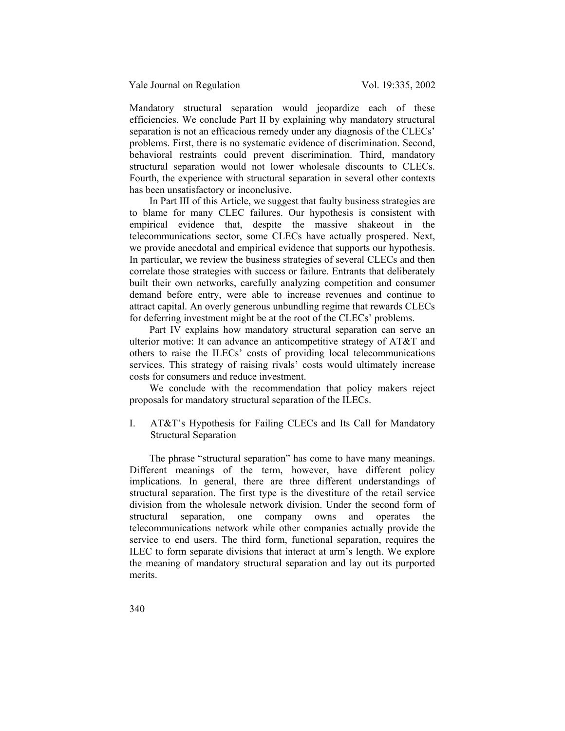Mandatory structural separation would jeopardize each of these efficiencies. We conclude Part II by explaining why mandatory structural separation is not an efficacious remedy under any diagnosis of the CLECs' problems. First, there is no systematic evidence of discrimination. Second, behavioral restraints could prevent discrimination. Third, mandatory structural separation would not lower wholesale discounts to CLECs. Fourth, the experience with structural separation in several other contexts has been unsatisfactory or inconclusive.

In Part III of this Article, we suggest that faulty business strategies are to blame for many CLEC failures. Our hypothesis is consistent with empirical evidence that, despite the massive shakeout in the telecommunications sector, some CLECs have actually prospered. Next, we provide anecdotal and empirical evidence that supports our hypothesis. In particular, we review the business strategies of several CLECs and then correlate those strategies with success or failure. Entrants that deliberately built their own networks, carefully analyzing competition and consumer demand before entry, were able to increase revenues and continue to attract capital. An overly generous unbundling regime that rewards CLECs for deferring investment might be at the root of the CLECs' problems.

Part IV explains how mandatory structural separation can serve an ulterior motive: It can advance an anticompetitive strategy of AT&T and others to raise the ILECs' costs of providing local telecommunications services. This strategy of raising rivals' costs would ultimately increase costs for consumers and reduce investment.

We conclude with the recommendation that policy makers reject proposals for mandatory structural separation of the ILECs.

## I. AT&T's Hypothesis for Failing CLECs and Its Call for Mandatory Structural Separation

The phrase "structural separation" has come to have many meanings. Different meanings of the term, however, have different policy implications. In general, there are three different understandings of structural separation. The first type is the divestiture of the retail service division from the wholesale network division. Under the second form of structural separation, one company owns and operates the telecommunications network while other companies actually provide the service to end users. The third form, functional separation, requires the ILEC to form separate divisions that interact at arm's length. We explore the meaning of mandatory structural separation and lay out its purported merits.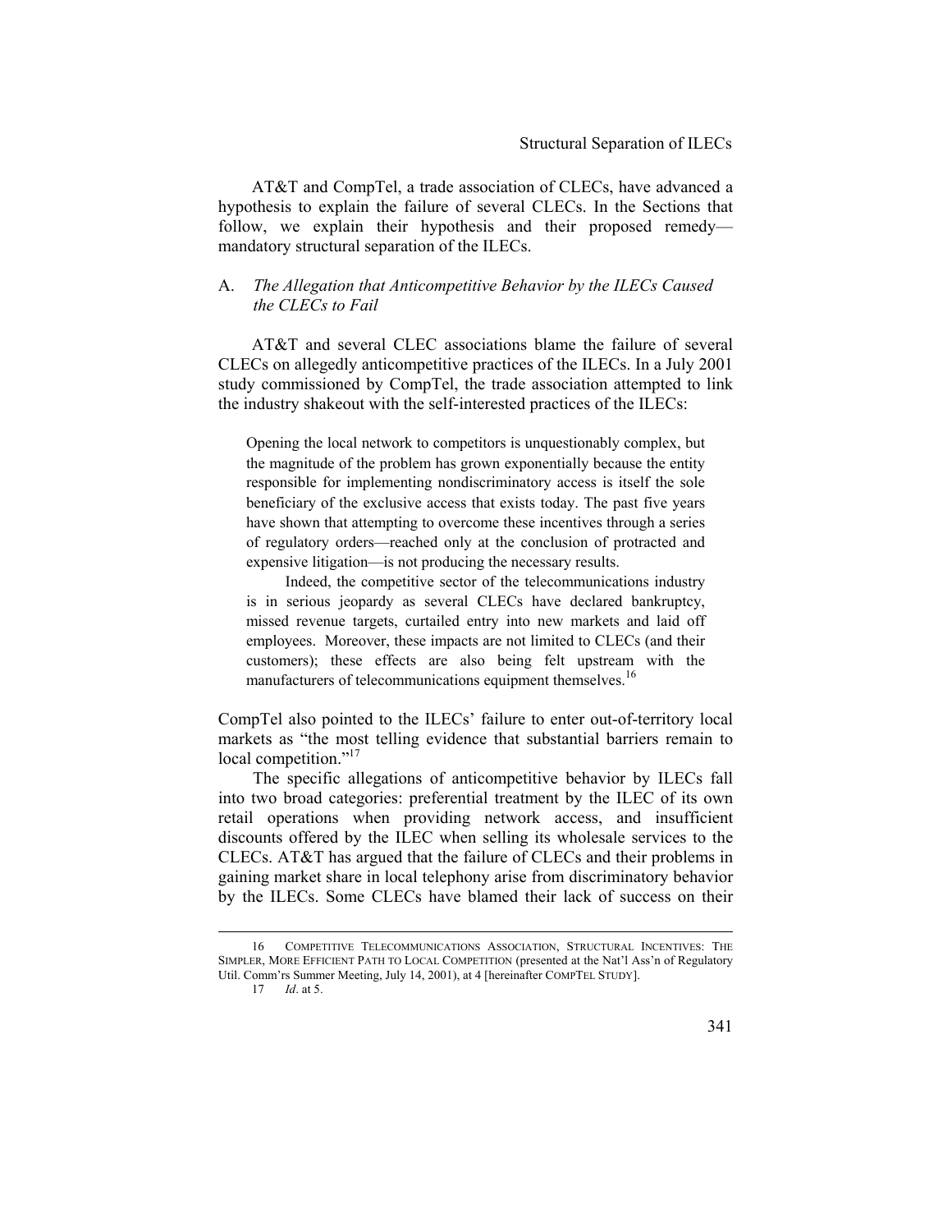AT&T and CompTel, a trade association of CLECs, have advanced a hypothesis to explain the failure of several CLECs. In the Sections that follow, we explain their hypothesis and their proposed remedy—mandatory structural separation of the ILECs.

## A. *The Allegation that Anticompetitive Behavior by the ILECs Caused the CLECs to Fail*

AT&T and several CLEC associations blame the failure of several CLECs on allegedly anticompetitive practices of the ILECs. In a July 2001 study commissioned by CompTel, the trade association attempted to link the industry shakeout with the self-interested practices of the ILECs:

> Opening the local network to competitors is unquestionably complex, but the magnitude of the problem has grown exponentially because the entity responsible for implementing nondiscriminatory access is itself the sole beneficiary of the exclusive access that exists today. The past five years have shown that attempting to overcome these incentives through a series of regulatory orders—reached only at the conclusion of protracted and expensive litigation—is not producing the necessary results.
>
> Indeed, the competitive sector of the telecommunications industry is in serious jeopardy as several CLECs have declared bankruptcy, missed revenue targets, curtailed entry into new markets and laid off employees. Moreover, these impacts are not limited to CLECs (and their customers); these effects are also being felt upstream with the manufacturers of telecommunications equipment themselves.[16]

CompTel also pointed to the ILECs' failure to enter out-of-territory local markets as "the most telling evidence that substantial barriers remain to local competition."[17]

The specific allegations of anticompetitive behavior by ILECs fall into two broad categories: preferential treatment by the ILEC of its own retail operations when providing network access, and insufficient discounts offered by the ILEC when selling its wholesale services to the CLECs. AT&T has argued that the failure of CLECs and their problems in gaining market share in local telephony arise from discriminatory behavior by the ILECs. Some CLECs have blamed their lack of success on their

---

16 COMPETITIVE TELECOMMUNICATIONS ASSOCIATION, STRUCTURAL INCENTIVES: THE SIMPLER, MORE EFFICIENT PATH TO LOCAL COMPETITION (presented at the Nat'l Ass'n of Regulatory Util. Comm'rs Summer Meeting, July 14, 2001), at 4 [hereinafter COMPTEL STUDY].

17 *Id*. at 5.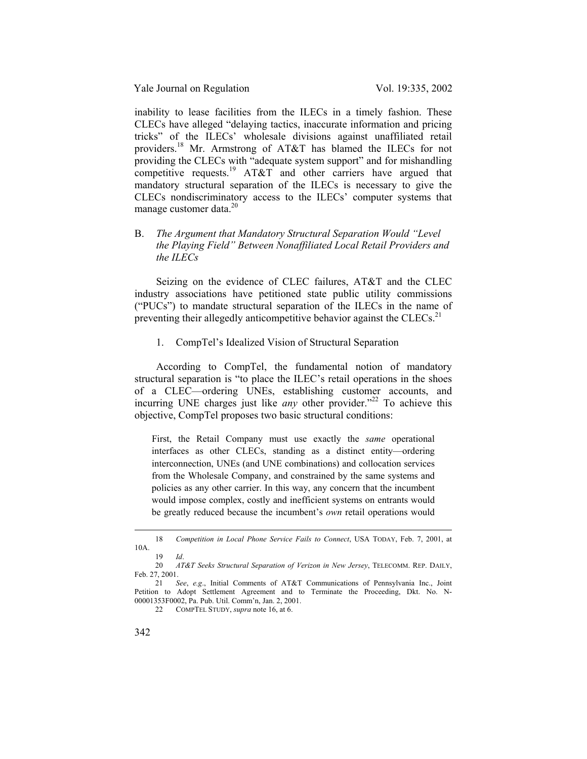inability to lease facilities from the ILECs in a timely fashion. These CLECs have alleged "delaying tactics, inaccurate information and pricing tricks" of the ILECs' wholesale divisions against unaffiliated retail providers.[18] Mr. Armstrong of AT&T has blamed the ILECs for not providing the CLECs with "adequate system support" and for mishandling competitive requests.[19] AT&T and other carriers have argued that mandatory structural separation of the ILECs is necessary to give the CLECs nondiscriminatory access to the ILECs' computer systems that manage customer data.[20]

### B. *The Argument that Mandatory Structural Separation Would "Level the Playing Field" Between Nonaffiliated Local Retail Providers and the ILECs*

Seizing on the evidence of CLEC failures, AT&T and the CLEC industry associations have petitioned state public utility commissions ("PUCs") to mandate structural separation of the ILECs in the name of preventing their allegedly anticompetitive behavior against the CLECs.[21]

#### 1. CompTel's Idealized Vision of Structural Separation

According to CompTel, the fundamental notion of mandatory structural separation is "to place the ILEC's retail operations in the shoes of a CLEC—ordering UNEs, establishing customer accounts, and incurring UNE charges just like *any* other provider."[22] To achieve this objective, CompTel proposes two basic structural conditions:

> First, the Retail Company must use exactly the *same* operational interfaces as other CLECs, standing as a distinct entity—ordering interconnection, UNEs (and UNE combinations) and collocation services from the Wholesale Company, and constrained by the same systems and policies as any other carrier. In this way, any concern that the incumbent would impose complex, costly and inefficient systems on entrants would be greatly reduced because the incumbent's *own* retail operations would

---

18 *Competition in Local Phone Service Fails to Connect*, USA TODAY, Feb. 7, 2001, at 10A.

19 *Id*.

20 *AT&T Seeks Structural Separation of Verizon in New Jersey*, TELECOMM. REP. DAILY, Feb. 27, 2001.

21 *See*, *e.g*., Initial Comments of AT&T Communications of Pennsylvania Inc., Joint Petition to Adopt Settlement Agreement and to Terminate the Proceeding, Dkt. No. N-00001353F0002, Pa. Pub. Util. Comm'n, Jan. 2, 2001.

22 COMPTEL STUDY, *supra* note 16, at 6.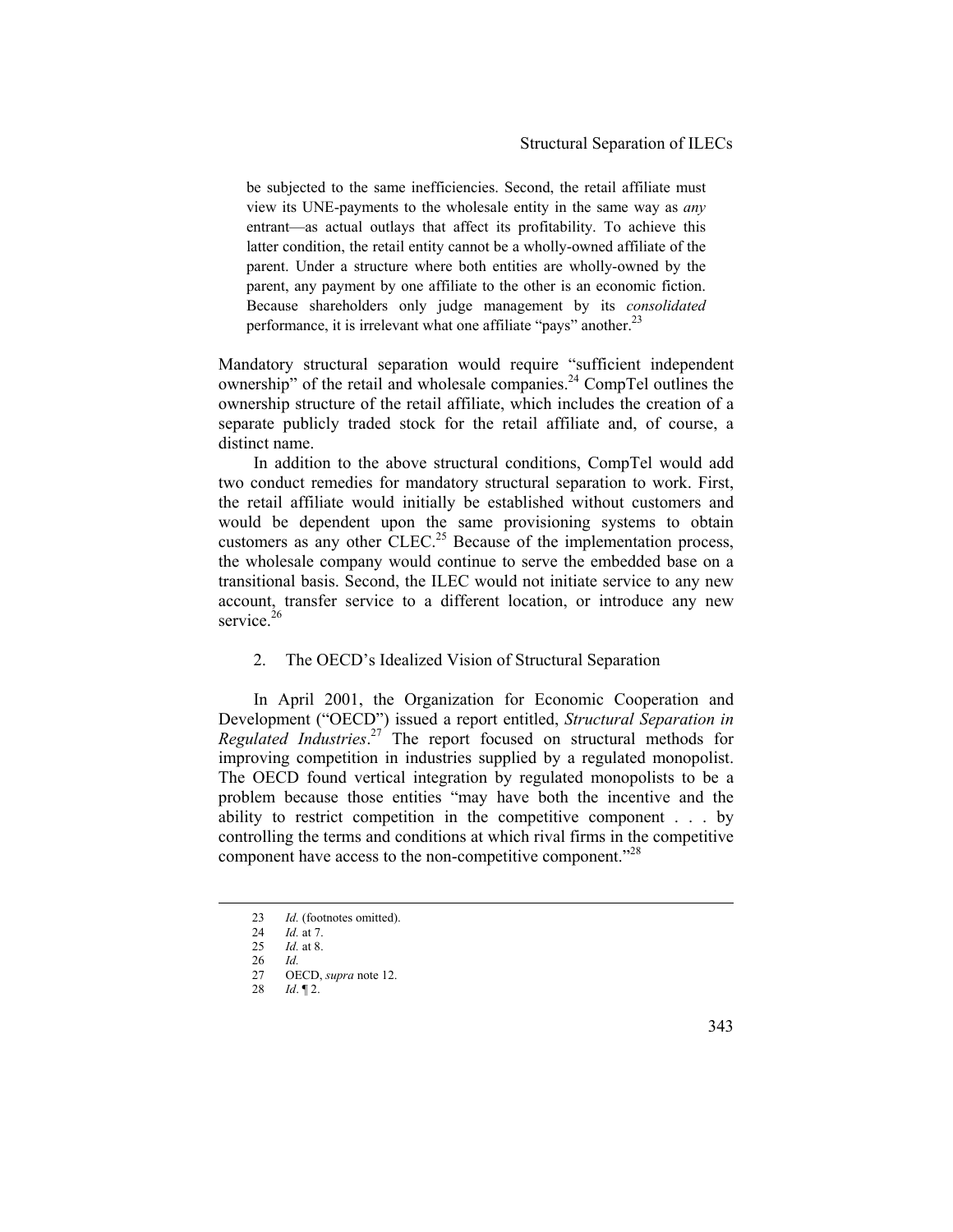> be subjected to the same inefficiencies. Second, the retail affiliate must view its UNE-payments to the wholesale entity in the same way as *any* entrant—as actual outlays that affect its profitability. To achieve this latter condition, the retail entity cannot be a wholly-owned affiliate of the parent. Under a structure where both entities are wholly-owned by the parent, any payment by one affiliate to the other is an economic fiction. Because shareholders only judge management by its *consolidated* performance, it is irrelevant what one affiliate "pays" another.[23]

Mandatory structural separation would require "sufficient independent ownership" of the retail and wholesale companies.[24] CompTel outlines the ownership structure of the retail affiliate, which includes the creation of a separate publicly traded stock for the retail affiliate and, of course, a distinct name.

In addition to the above structural conditions, CompTel would add two conduct remedies for mandatory structural separation to work. First, the retail affiliate would initially be established without customers and would be dependent upon the same provisioning systems to obtain customers as any other CLEC.[25] Because of the implementation process, the wholesale company would continue to serve the embedded base on a transitional basis. Second, the ILEC would not initiate service to any new account, transfer service to a different location, or introduce any new service.[26]

### 2. The OECD's Idealized Vision of Structural Separation

In April 2001, the Organization for Economic Cooperation and Development ("OECD") issued a report entitled, *Structural Separation in Regulated Industries*.[27] The report focused on structural methods for improving competition in industries supplied by a regulated monopolist. The OECD found vertical integration by regulated monopolists to be a problem because those entities "may have both the incentive and the ability to restrict competition in the competitive component . . . by controlling the terms and conditions at which rival firms in the competitive component have access to the non-competitive component."[28]

---

23 *Id.* (footnotes omitted).

24 *Id.* at 7.

25 *Id.* at 8.

26 *Id.*

27 OECD, *supra* note 12.

28 *Id*. ¶ 2.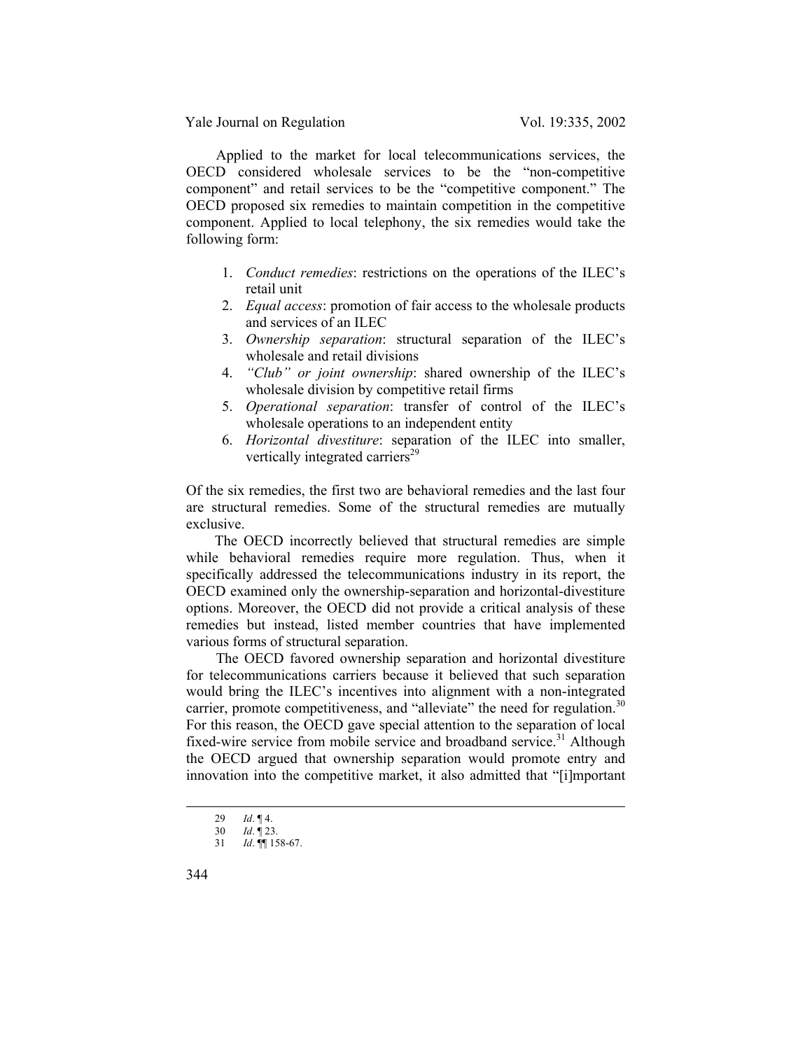Applied to the market for local telecommunications services, the OECD considered wholesale services to be the "non-competitive component" and retail services to be the "competitive component." The OECD proposed six remedies to maintain competition in the competitive component. Applied to local telephony, the six remedies would take the following form:

1. *Conduct remedies*: restrictions on the operations of the ILEC's retail unit
2. *Equal access*: promotion of fair access to the wholesale products and services of an ILEC
3. *Ownership separation*: structural separation of the ILEC's wholesale and retail divisions
4. *"Club" or joint ownership*: shared ownership of the ILEC's wholesale division by competitive retail firms
5. *Operational separation*: transfer of control of the ILEC's wholesale operations to an independent entity
6. *Horizontal divestiture*: separation of the ILEC into smaller, vertically integrated carriers[29]

Of the six remedies, the first two are behavioral remedies and the last four are structural remedies. Some of the structural remedies are mutually exclusive.

The OECD incorrectly believed that structural remedies are simple while behavioral remedies require more regulation. Thus, when it specifically addressed the telecommunications industry in its report, the OECD examined only the ownership-separation and horizontal-divestiture options. Moreover, the OECD did not provide a critical analysis of these remedies but instead, listed member countries that have implemented various forms of structural separation.

The OECD favored ownership separation and horizontal divestiture for telecommunications carriers because it believed that such separation would bring the ILEC's incentives into alignment with a non-integrated carrier, promote competitiveness, and "alleviate" the need for regulation.[30] For this reason, the OECD gave special attention to the separation of local fixed-wire service from mobile service and broadband service.[31] Although the OECD argued that ownership separation would promote entry and innovation into the competitive market, it also admitted that "[i]mportant

---

29 *Id*. ¶ 4.

30 *Id*. ¶ 23.

31 *Id*. ¶¶ 158-67.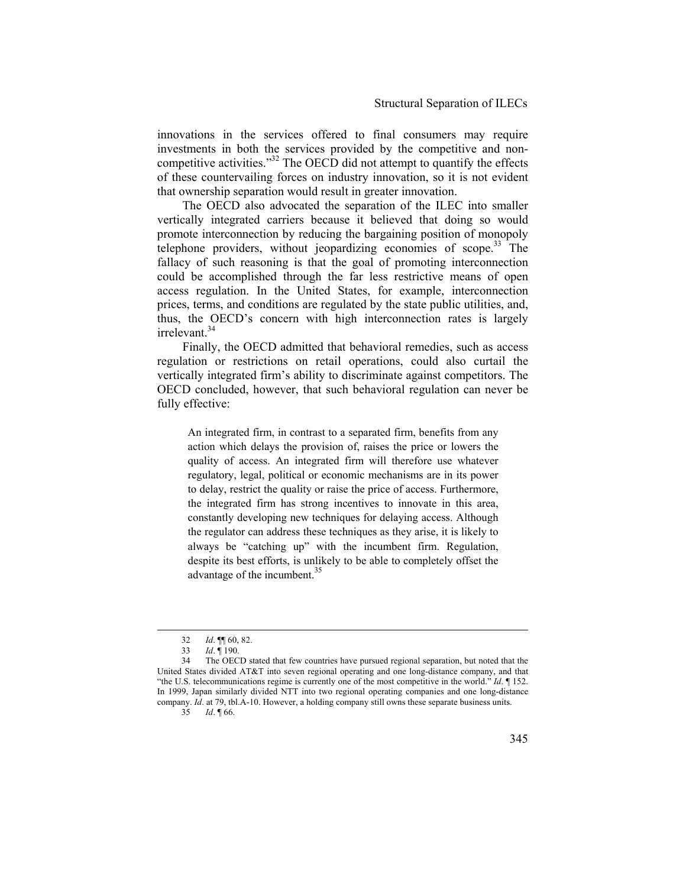innovations in the services offered to final consumers may require investments in both the services provided by the competitive and non-competitive activities."[32] The OECD did not attempt to quantify the effects of these countervailing forces on industry innovation, so it is not evident that ownership separation would result in greater innovation.

The OECD also advocated the separation of the ILEC into smaller vertically integrated carriers because it believed that doing so would promote interconnection by reducing the bargaining position of monopoly telephone providers, without jeopardizing economies of scope.[33] The fallacy of such reasoning is that the goal of promoting interconnection could be accomplished through the far less restrictive means of open access regulation. In the United States, for example, interconnection prices, terms, and conditions are regulated by the state public utilities, and, thus, the OECD's concern with high interconnection rates is largely irrelevant.[34]

Finally, the OECD admitted that behavioral remedies, such as access regulation or restrictions on retail operations, could also curtail the vertically integrated firm's ability to discriminate against competitors. The OECD concluded, however, that such behavioral regulation can never be fully effective:

> An integrated firm, in contrast to a separated firm, benefits from any action which delays the provision of, raises the price or lowers the quality of access. An integrated firm will therefore use whatever regulatory, legal, political or economic mechanisms are in its power to delay, restrict the quality or raise the price of access. Furthermore, the integrated firm has strong incentives to innovate in this area, constantly developing new techniques for delaying access. Although the regulator can address these techniques as they arise, it is likely to always be "catching up" with the incumbent firm. Regulation, despite its best efforts, is unlikely to be able to completely offset the advantage of the incumbent.[35]

---

32 *Id*. ¶¶ 60, 82.

33 *Id*. ¶ 190.

34 The OECD stated that few countries have pursued regional separation, but noted that the United States divided AT&T into seven regional operating and one long-distance company, and that "the U.S. telecommunications regime is currently one of the most competitive in the world." *Id*. ¶ 152. In 1999, Japan similarly divided NTT into two regional operating companies and one long-distance company. *Id*. at 79, tbl.A-10. However, a holding company still owns these separate business units.

35 *Id*. ¶ 66.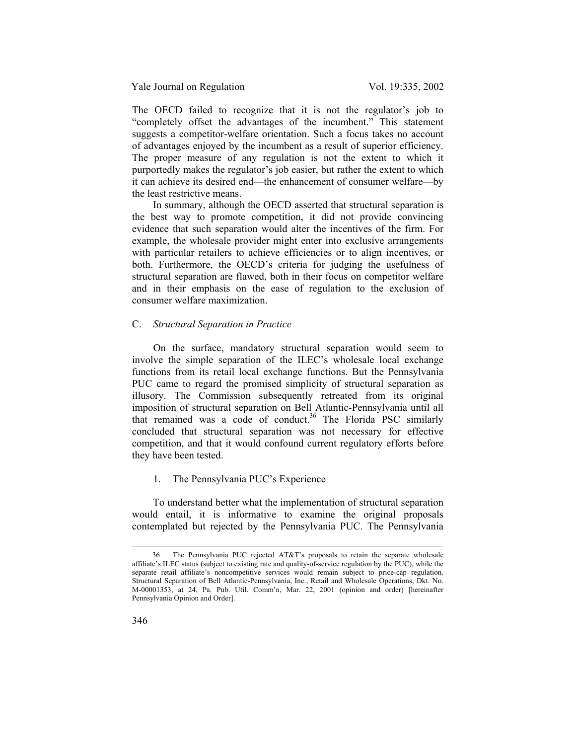The OECD failed to recognize that it is not the regulator's job to "completely offset the advantages of the incumbent." This statement suggests a competitor-welfare orientation. Such a focus takes no account of advantages enjoyed by the incumbent as a result of superior efficiency. The proper measure of any regulation is not the extent to which it purportedly makes the regulator's job easier, but rather the extent to which it can achieve its desired end—the enhancement of consumer welfare—by the least restrictive means.

In summary, although the OECD asserted that structural separation is the best way to promote competition, it did not provide convincing evidence that such separation would alter the incentives of the firm. For example, the wholesale provider might enter into exclusive arrangements with particular retailers to achieve efficiencies or to align incentives, or both. Furthermore, the OECD's criteria for judging the usefulness of structural separation are flawed, both in their focus on competitor welfare and in their emphasis on the ease of regulation to the exclusion of consumer welfare maximization.

### C. *Structural Separation in Practice*

On the surface, mandatory structural separation would seem to involve the simple separation of the ILEC's wholesale local exchange functions from its retail local exchange functions. But the Pennsylvania PUC came to regard the promised simplicity of structural separation as illusory. The Commission subsequently retreated from its original imposition of structural separation on Bell Atlantic-Pennsylvania until all that remained was a code of conduct.[36] The Florida PSC similarly concluded that structural separation was not necessary for effective competition, and that it would confound current regulatory efforts before they have been tested.

#### 1. The Pennsylvania PUC's Experience

To understand better what the implementation of structural separation would entail, it is informative to examine the original proposals contemplated but rejected by the Pennsylvania PUC. The Pennsylvania

---

36 The Pennsylvania PUC rejected AT&T's proposals to retain the separate wholesale affiliate's ILEC status (subject to existing rate and quality-of-service regulation by the PUC), while the separate retail affiliate's noncompetitive services would remain subject to price-cap regulation. Structural Separation of Bell Atlantic-Pennsylvania, Inc., Retail and Wholesale Operations, Dkt. No. M-00001353, at 24, Pa. Pub. Util. Comm'n, Mar. 22, 2001 (opinion and order) [hereinafter Pennsylvania Opinion and Order].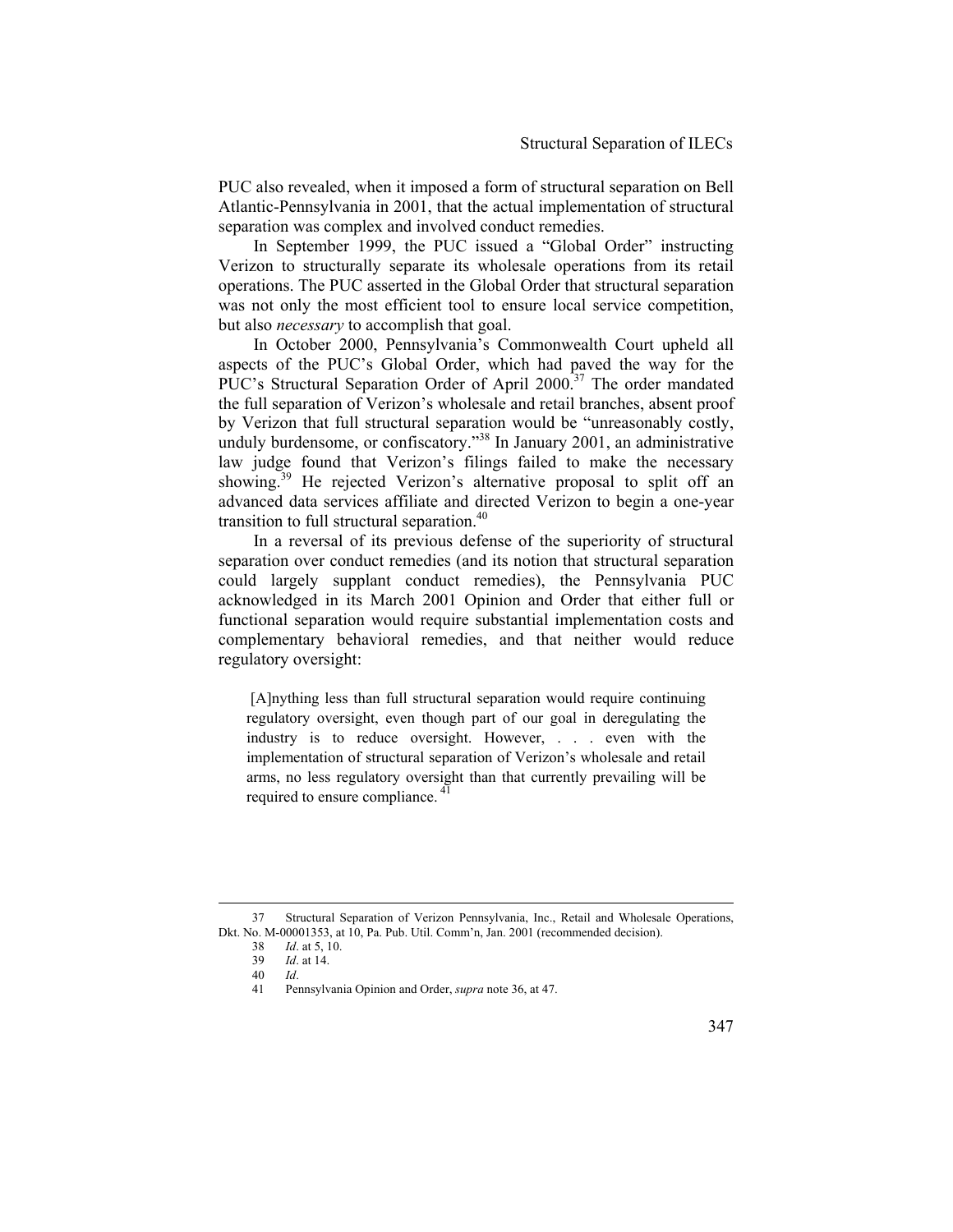PUC also revealed, when it imposed a form of structural separation on Bell Atlantic-Pennsylvania in 2001, that the actual implementation of structural separation was complex and involved conduct remedies.

In September 1999, the PUC issued a "Global Order" instructing Verizon to structurally separate its wholesale operations from its retail operations. The PUC asserted in the Global Order that structural separation was not only the most efficient tool to ensure local service competition, but also *necessary* to accomplish that goal.

In October 2000, Pennsylvania's Commonwealth Court upheld all aspects of the PUC's Global Order, which had paved the way for the PUC's Structural Separation Order of April 2000.[37] The order mandated the full separation of Verizon's wholesale and retail branches, absent proof by Verizon that full structural separation would be "unreasonably costly, unduly burdensome, or confiscatory."[38] In January 2001, an administrative law judge found that Verizon's filings failed to make the necessary showing.[39] He rejected Verizon's alternative proposal to split off an advanced data services affiliate and directed Verizon to begin a one-year transition to full structural separation.[40]

In a reversal of its previous defense of the superiority of structural separation over conduct remedies (and its notion that structural separation could largely supplant conduct remedies), the Pennsylvania PUC acknowledged in its March 2001 Opinion and Order that either full or functional separation would require substantial implementation costs and complementary behavioral remedies, and that neither would reduce regulatory oversight:

> [A]nything less than full structural separation would require continuing regulatory oversight, even though part of our goal in deregulating the industry is to reduce oversight. However, . . . even with the implementation of structural separation of Verizon's wholesale and retail arms, no less regulatory oversight than that currently prevailing will be required to ensure compliance.[41]

---

37 Structural Separation of Verizon Pennsylvania, Inc., Retail and Wholesale Operations, Dkt. No. M-00001353, at 10, Pa. Pub. Util. Comm'n, Jan. 2001 (recommended decision).

38 *Id*. at 5, 10.

39 *Id*. at 14.

40 *Id*.

41 Pennsylvania Opinion and Order, *supra* note 36, at 47.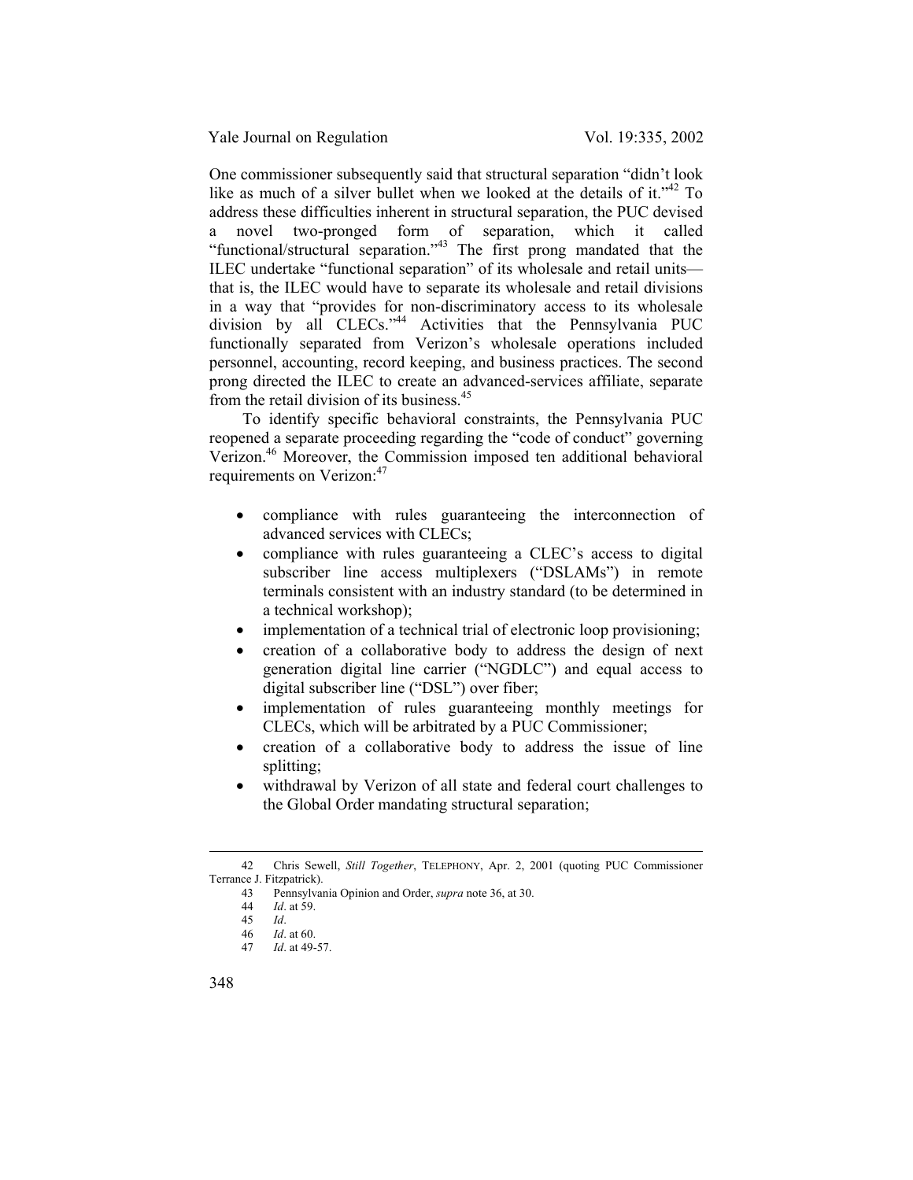One commissioner subsequently said that structural separation "didn't look like as much of a silver bullet when we looked at the details of it."[42] To address these difficulties inherent in structural separation, the PUC devised a novel two-pronged form of separation, which it called "functional/structural separation."[43] The first prong mandated that the ILEC undertake "functional separation" of its wholesale and retail units—that is, the ILEC would have to separate its wholesale and retail divisions in a way that "provides for non-discriminatory access to its wholesale division by all CLECs."[44] Activities that the Pennsylvania PUC functionally separated from Verizon's wholesale operations included personnel, accounting, record keeping, and business practices. The second prong directed the ILEC to create an advanced-services affiliate, separate from the retail division of its business.[45]

To identify specific behavioral constraints, the Pennsylvania PUC reopened a separate proceeding regarding the "code of conduct" governing Verizon.[46] Moreover, the Commission imposed ten additional behavioral requirements on Verizon:[47]

- compliance with rules guaranteeing the interconnection of advanced services with CLECs;
- compliance with rules guaranteeing a CLEC's access to digital subscriber line access multiplexers ("DSLAMs") in remote terminals consistent with an industry standard (to be determined in a technical workshop);
- implementation of a technical trial of electronic loop provisioning;
- creation of a collaborative body to address the design of next generation digital line carrier ("NGDLC") and equal access to digital subscriber line ("DSL") over fiber;
- implementation of rules guaranteeing monthly meetings for CLECs, which will be arbitrated by a PUC Commissioner;
- creation of a collaborative body to address the issue of line splitting;
- withdrawal by Verizon of all state and federal court challenges to the Global Order mandating structural separation;

---

42 Chris Sewell, *Still Together*, TELEPHONY, Apr. 2, 2001 (quoting PUC Commissioner Terrance J. Fitzpatrick).

43 Pennsylvania Opinion and Order, *supra* note 36, at 30.

44 *Id*. at 59.

45 *Id*.

46 *Id*. at 60.

47 *Id*. at 49-57.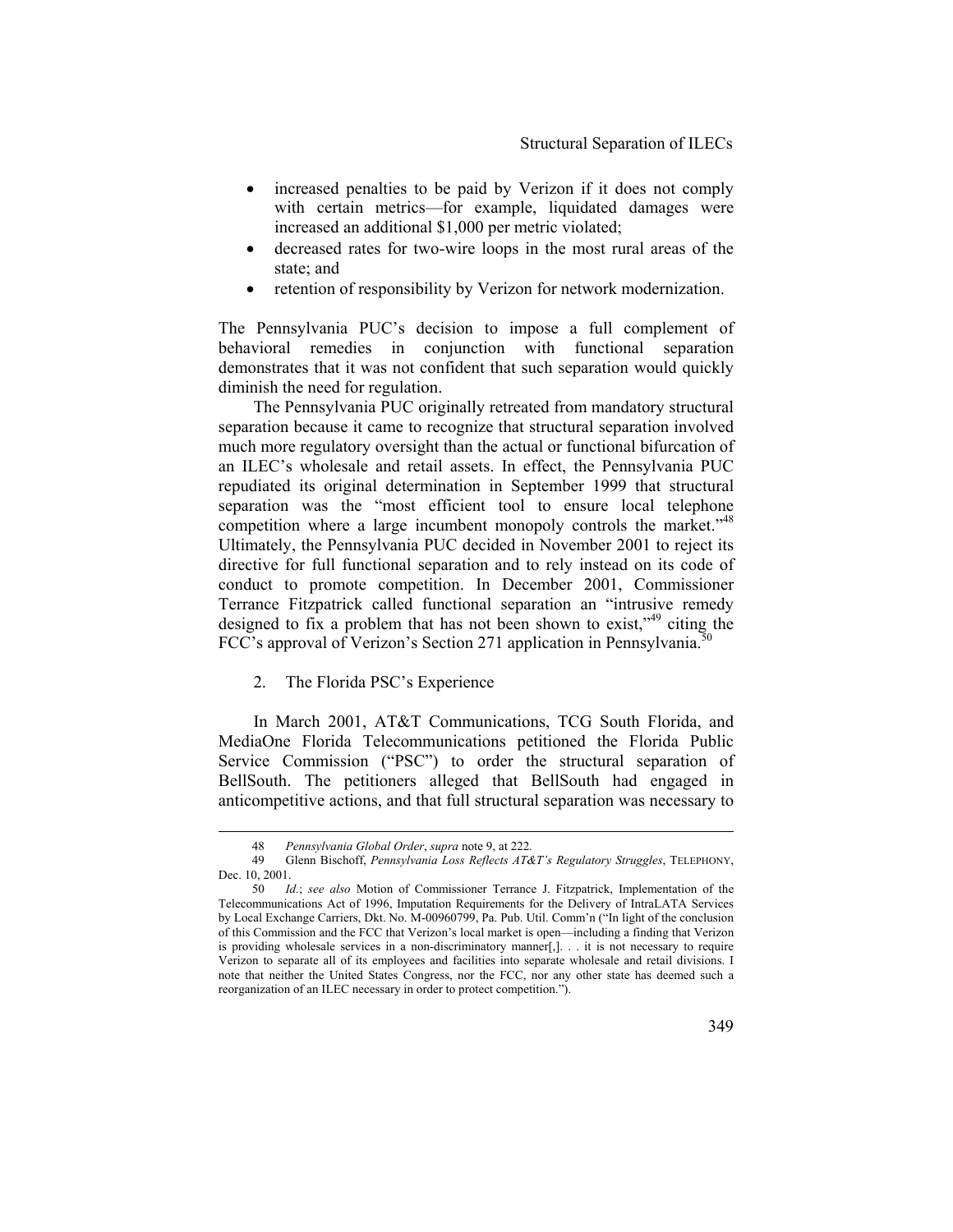- increased penalties to be paid by Verizon if it does not comply with certain metrics—for example, liquidated damages were increased an additional $1,000 per metric violated;
- decreased rates for two-wire loops in the most rural areas of the state; and
- retention of responsibility by Verizon for network modernization.

The Pennsylvania PUC's decision to impose a full complement of behavioral remedies in conjunction with functional separation demonstrates that it was not confident that such separation would quickly diminish the need for regulation.

The Pennsylvania PUC originally retreated from mandatory structural separation because it came to recognize that structural separation involved much more regulatory oversight than the actual or functional bifurcation of an ILEC's wholesale and retail assets. In effect, the Pennsylvania PUC repudiated its original determination in September 1999 that structural separation was the "most efficient tool to ensure local telephone competition where a large incumbent monopoly controls the market."[48] Ultimately, the Pennsylvania PUC decided in November 2001 to reject its directive for full functional separation and to rely instead on its code of conduct to promote competition. In December 2001, Commissioner Terrance Fitzpatrick called functional separation an "intrusive remedy designed to fix a problem that has not been shown to exist,"[49] citing the FCC's approval of Verizon's Section 271 application in Pennsylvania.[50]

2. The Florida PSC's Experience

In March 2001, AT&T Communications, TCG South Florida, and MediaOne Florida Telecommunications petitioned the Florida Public Service Commission ("PSC") to order the structural separation of BellSouth. The petitioners alleged that BellSouth had engaged in anticompetitive actions, and that full structural separation was necessary to

---

48 *Pennsylvania Global Order*, *supra* note 9, at 222.

49 Glenn Bischoff, *Pennsylvania Loss Reflects AT&T's Regulatory Struggles*, TELEPHONY, Dec. 10, 2001.

50 *Id.*; *see also* Motion of Commissioner Terrance J. Fitzpatrick, Implementation of the Telecommunications Act of 1996, Imputation Requirements for the Delivery of IntraLATA Services by Local Exchange Carriers, Dkt. No. M-00960799, Pa. Pub. Util. Comm'n ("In light of the conclusion of this Commission and the FCC that Verizon's local market is open—including a finding that Verizon is providing wholesale services in a non-discriminatory manner[,]. . . it is not necessary to require Verizon to separate all of its employees and facilities into separate wholesale and retail divisions. I note that neither the United States Congress, nor the FCC, nor any other state has deemed such a reorganization of an ILEC necessary in order to protect competition.").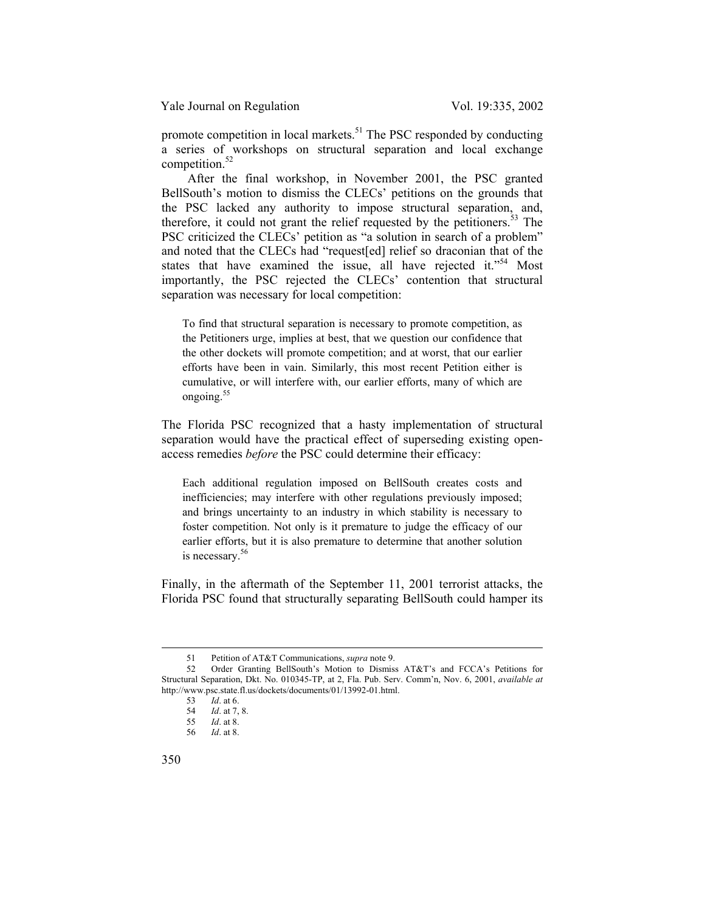promote competition in local markets.[51] The PSC responded by conducting a series of workshops on structural separation and local exchange competition.[52]

After the final workshop, in November 2001, the PSC granted BellSouth's motion to dismiss the CLECs' petitions on the grounds that the PSC lacked any authority to impose structural separation, and, therefore, it could not grant the relief requested by the petitioners.[53] The PSC criticized the CLECs' petition as "a solution in search of a problem" and noted that the CLECs had "request[ed] relief so draconian that of the states that have examined the issue, all have rejected it."[54] Most importantly, the PSC rejected the CLECs' contention that structural separation was necessary for local competition:

> To find that structural separation is necessary to promote competition, as the Petitioners urge, implies at best, that we question our confidence that the other dockets will promote competition; and at worst, that our earlier efforts have been in vain. Similarly, this most recent Petition either is cumulative, or will interfere with, our earlier efforts, many of which are ongoing.[55]

The Florida PSC recognized that a hasty implementation of structural separation would have the practical effect of superseding existing open-access remedies *before* the PSC could determine their efficacy:

> Each additional regulation imposed on BellSouth creates costs and inefficiencies; may interfere with other regulations previously imposed; and brings uncertainty to an industry in which stability is necessary to foster competition. Not only is it premature to judge the efficacy of our earlier efforts, but it is also premature to determine that another solution is necessary.[56]

Finally, in the aftermath of the September 11, 2001 terrorist attacks, the Florida PSC found that structurally separating BellSouth could hamper its

---

51 Petition of AT&T Communications, *supra* note 9.

52 Order Granting BellSouth's Motion to Dismiss AT&T's and FCCA's Petitions for Structural Separation, Dkt. No. 010345-TP, at 2, Fla. Pub. Serv. Comm'n, Nov. 6, 2001, *available at* http://www.psc.state.fl.us/dockets/documents/01/13992-01.html.

53 *Id*. at 6.

54 *Id*. at 7, 8.

55 *Id*. at 8.

56 *Id*. at 8.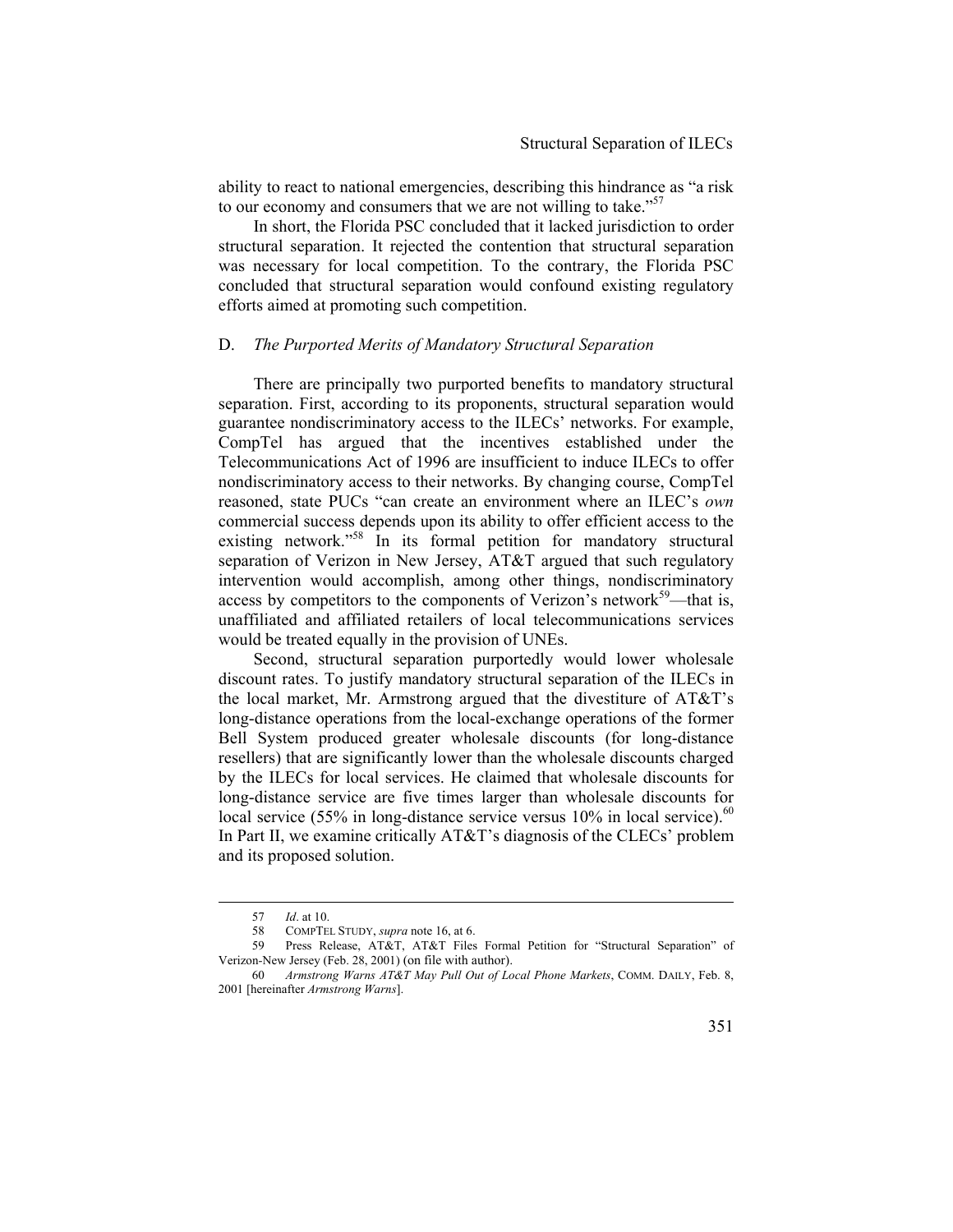ability to react to national emergencies, describing this hindrance as "a risk to our economy and consumers that we are not willing to take."[57]

In short, the Florida PSC concluded that it lacked jurisdiction to order structural separation. It rejected the contention that structural separation was necessary for local competition. To the contrary, the Florida PSC concluded that structural separation would confound existing regulatory efforts aimed at promoting such competition.

### D. *The Purported Merits of Mandatory Structural Separation*

There are principally two purported benefits to mandatory structural separation. First, according to its proponents, structural separation would guarantee nondiscriminatory access to the ILECs' networks. For example, CompTel has argued that the incentives established under the Telecommunications Act of 1996 are insufficient to induce ILECs to offer nondiscriminatory access to their networks. By changing course, CompTel reasoned, state PUCs "can create an environment where an ILEC's *own* commercial success depends upon its ability to offer efficient access to the existing network."[58] In its formal petition for mandatory structural separation of Verizon in New Jersey, AT&T argued that such regulatory intervention would accomplish, among other things, nondiscriminatory access by competitors to the components of Verizon's network[59]—that is, unaffiliated and affiliated retailers of local telecommunications services would be treated equally in the provision of UNEs.

Second, structural separation purportedly would lower wholesale discount rates. To justify mandatory structural separation of the ILECs in the local market, Mr. Armstrong argued that the divestiture of AT&T's long-distance operations from the local-exchange operations of the former Bell System produced greater wholesale discounts (for long-distance resellers) that are significantly lower than the wholesale discounts charged by the ILECs for local services. He claimed that wholesale discounts for long-distance service are five times larger than wholesale discounts for local service (55% in long-distance service versus 10% in local service).[60] In Part II, we examine critically AT&T's diagnosis of the CLECs' problem and its proposed solution.

---

57 *Id*. at 10.

58 COMPTEL STUDY, *supra* note 16, at 6.

59 Press Release, AT&T, AT&T Files Formal Petition for "Structural Separation" of Verizon-New Jersey (Feb. 28, 2001) (on file with author).

60 *Armstrong Warns AT&T May Pull Out of Local Phone Markets*, COMM. DAILY, Feb. 8, 2001 [hereinafter *Armstrong Warns*].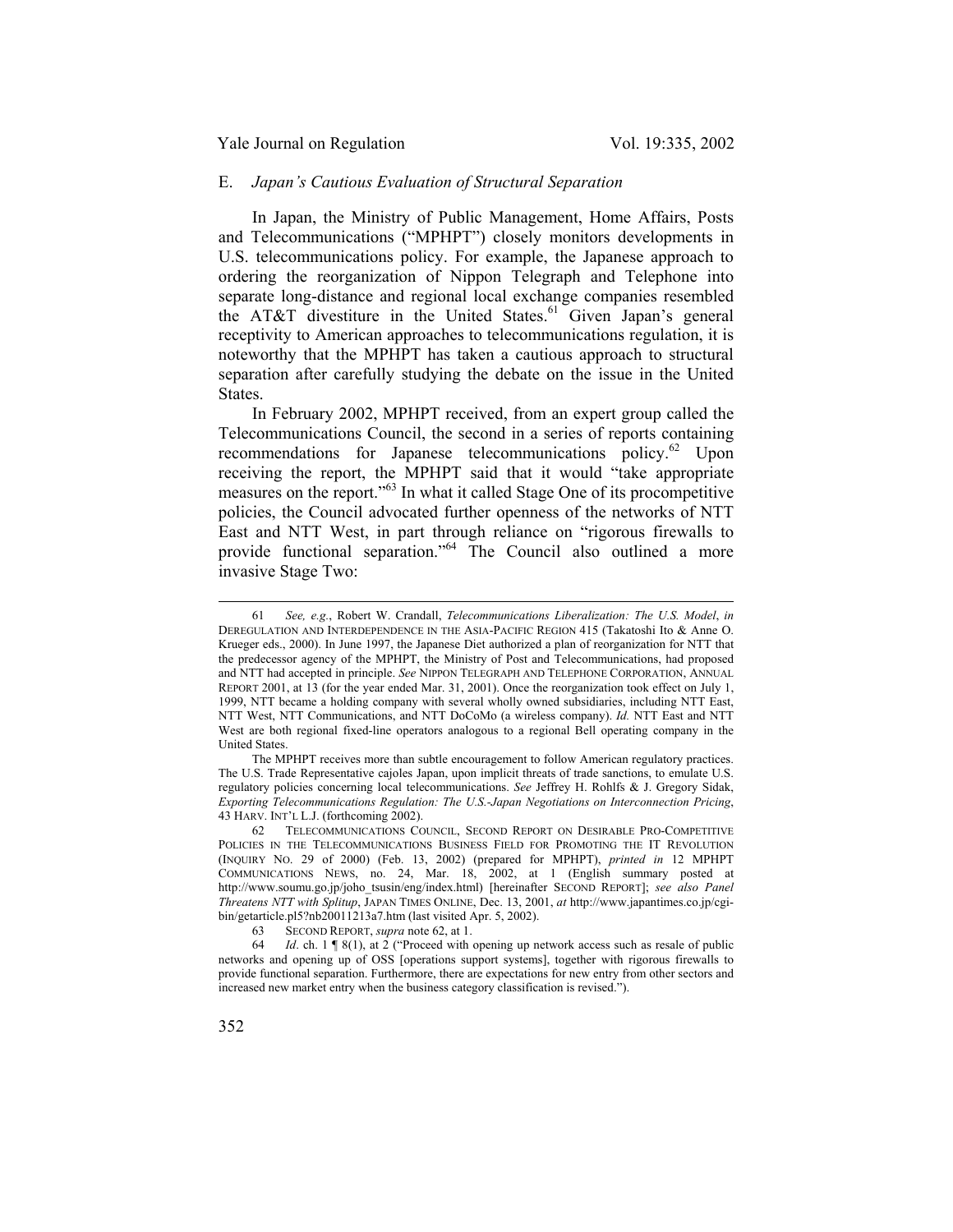### E. *Japan's Cautious Evaluation of Structural Separation*

In Japan, the Ministry of Public Management, Home Affairs, Posts and Telecommunications ("MPHPT") closely monitors developments in U.S. telecommunications policy. For example, the Japanese approach to ordering the reorganization of Nippon Telegraph and Telephone into separate long-distance and regional local exchange companies resembled the AT&T divestiture in the United States.[61] Given Japan's general receptivity to American approaches to telecommunications regulation, it is noteworthy that the MPHPT has taken a cautious approach to structural separation after carefully studying the debate on the issue in the United States.

In February 2002, MPHPT received, from an expert group called the Telecommunications Council, the second in a series of reports containing recommendations for Japanese telecommunications policy.[62] Upon receiving the report, the MPHPT said that it would "take appropriate measures on the report."[63] In what it called Stage One of its procompetitive policies, the Council advocated further openness of the networks of NTT East and NTT West, in part through reliance on "rigorous firewalls to provide functional separation."[64] The Council also outlined a more invasive Stage Two:

---

61 *See, e.g.*, Robert W. Crandall, *Telecommunications Liberalization: The U.S. Model*, *in* DEREGULATION AND INTERDEPENDENCE IN THE ASIA-PACIFIC REGION 415 (Takatoshi Ito & Anne O. Krueger eds., 2000). In June 1997, the Japanese Diet authorized a plan of reorganization for NTT that the predecessor agency of the MPHPT, the Ministry of Post and Telecommunications, had proposed and NTT had accepted in principle. *See* NIPPON TELEGRAPH AND TELEPHONE CORPORATION, ANNUAL REPORT 2001, at 13 (for the year ended Mar. 31, 2001). Once the reorganization took effect on July 1, 1999, NTT became a holding company with several wholly owned subsidiaries, including NTT East, NTT West, NTT Communications, and NTT DoCoMo (a wireless company). *Id.* NTT East and NTT West are both regional fixed-line operators analogous to a regional Bell operating company in the United States.

The MPHPT receives more than subtle encouragement to follow American regulatory practices. The U.S. Trade Representative cajoles Japan, upon implicit threats of trade sanctions, to emulate U.S. regulatory policies concerning local telecommunications. *See* Jeffrey H. Rohlfs & J. Gregory Sidak, *Exporting Telecommunications Regulation: The U.S.-Japan Negotiations on Interconnection Pricing*, 43 HARV. INT'L L.J. (forthcoming 2002).

62 TELECOMMUNICATIONS COUNCIL, SECOND REPORT ON DESIRABLE PRO-COMPETITIVE POLICIES IN THE TELECOMMUNICATIONS BUSINESS FIELD FOR PROMOTING THE IT REVOLUTION (INQUIRY NO. 29 of 2000) (Feb. 13, 2002) (prepared for MPHPT), *printed in* 12 MPHPT COMMUNICATIONS NEWS, no. 24, Mar. 18, 2002, at 1 (English summary posted at http://www.soumu.go.jp/joho_tsusin/eng/index.html) [hereinafter SECOND REPORT]; *see also Panel Threatens NTT with Splitup*, JAPAN TIMES ONLINE, Dec. 13, 2001, *at* http://www.japantimes.co.jp/cgi-bin/getarticle.pl5?nb20011213a7.htm (last visited Apr. 5, 2002).

63 SECOND REPORT, *supra* note 62, at 1.

64 *Id*. ch. 1 ¶ 8(1), at 2 ("Proceed with opening up network access such as resale of public networks and opening up of OSS [operations support systems], together with rigorous firewalls to provide functional separation. Furthermore, there are expectations for new entry from other sectors and increased new market entry when the business category classification is revised.").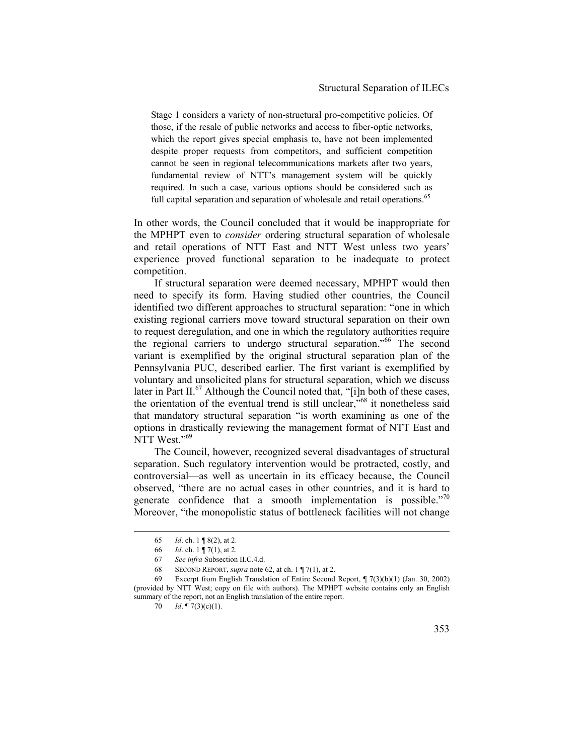> Stage 1 considers a variety of non-structural pro-competitive policies. Of those, if the resale of public networks and access to fiber-optic networks, which the report gives special emphasis to, have not been implemented despite proper requests from competitors, and sufficient competition cannot be seen in regional telecommunications markets after two years, fundamental review of NTT's management system will be quickly required. In such a case, various options should be considered such as full capital separation and separation of wholesale and retail operations.[65]

In other words, the Council concluded that it would be inappropriate for the MPHPT even to *consider* ordering structural separation of wholesale and retail operations of NTT East and NTT West unless two years' experience proved functional separation to be inadequate to protect competition.

If structural separation were deemed necessary, MPHPT would then need to specify its form. Having studied other countries, the Council identified two different approaches to structural separation: "one in which existing regional carriers move toward structural separation on their own to request deregulation, and one in which the regulatory authorities require the regional carriers to undergo structural separation."[66] The second variant is exemplified by the original structural separation plan of the Pennsylvania PUC, described earlier. The first variant is exemplified by voluntary and unsolicited plans for structural separation, which we discuss later in Part II.[67] Although the Council noted that, "[i]n both of these cases, the orientation of the eventual trend is still unclear,"[68] it nonetheless said that mandatory structural separation "is worth examining as one of the options in drastically reviewing the management format of NTT East and NTT West."[69]

The Council, however, recognized several disadvantages of structural separation. Such regulatory intervention would be protracted, costly, and controversial—as well as uncertain in its efficacy because, the Council observed, "there are no actual cases in other countries, and it is hard to generate confidence that a smooth implementation is possible."[70] Moreover, "the monopolistic status of bottleneck facilities will not change

---

65 *Id*. ch. 1 ¶ 8(2), at 2.

66 *Id*. ch. 1 ¶ 7(1), at 2.

67 *See infra* Subsection II.C.4.d.

68 SECOND REPORT, *supra* note 62, at ch. 1 ¶ 7(1), at 2.

69 Excerpt from English Translation of Entire Second Report, ¶ 7(3)(b)(1) (Jan. 30, 2002) (provided by NTT West; copy on file with authors). The MPHPT website contains only an English summary of the report, not an English translation of the entire report.

70 *Id*. ¶ 7(3)(c)(1).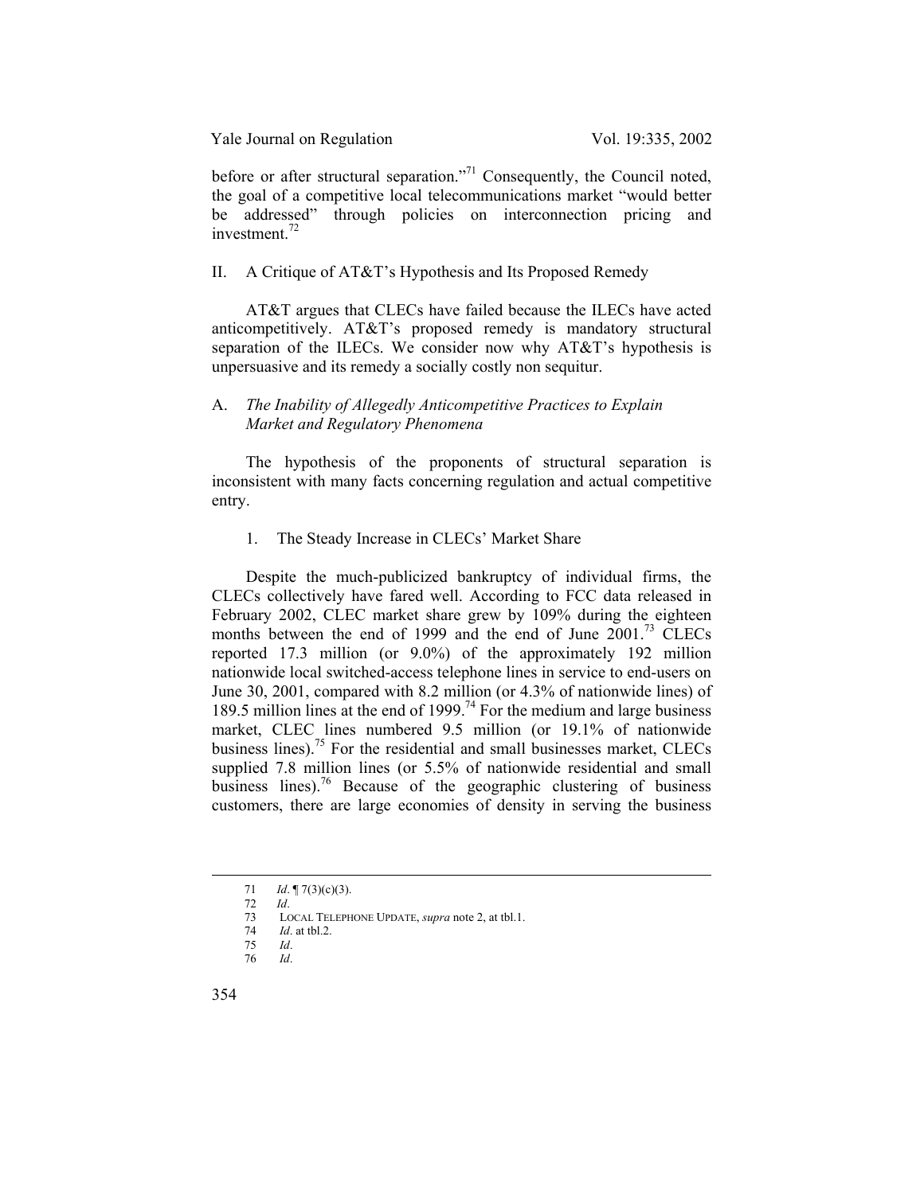before or after structural separation."[71] Consequently, the Council noted, the goal of a competitive local telecommunications market "would better be addressed" through policies on interconnection pricing and investment.[72]

## II. A Critique of AT&T's Hypothesis and Its Proposed Remedy

AT&T argues that CLECs have failed because the ILECs have acted anticompetitively. AT&T's proposed remedy is mandatory structural separation of the ILECs. We consider now why AT&T's hypothesis is unpersuasive and its remedy a socially costly non sequitur.

### A. *The Inability of Allegedly Anticompetitive Practices to Explain Market and Regulatory Phenomena*

The hypothesis of the proponents of structural separation is inconsistent with many facts concerning regulation and actual competitive entry.

#### 1. The Steady Increase in CLECs' Market Share

Despite the much-publicized bankruptcy of individual firms, the CLECs collectively have fared well. According to FCC data released in February 2002, CLEC market share grew by 109% during the eighteen months between the end of 1999 and the end of June 2001.[73] CLECs reported 17.3 million (or 9.0%) of the approximately 192 million nationwide local switched-access telephone lines in service to end-users on June 30, 2001, compared with 8.2 million (or 4.3% of nationwide lines) of 189.5 million lines at the end of 1999.[74] For the medium and large business market, CLEC lines numbered 9.5 million (or 19.1% of nationwide business lines).[75] For the residential and small businesses market, CLECs supplied 7.8 million lines (or 5.5% of nationwide residential and small business lines).[76] Because of the geographic clustering of business customers, there are large economies of density in serving the business

---

71 *Id*. ¶ 7(3)(c)(3).

72 *Id*.

73 LOCAL TELEPHONE UPDATE, *supra* note 2, at tbl.1.

74 *Id*. at tbl.2.

75 *Id*.

76 *Id*.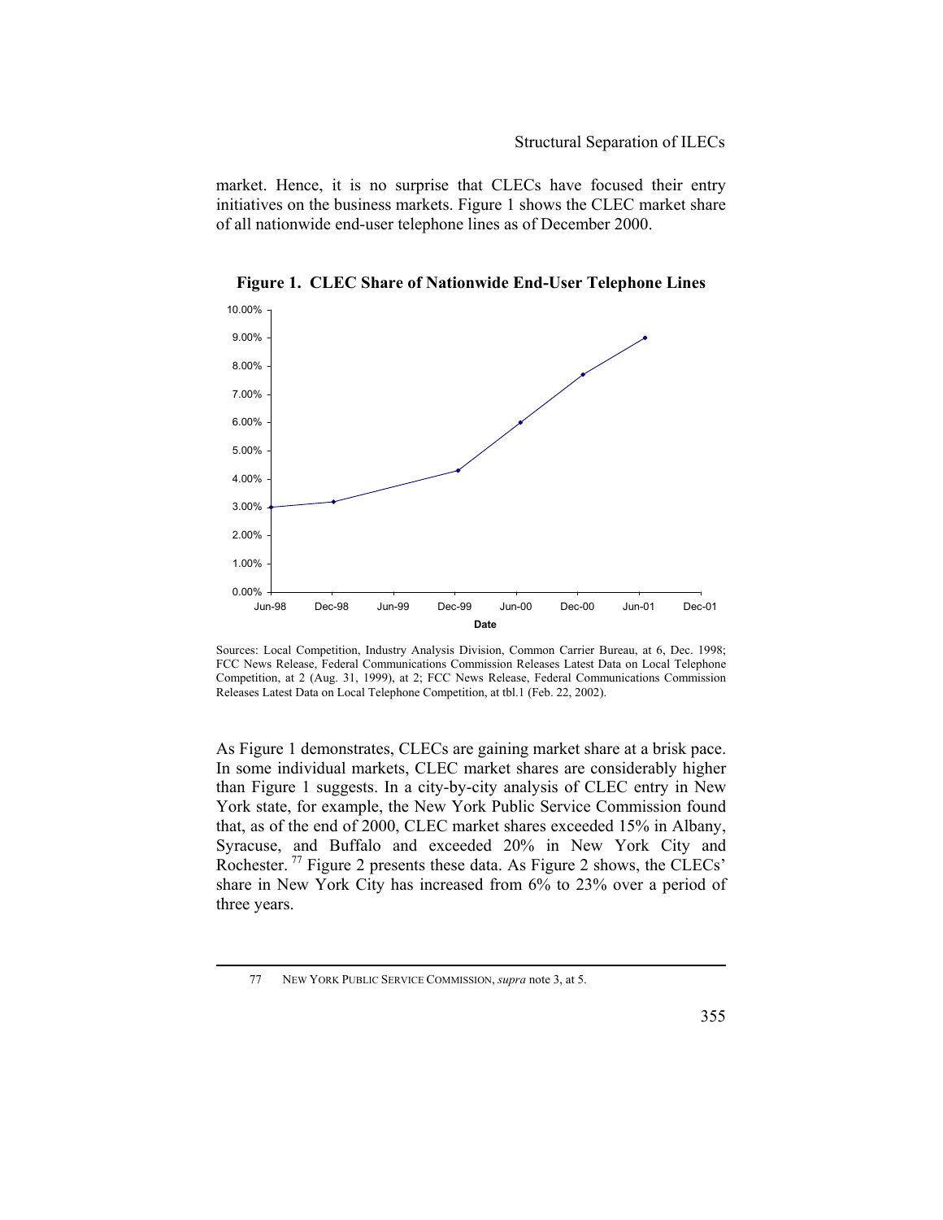market. Hence, it is no surprise that CLECs have focused their entry initiatives on the business markets. Figure 1 shows the CLEC market share of all nationwide end-user telephone lines as of December 2000.

**Figure 1. CLEC Share of Nationwide End-User Telephone Lines**

Sources: Local Competition, Industry Analysis Division, Common Carrier Bureau, at 6, Dec. 1998; FCC News Release, Federal Communications Commission Releases Latest Data on Local Telephone Competition, at 2 (Aug. 31, 1999), at 2; FCC News Release, Federal Communications Commission Releases Latest Data on Local Telephone Competition, at tbl.1 (Feb. 22, 2002).

As Figure 1 demonstrates, CLECs are gaining market share at a brisk pace. In some individual markets, CLEC market shares are considerably higher than Figure 1 suggests. In a city-by-city analysis of CLEC entry in New York state, for example, the New York Public Service Commission found that, as of the end of 2000, CLEC market shares exceeded 15% in Albany, Syracuse, and Buffalo and exceeded 20% in New York City and Rochester.[77] Figure 2 presents these data. As Figure 2 shows, the CLECs' share in New York City has increased from 6% to 23% over a period of three years.

---

77 NEW YORK PUBLIC SERVICE COMMISSION, *supra* note 3, at 5.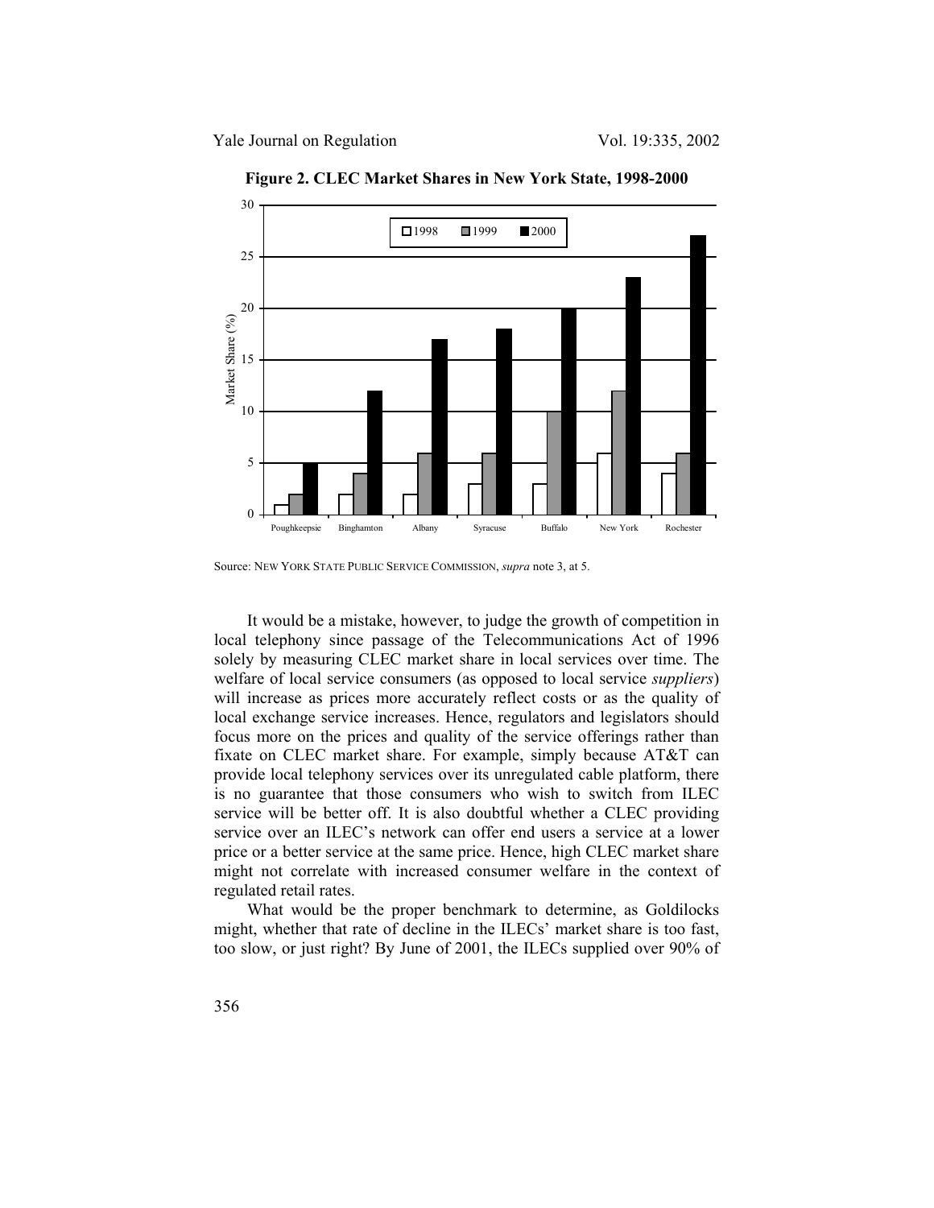**Figure 2. CLEC Market Shares in New York State, 1998-2000**

| City | 1998 | 1999 | 2000 |
|---|---|---|---|
| Poughkeepsie | 1 | 2 | 5 |
| Binghamton | 2 | 4 | 12 |
| Albany | 2 | 6 | 17 |
| Syracuse | 3 | 6 | 18 |
| Buffalo | 3 | 10 | 20 |
| New York | 6 | 12 | 23 |
| Rochester | 4 | 6 | 27 |

Market Share (%)

Source: NEW YORK STATE PUBLIC SERVICE COMMISSION, *supra* note 3, at 5.

It would be a mistake, however, to judge the growth of competition in local telephony since passage of the Telecommunications Act of 1996 solely by measuring CLEC market share in local services over time. The welfare of local service consumers (as opposed to local service *suppliers*) will increase as prices more accurately reflect costs or as the quality of local exchange service increases. Hence, regulators and legislators should focus more on the prices and quality of the service offerings rather than fixate on CLEC market share. For example, simply because AT&T can provide local telephony services over its unregulated cable platform, there is no guarantee that those consumers who wish to switch from ILEC service will be better off. It is also doubtful whether a CLEC providing service over an ILEC's network can offer end users a service at a lower price or a better service at the same price. Hence, high CLEC market share might not correlate with increased consumer welfare in the context of regulated retail rates.

What would be the proper benchmark to determine, as Goldilocks might, whether that rate of decline in the ILECs' market share is too fast, too slow, or just right? By June of 2001, the ILECs supplied over 90% of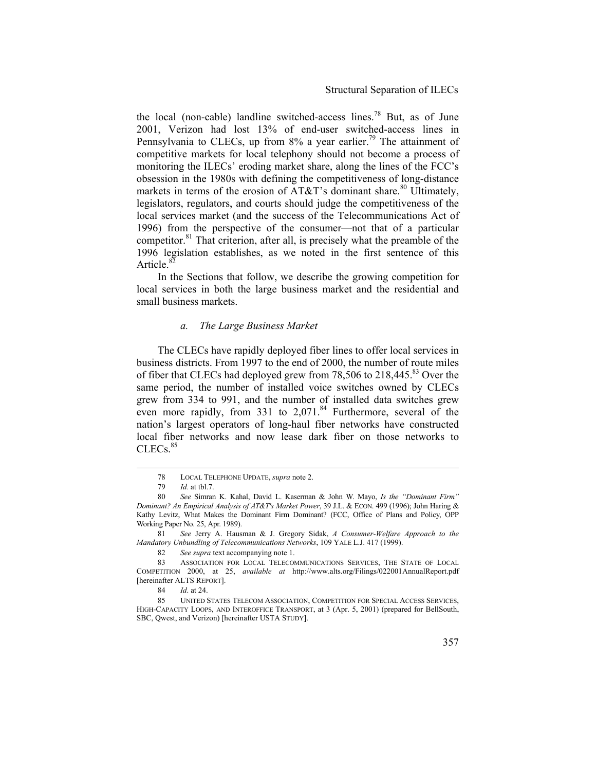the local (non-cable) landline switched-access lines.[78] But, as of June 2001, Verizon had lost 13% of end-user switched-access lines in Pennsylvania to CLECs, up from 8% a year earlier.[79] The attainment of competitive markets for local telephony should not become a process of monitoring the ILECs' eroding market share, along the lines of the FCC's obsession in the 1980s with defining the competitiveness of long-distance markets in terms of the erosion of AT&T's dominant share.[80] Ultimately, legislators, regulators, and courts should judge the competitiveness of the local services market (and the success of the Telecommunications Act of 1996) from the perspective of the consumer—not that of a particular competitor.[81] That criterion, after all, is precisely what the preamble of the 1996 legislation establishes, as we noted in the first sentence of this Article.[82]

In the Sections that follow, we describe the growing competition for local services in both the large business market and the residential and small business markets.

#### *a. The Large Business Market*

The CLECs have rapidly deployed fiber lines to offer local services in business districts. From 1997 to the end of 2000, the number of route miles of fiber that CLECs had deployed grew from 78,506 to 218,445.[83] Over the same period, the number of installed voice switches owned by CLECs grew from 334 to 991, and the number of installed data switches grew even more rapidly, from 331 to 2,071.[84] Furthermore, several of the nation's largest operators of long-haul fiber networks have constructed local fiber networks and now lease dark fiber on those networks to CLECs.[85]

---

78 LOCAL TELEPHONE UPDATE, *supra* note 2.

79 *Id.* at tbl.7.

80 *See* Simran K. Kahal, David L. Kaserman & John W. Mayo, *Is the "Dominant Firm" Dominant? An Empirical Analysis of AT&T's Market Power*, 39 J.L. & ECON. 499 (1996); John Haring & Kathy Levitz, What Makes the Dominant Firm Dominant? (FCC, Office of Plans and Policy, OPP Working Paper No. 25, Apr. 1989).

81 *See* Jerry A. Hausman & J. Gregory Sidak, *A Consumer-Welfare Approach to the Mandatory Unbundling of Telecommunications Networks*, 109 YALE L.J. 417 (1999).

82 *See supra* text accompanying note 1.

83 ASSOCIATION FOR LOCAL TELECOMMUNICATIONS SERVICES, THE STATE OF LOCAL COMPETITION 2000, at 25, *available at* http://www.alts.org/Filings/022001AnnualReport.pdf [hereinafter ALTS REPORT].

84 *Id*. at 24.

85 UNITED STATES TELECOM ASSOCIATION, COMPETITION FOR SPECIAL ACCESS SERVICES, HIGH-CAPACITY LOOPS, AND INTEROFFICE TRANSPORT, at 3 (Apr. 5, 2001) (prepared for BellSouth, SBC, Qwest, and Verizon) [hereinafter USTA STUDY].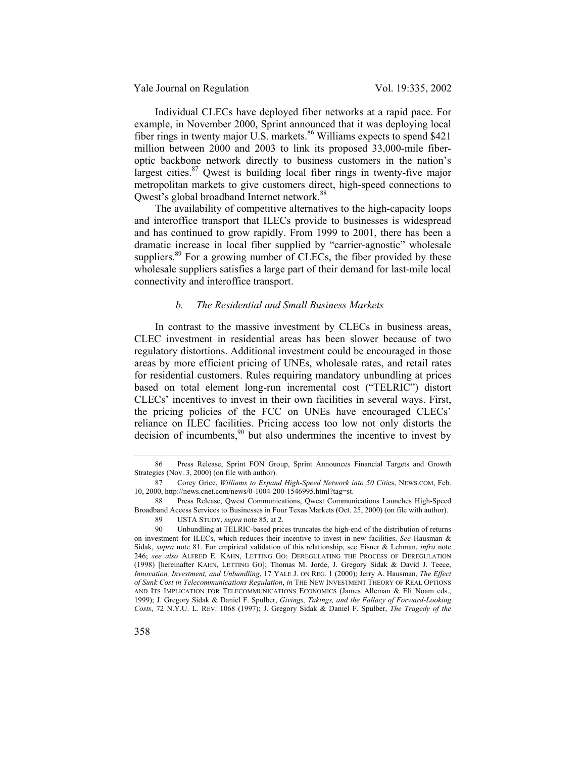Individual CLECs have deployed fiber networks at a rapid pace. For example, in November 2000, Sprint announced that it was deploying local fiber rings in twenty major U.S. markets.[86] Williams expects to spend $421 million between 2000 and 2003 to link its proposed 33,000-mile fiber-optic backbone network directly to business customers in the nation's largest cities.[87] Qwest is building local fiber rings in twenty-five major metropolitan markets to give customers direct, high-speed connections to Qwest's global broadband Internet network.[88]

The availability of competitive alternatives to the high-capacity loops and interoffice transport that ILECs provide to businesses is widespread and has continued to grow rapidly. From 1999 to 2001, there has been a dramatic increase in local fiber supplied by "carrier-agnostic" wholesale suppliers.[89] For a growing number of CLECs, the fiber provided by these wholesale suppliers satisfies a large part of their demand for last-mile local connectivity and interoffice transport.

#### *b. The Residential and Small Business Markets*

In contrast to the massive investment by CLECs in business areas, CLEC investment in residential areas has been slower because of two regulatory distortions. Additional investment could be encouraged in those areas by more efficient pricing of UNEs, wholesale rates, and retail rates for residential customers. Rules requiring mandatory unbundling at prices based on total element long-run incremental cost ("TELRIC") distort CLECs' incentives to invest in their own facilities in several ways. First, the pricing policies of the FCC on UNEs have encouraged CLECs' reliance on ILEC facilities. Pricing access too low not only distorts the decision of incumbents,[90] but also undermines the incentive to invest by

---

86 Press Release, Sprint FON Group, Sprint Announces Financial Targets and Growth Strategies (Nov. 3, 2000) (on file with author).

87 Corey Grice, *Williams to Expand High-Speed Network into 50 Cities*, NEWS.COM, Feb. 10, 2000, http://news.cnet.com/news/0-1004-200-1546995.html?tag=st.

88 Press Release, Qwest Communications, Qwest Communications Launches High-Speed Broadband Access Services to Businesses in Four Texas Markets (Oct. 25, 2000) (on file with author).

89 USTA STUDY, *supra* note 85, at 2.

90 Unbundling at TELRIC-based prices truncates the high-end of the distribution of returns on investment for ILECs, which reduces their incentive to invest in new facilities. *See* Hausman & Sidak, *supra* note 81. For empirical validation of this relationship, see Eisner & Lehman, *infra* note 246; *see also* ALFRED E. KAHN, LETTING GO: DEREGULATING THE PROCESS OF DEREGULATION (1998) [hereinafter KAHN, LETTING GO]; Thomas M. Jorde, J. Gregory Sidak & David J. Teece, *Innovation, Investment, and Unbundling*, 17 YALE J. ON REG. 1 (2000); Jerry A. Hausman, *The Effect of Sunk Cost in Telecommunications Regulation*, *in* THE NEW INVESTMENT THEORY OF REAL OPTIONS AND ITS IMPLICATION FOR TELECOMMUNICATIONS ECONOMICS (James Alleman & Eli Noam eds., 1999); J. Gregory Sidak & Daniel F. Spulber, *Givings, Takings, and the Fallacy of Forward-Looking Costs*, 72 N.Y.U. L. REV. 1068 (1997); J. Gregory Sidak & Daniel F. Spulber, *The Tragedy of the*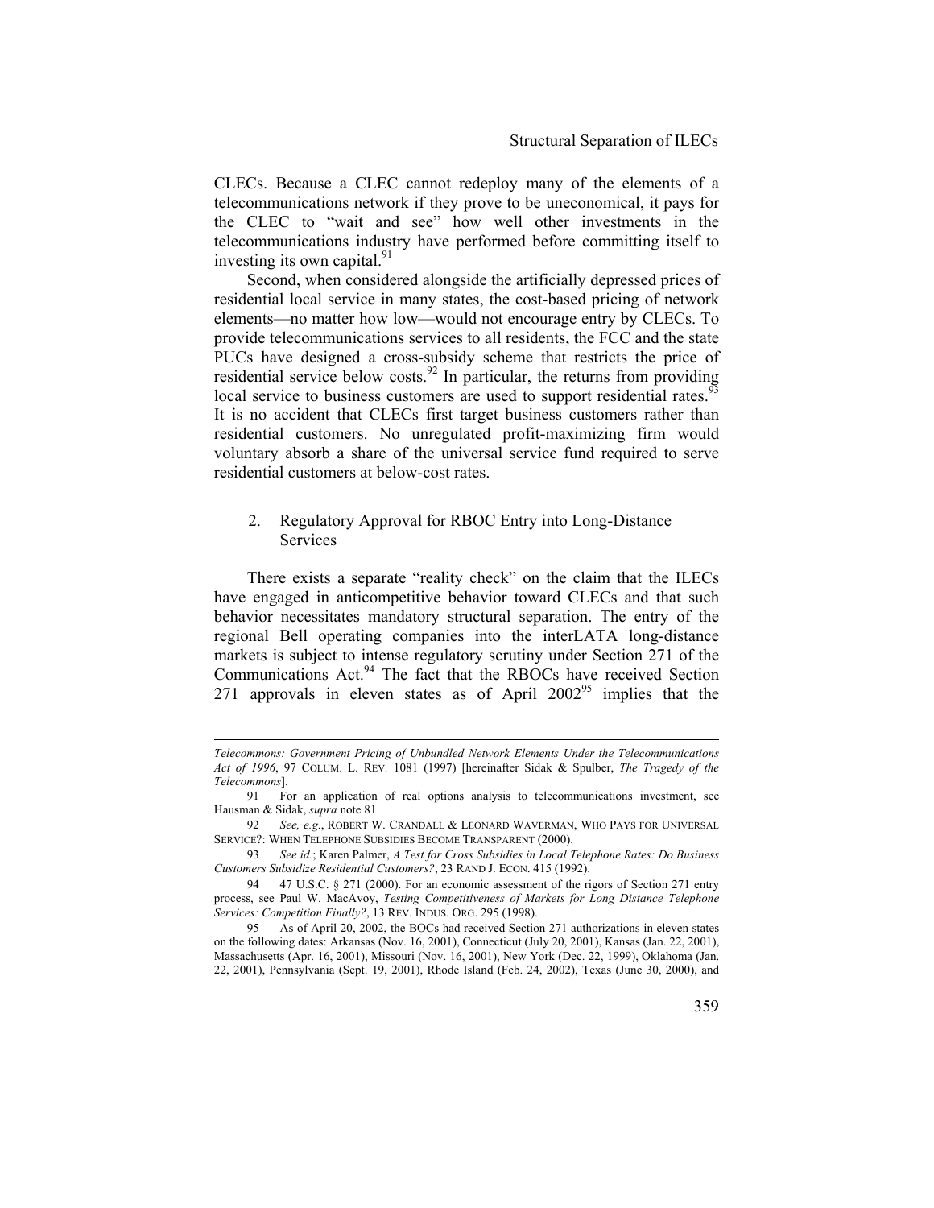CLECs. Because a CLEC cannot redeploy many of the elements of a telecommunications network if they prove to be uneconomical, it pays for the CLEC to "wait and see" how well other investments in the telecommunications industry have performed before committing itself to investing its own capital.[91]

Second, when considered alongside the artificially depressed prices of residential local service in many states, the cost-based pricing of network elements—no matter how low—would not encourage entry by CLECs. To provide telecommunications services to all residents, the FCC and the state PUCs have designed a cross-subsidy scheme that restricts the price of residential service below costs.[92] In particular, the returns from providing local service to business customers are used to support residential rates.[93] It is no accident that CLECs first target business customers rather than residential customers. No unregulated profit-maximizing firm would voluntary absorb a share of the universal service fund required to serve residential customers at below-cost rates.

### 2. Regulatory Approval for RBOC Entry into Long-Distance Services

There exists a separate "reality check" on the claim that the ILECs have engaged in anticompetitive behavior toward CLECs and that such behavior necessitates mandatory structural separation. The entry of the regional Bell operating companies into the interLATA long-distance markets is subject to intense regulatory scrutiny under Section 271 of the Communications Act.[94] The fact that the RBOCs have received Section 271 approvals in eleven states as of April 2002[95] implies that the

---

*Telecommons: Government Pricing of Unbundled Network Elements Under the Telecommunications Act of 1996*, 97 COLUM. L. REV. 1081 (1997) [hereinafter Sidak & Spulber, *The Tragedy of the Telecommons*].

91 For an application of real options analysis to telecommunications investment, see Hausman & Sidak, *supra* note 81.

92 *See, e.g.*, ROBERT W. CRANDALL & LEONARD WAVERMAN, WHO PAYS FOR UNIVERSAL SERVICE?: WHEN TELEPHONE SUBSIDIES BECOME TRANSPARENT (2000).

93 *See id.*; Karen Palmer, *A Test for Cross Subsidies in Local Telephone Rates: Do Business Customers Subsidize Residential Customers?*, 23 RAND J. ECON. 415 (1992).

94 47 U.S.C. § 271 (2000). For an economic assessment of the rigors of Section 271 entry process, see Paul W. MacAvoy, *Testing Competitiveness of Markets for Long Distance Telephone Services: Competition Finally?*, 13 REV. INDUS. ORG. 295 (1998).

95 As of April 20, 2002, the BOCs had received Section 271 authorizations in eleven states on the following dates: Arkansas (Nov. 16, 2001), Connecticut (July 20, 2001), Kansas (Jan. 22, 2001), Massachusetts (Apr. 16, 2001), Missouri (Nov. 16, 2001), New York (Dec. 22, 1999), Oklahoma (Jan. 22, 2001), Pennsylvania (Sept. 19, 2001), Rhode Island (Feb. 24, 2002), Texas (June 30, 2000), and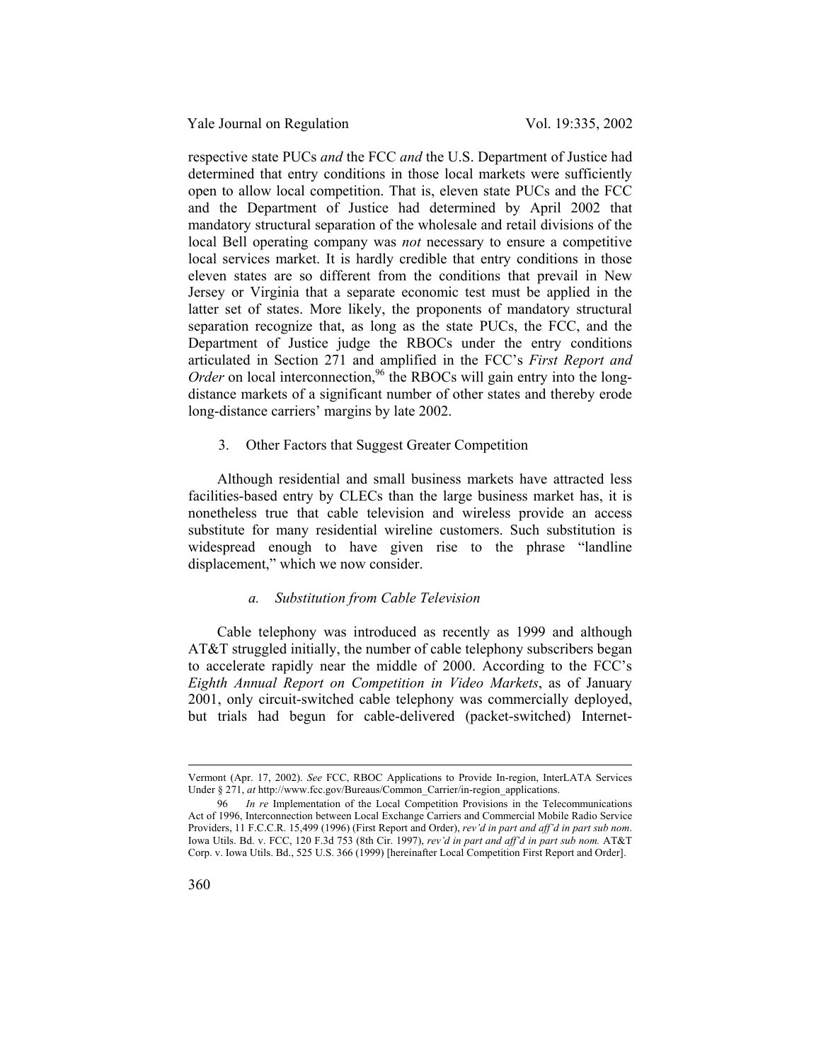respective state PUCs *and* the FCC *and* the U.S. Department of Justice had determined that entry conditions in those local markets were sufficiently open to allow local competition. That is, eleven state PUCs and the FCC and the Department of Justice had determined by April 2002 that mandatory structural separation of the wholesale and retail divisions of the local Bell operating company was *not* necessary to ensure a competitive local services market. It is hardly credible that entry conditions in those eleven states are so different from the conditions that prevail in New Jersey or Virginia that a separate economic test must be applied in the latter set of states. More likely, the proponents of mandatory structural separation recognize that, as long as the state PUCs, the FCC, and the Department of Justice judge the RBOCs under the entry conditions articulated in Section 271 and amplified in the FCC's *First Report and Order* on local interconnection,[96] the RBOCs will gain entry into the long-distance markets of a significant number of other states and thereby erode long-distance carriers' margins by late 2002.

### 3. Other Factors that Suggest Greater Competition

Although residential and small business markets have attracted less facilities-based entry by CLECs than the large business market has, it is nonetheless true that cable television and wireless provide an access substitute for many residential wireline customers. Such substitution is widespread enough to have given rise to the phrase "landline displacement," which we now consider.

#### *a. Substitution from Cable Television*

Cable telephony was introduced as recently as 1999 and although AT&T struggled initially, the number of cable telephony subscribers began to accelerate rapidly near the middle of 2000. According to the FCC's *Eighth Annual Report on Competition in Video Markets*, as of January 2001, only circuit-switched cable telephony was commercially deployed, but trials had begun for cable-delivered (packet-switched) Internet-

---

Vermont (Apr. 17, 2002). *See* FCC, RBOC Applications to Provide In-region, InterLATA Services Under § 271, *at* http://www.fcc.gov/Bureaus/Common_Carrier/in-region_applications.

96 *In re* Implementation of the Local Competition Provisions in the Telecommunications Act of 1996, Interconnection between Local Exchange Carriers and Commercial Mobile Radio Service Providers, 11 F.C.C.R. 15,499 (1996) (First Report and Order), *rev'd in part and aff'd in part sub nom.* Iowa Utils. Bd. v. FCC, 120 F.3d 753 (8th Cir. 1997), *rev'd in part and aff'd in part sub nom.* AT&T Corp. v. Iowa Utils. Bd., 525 U.S. 366 (1999) [hereinafter Local Competition First Report and Order].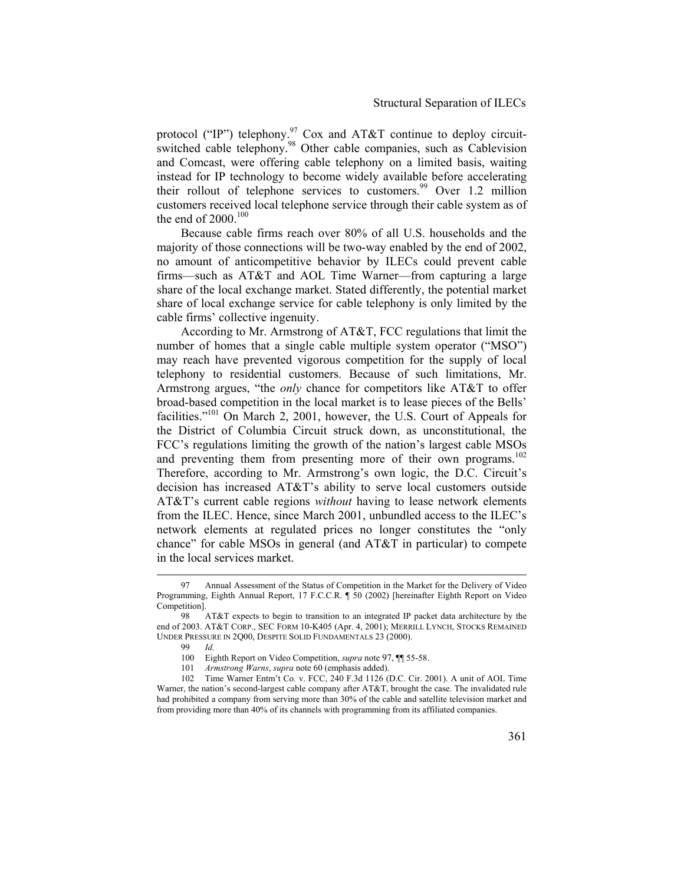protocol ("IP") telephony.[97] Cox and AT&T continue to deploy circuit-switched cable telephony.[98] Other cable companies, such as Cablevision and Comcast, were offering cable telephony on a limited basis, waiting instead for IP technology to become widely available before accelerating their rollout of telephone services to customers.[99] Over 1.2 million customers received local telephone service through their cable system as of the end of 2000.[100]

Because cable firms reach over 80% of all U.S. households and the majority of those connections will be two-way enabled by the end of 2002, no amount of anticompetitive behavior by ILECs could prevent cable firms—such as AT&T and AOL Time Warner—from capturing a large share of the local exchange market. Stated differently, the potential market share of local exchange service for cable telephony is only limited by the cable firms' collective ingenuity.

According to Mr. Armstrong of AT&T, FCC regulations that limit the number of homes that a single cable multiple system operator ("MSO") may reach have prevented vigorous competition for the supply of local telephony to residential customers. Because of such limitations, Mr. Armstrong argues, "the *only* chance for competitors like AT&T to offer broad-based competition in the local market is to lease pieces of the Bells' facilities."[101] On March 2, 2001, however, the U.S. Court of Appeals for the District of Columbia Circuit struck down, as unconstitutional, the FCC's regulations limiting the growth of the nation's largest cable MSOs and preventing them from presenting more of their own programs.[102] Therefore, according to Mr. Armstrong's own logic, the D.C. Circuit's decision has increased AT&T's ability to serve local customers outside AT&T's current cable regions *without* having to lease network elements from the ILEC. Hence, since March 2001, unbundled access to the ILEC's network elements at regulated prices no longer constitutes the "only chance" for cable MSOs in general (and AT&T in particular) to compete in the local services market.

---

97 Annual Assessment of the Status of Competition in the Market for the Delivery of Video Programming, Eighth Annual Report, 17 F.C.C.R. ¶ 50 (2002) [hereinafter Eighth Report on Video Competition].

98 AT&T expects to begin to transition to an integrated IP packet data architecture by the end of 2003. AT&T CORP., SEC FORM 10-K405 (Apr. 4, 2001); MERRILL LYNCH, STOCKS REMAINED UNDER PRESSURE IN 2Q00, DESPITE SOLID FUNDAMENTALS 23 (2000).

99 *Id.*

100 Eighth Report on Video Competition, *supra* note 97, ¶¶ 55-58.

101 *Armstrong Warns*, *supra* note 60 (emphasis added).

102 Time Warner Entm't Co. v. FCC, 240 F.3d 1126 (D.C. Cir. 2001). A unit of AOL Time Warner, the nation's second-largest cable company after AT&T, brought the case. The invalidated rule had prohibited a company from serving more than 30% of the cable and satellite television market and from providing more than 40% of its channels with programming from its affiliated companies.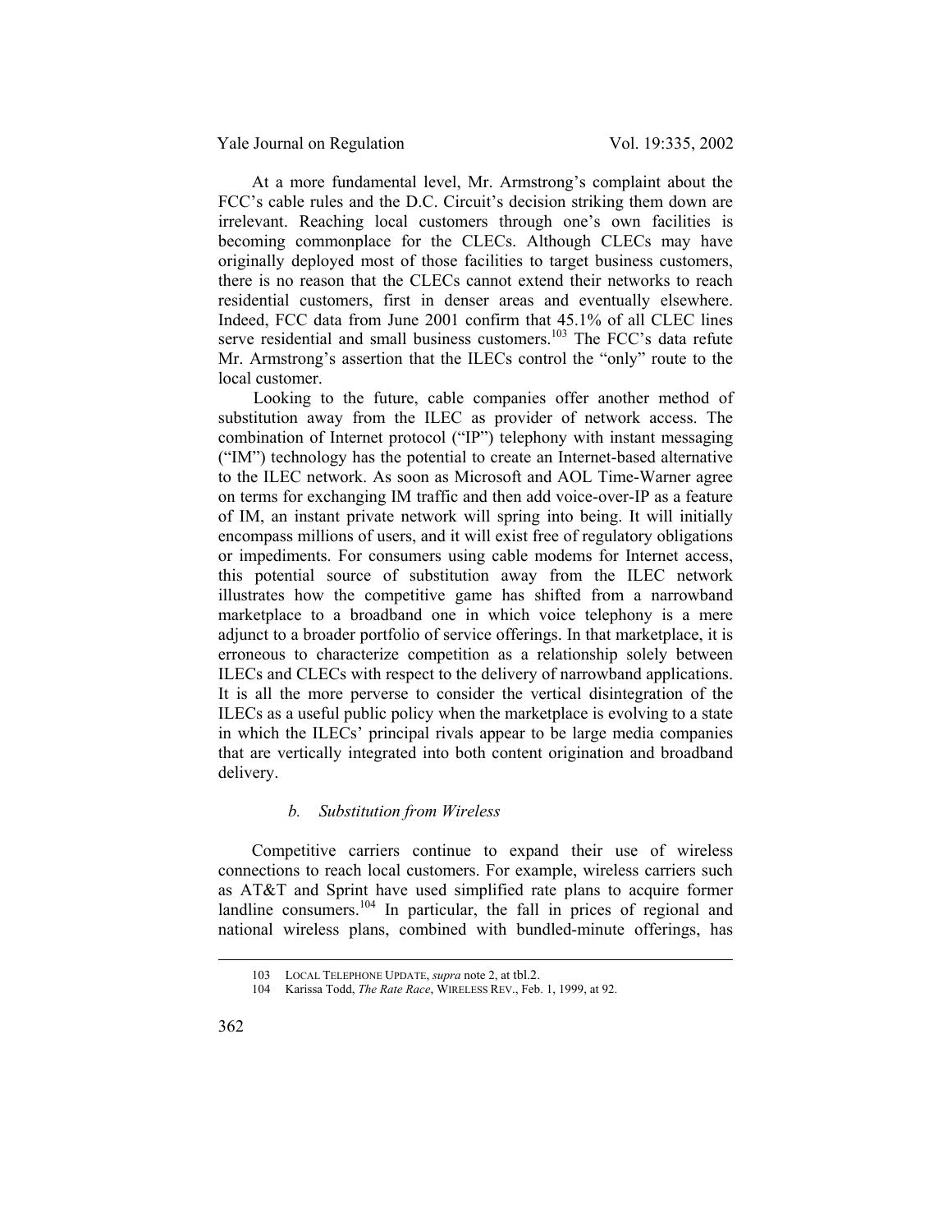At a more fundamental level, Mr. Armstrong's complaint about the FCC's cable rules and the D.C. Circuit's decision striking them down are irrelevant. Reaching local customers through one's own facilities is becoming commonplace for the CLECs. Although CLECs may have originally deployed most of those facilities to target business customers, there is no reason that the CLECs cannot extend their networks to reach residential customers, first in denser areas and eventually elsewhere. Indeed, FCC data from June 2001 confirm that 45.1% of all CLEC lines serve residential and small business customers.[103] The FCC's data refute Mr. Armstrong's assertion that the ILECs control the "only" route to the local customer.

Looking to the future, cable companies offer another method of substitution away from the ILEC as provider of network access. The combination of Internet protocol ("IP") telephony with instant messaging ("IM") technology has the potential to create an Internet-based alternative to the ILEC network. As soon as Microsoft and AOL Time-Warner agree on terms for exchanging IM traffic and then add voice-over-IP as a feature of IM, an instant private network will spring into being. It will initially encompass millions of users, and it will exist free of regulatory obligations or impediments. For consumers using cable modems for Internet access, this potential source of substitution away from the ILEC network illustrates how the competitive game has shifted from a narrowband marketplace to a broadband one in which voice telephony is a mere adjunct to a broader portfolio of service offerings. In that marketplace, it is erroneous to characterize competition as a relationship solely between ILECs and CLECs with respect to the delivery of narrowband applications. It is all the more perverse to consider the vertical disintegration of the ILECs as a useful public policy when the marketplace is evolving to a state in which the ILECs' principal rivals appear to be large media companies that are vertically integrated into both content origination and broadband delivery.

#### *b. Substitution from Wireless*

Competitive carriers continue to expand their use of wireless connections to reach local customers. For example, wireless carriers such as AT&T and Sprint have used simplified rate plans to acquire former landline consumers.[104] In particular, the fall in prices of regional and national wireless plans, combined with bundled-minute offerings, has

---

103 LOCAL TELEPHONE UPDATE, *supra* note 2, at tbl.2.

104 Karissa Todd, *The Rate Race*, WIRELESS REV., Feb. 1, 1999, at 92.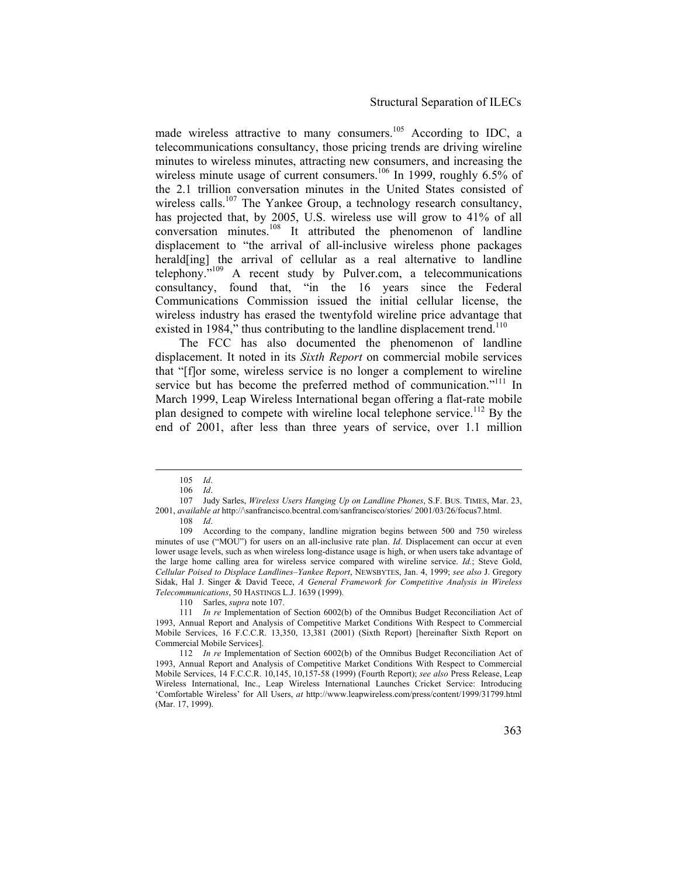made wireless attractive to many consumers.[105] According to IDC, a telecommunications consultancy, those pricing trends are driving wireline minutes to wireless minutes, attracting new consumers, and increasing the wireless minute usage of current consumers.[106] In 1999, roughly 6.5% of the 2.1 trillion conversation minutes in the United States consisted of wireless calls.[107] The Yankee Group, a technology research consultancy, has projected that, by 2005, U.S. wireless use will grow to 41% of all conversation minutes.[108] It attributed the phenomenon of landline displacement to "the arrival of all-inclusive wireless phone packages herald[ing] the arrival of cellular as a real alternative to landline telephony."[109] A recent study by Pulver.com, a telecommunications consultancy, found that, "in the 16 years since the Federal Communications Commission issued the initial cellular license, the wireless industry has erased the twentyfold wireline price advantage that existed in 1984," thus contributing to the landline displacement trend.[110]

The FCC has also documented the phenomenon of landline displacement. It noted in its *Sixth Report* on commercial mobile services that "[f]or some, wireless service is no longer a complement to wireline service but has become the preferred method of communication."[111] In March 1999, Leap Wireless International began offering a flat-rate mobile plan designed to compete with wireline local telephone service.[112] By the end of 2001, after less than three years of service, over 1.1 million

---

105 *Id*.

106 *Id*.

107 Judy Sarles, *Wireless Users Hanging Up on Landline Phones*, S.F. BUS. TIMES, Mar. 23, 2001, *available at* http://\sanfrancisco.bcentral.com/sanfrancisco/stories/ 2001/03/26/focus7.html.

108 *Id*.

109 According to the company, landline migration begins between 500 and 750 wireless minutes of use ("MOU") for users on an all-inclusive rate plan. *Id*. Displacement can occur at even lower usage levels, such as when wireless long-distance usage is high, or when users take advantage of the large home calling area for wireless service compared with wireline service. *Id.*; Steve Gold, *Cellular Poised to Displace Landlines–Yankee Report*, NEWSBYTES, Jan. 4, 1999; *see also* J. Gregory Sidak, Hal J. Singer & David Teece, *A General Framework for Competitive Analysis in Wireless Telecommunications*, 50 HASTINGS L.J. 1639 (1999).

110 Sarles, *supra* note 107.

111 *In re* Implementation of Section 6002(b) of the Omnibus Budget Reconciliation Act of 1993, Annual Report and Analysis of Competitive Market Conditions With Respect to Commercial Mobile Services, 16 F.C.C.R. 13,350, 13,381 (2001) (Sixth Report) [hereinafter Sixth Report on Commercial Mobile Services].

112 *In re* Implementation of Section 6002(b) of the Omnibus Budget Reconciliation Act of 1993, Annual Report and Analysis of Competitive Market Conditions With Respect to Commercial Mobile Services, 14 F.C.C.R. 10,145, 10,157-58 (1999) (Fourth Report); *see also* Press Release, Leap Wireless International, Inc., Leap Wireless International Launches Cricket Service: Introducing 'Comfortable Wireless' for All Users, *at* http://www.leapwireless.com/press/content/1999/31799.html (Mar. 17, 1999).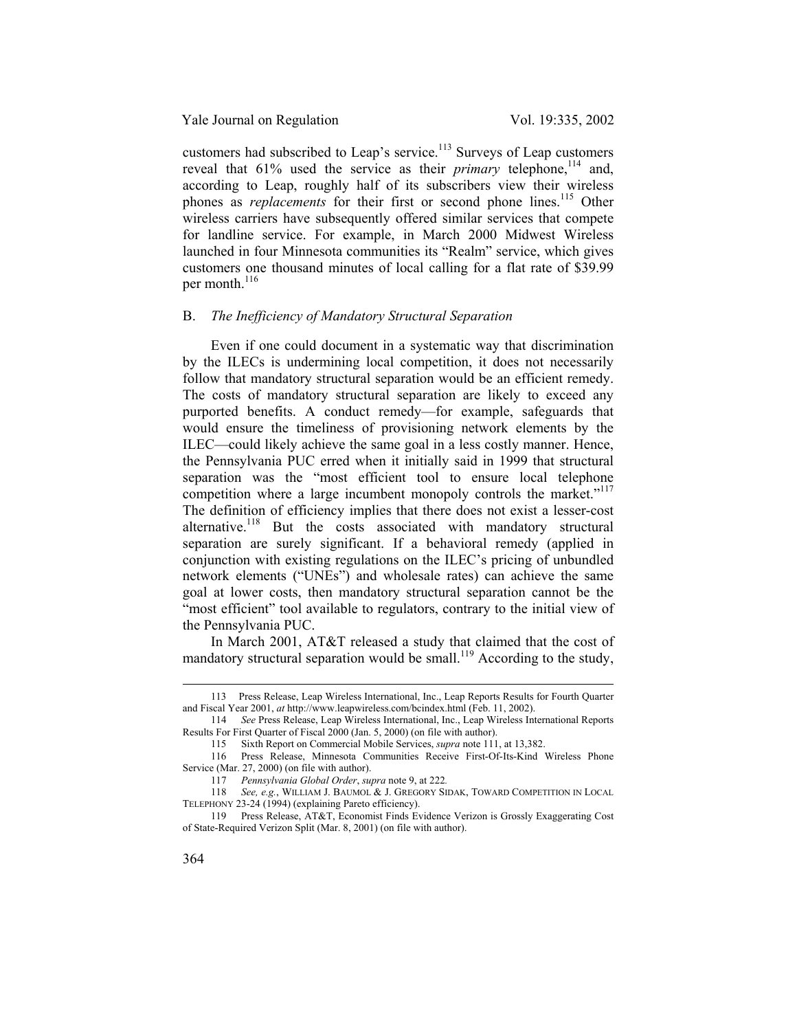customers had subscribed to Leap's service.[113] Surveys of Leap customers reveal that 61% used the service as their *primary* telephone,[114] and, according to Leap, roughly half of its subscribers view their wireless phones as *replacements* for their first or second phone lines.[115] Other wireless carriers have subsequently offered similar services that compete for landline service. For example, in March 2000 Midwest Wireless launched in four Minnesota communities its "Realm" service, which gives customers one thousand minutes of local calling for a flat rate of $39.99 per month.[116]

### B. *The Inefficiency of Mandatory Structural Separation*

Even if one could document in a systematic way that discrimination by the ILECs is undermining local competition, it does not necessarily follow that mandatory structural separation would be an efficient remedy. The costs of mandatory structural separation are likely to exceed any purported benefits. A conduct remedy—for example, safeguards that would ensure the timeliness of provisioning network elements by the ILEC—could likely achieve the same goal in a less costly manner. Hence, the Pennsylvania PUC erred when it initially said in 1999 that structural separation was the "most efficient tool to ensure local telephone competition where a large incumbent monopoly controls the market."[117] The definition of efficiency implies that there does not exist a lesser-cost alternative.[118] But the costs associated with mandatory structural separation are surely significant. If a behavioral remedy (applied in conjunction with existing regulations on the ILEC's pricing of unbundled network elements ("UNEs") and wholesale rates) can achieve the same goal at lower costs, then mandatory structural separation cannot be the "most efficient" tool available to regulators, contrary to the initial view of the Pennsylvania PUC.

In March 2001, AT&T released a study that claimed that the cost of mandatory structural separation would be small.[119] According to the study,

---

113 Press Release, Leap Wireless International, Inc., Leap Reports Results for Fourth Quarter and Fiscal Year 2001, *at* http://www.leapwireless.com/bcindex.html (Feb. 11, 2002).

114 *See* Press Release, Leap Wireless International, Inc., Leap Wireless International Reports Results For First Quarter of Fiscal 2000 (Jan. 5, 2000) (on file with author).

115 Sixth Report on Commercial Mobile Services, *supra* note 111, at 13,382.

116 Press Release, Minnesota Communities Receive First-Of-Its-Kind Wireless Phone Service (Mar. 27, 2000) (on file with author).

117 *Pennsylvania Global Order*, *supra* note 9, at 222.

118 *See, e.g.*, WILLIAM J. BAUMOL & J. GREGORY SIDAK, TOWARD COMPETITION IN LOCAL TELEPHONY 23-24 (1994) (explaining Pareto efficiency).

119 Press Release, AT&T, Economist Finds Evidence Verizon is Grossly Exaggerating Cost of State-Required Verizon Split (Mar. 8, 2001) (on file with author).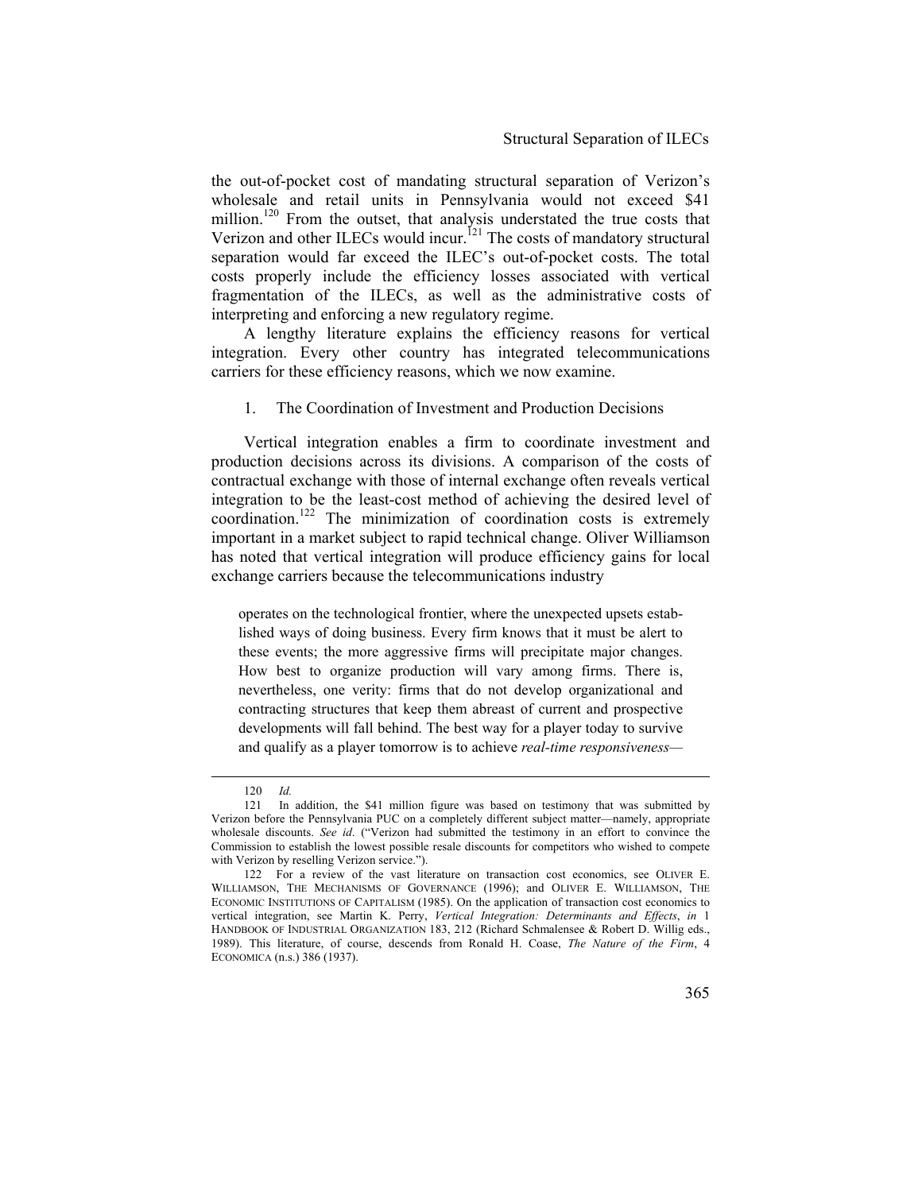the out-of-pocket cost of mandating structural separation of Verizon's wholesale and retail units in Pennsylvania would not exceed $41 million.[120] From the outset, that analysis understated the true costs that Verizon and other ILECs would incur.[121] The costs of mandatory structural separation would far exceed the ILEC's out-of-pocket costs. The total costs properly include the efficiency losses associated with vertical fragmentation of the ILECs, as well as the administrative costs of interpreting and enforcing a new regulatory regime.

A lengthy literature explains the efficiency reasons for vertical integration. Every other country has integrated telecommunications carriers for these efficiency reasons, which we now examine.

### 1. The Coordination of Investment and Production Decisions

Vertical integration enables a firm to coordinate investment and production decisions across its divisions. A comparison of the costs of contractual exchange with those of internal exchange often reveals vertical integration to be the least-cost method of achieving the desired level of coordination.[122] The minimization of coordination costs is extremely important in a market subject to rapid technical change. Oliver Williamson has noted that vertical integration will produce efficiency gains for local exchange carriers because the telecommunications industry

> operates on the technological frontier, where the unexpected upsets established ways of doing business. Every firm knows that it must be alert to these events; the more aggressive firms will precipitate major changes. How best to organize production will vary among firms. There is, nevertheless, one verity: firms that do not develop organizational and contracting structures that keep them abreast of current and prospective developments will fall behind. The best way for a player today to survive and qualify as a player tomorrow is to achieve *real-time responsiveness*—

---

120 *Id.*

121 In addition, the $41 million figure was based on testimony that was submitted by Verizon before the Pennsylvania PUC on a completely different subject matter—namely, appropriate wholesale discounts. *See id*. ("Verizon had submitted the testimony in an effort to convince the Commission to establish the lowest possible resale discounts for competitors who wished to compete with Verizon by reselling Verizon service.").

122 For a review of the vast literature on transaction cost economics, see OLIVER E. WILLIAMSON, THE MECHANISMS OF GOVERNANCE (1996); and OLIVER E. WILLIAMSON, THE ECONOMIC INSTITUTIONS OF CAPITALISM (1985). On the application of transaction cost economics to vertical integration, see Martin K. Perry, *Vertical Integration: Determinants and Effects*, *in* 1 HANDBOOK OF INDUSTRIAL ORGANIZATION 183, 212 (Richard Schmalensee & Robert D. Willig eds., 1989). This literature, of course, descends from Ronald H. Coase, *The Nature of the Firm*, 4 ECONOMICA (n.s.) 386 (1937).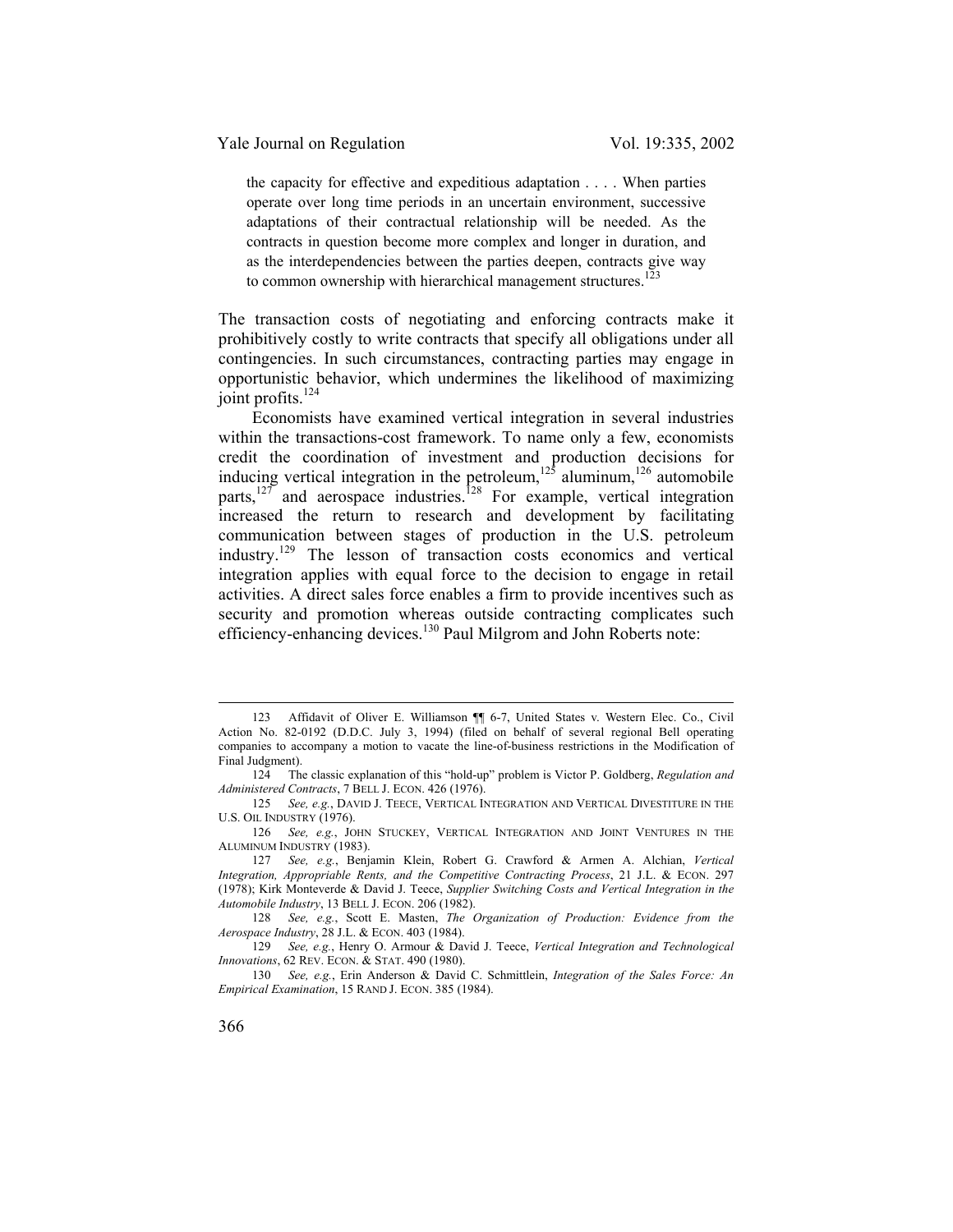> the capacity for effective and expeditious adaptation . . . . When parties operate over long time periods in an uncertain environment, successive adaptations of their contractual relationship will be needed. As the contracts in question become more complex and longer in duration, and as the interdependencies between the parties deepen, contracts give way to common ownership with hierarchical management structures.[123]

The transaction costs of negotiating and enforcing contracts make it prohibitively costly to write contracts that specify all obligations under all contingencies. In such circumstances, contracting parties may engage in opportunistic behavior, which undermines the likelihood of maximizing joint profits.[124]

Economists have examined vertical integration in several industries within the transactions-cost framework. To name only a few, economists credit the coordination of investment and production decisions for inducing vertical integration in the petroleum,[125] aluminum,[126] automobile parts,[127] and aerospace industries.[128] For example, vertical integration increased the return to research and development by facilitating communication between stages of production in the U.S. petroleum industry.[129] The lesson of transaction costs economics and vertical integration applies with equal force to the decision to engage in retail activities. A direct sales force enables a firm to provide incentives such as security and promotion whereas outside contracting complicates such efficiency-enhancing devices.[130] Paul Milgrom and John Roberts note:

---

123 Affidavit of Oliver E. Williamson ¶¶ 6-7, United States v. Western Elec. Co., Civil Action No. 82-0192 (D.D.C. July 3, 1994) (filed on behalf of several regional Bell operating companies to accompany a motion to vacate the line-of-business restrictions in the Modification of Final Judgment).

124 The classic explanation of this "hold-up" problem is Victor P. Goldberg, *Regulation and Administered Contracts*, 7 BELL J. ECON. 426 (1976).

125 *See, e.g.*, DAVID J. TEECE, VERTICAL INTEGRATION AND VERTICAL DIVESTITURE IN THE U.S. OIL INDUSTRY (1976).

126 *See, e.g.*, JOHN STUCKEY, VERTICAL INTEGRATION AND JOINT VENTURES IN THE ALUMINUM INDUSTRY (1983).

127 *See, e.g.*, Benjamin Klein, Robert G. Crawford & Armen A. Alchian, *Vertical Integration, Appropriable Rents, and the Competitive Contracting Process*, 21 J.L. & ECON. 297 (1978); Kirk Monteverde & David J. Teece, *Supplier Switching Costs and Vertical Integration in the Automobile Industry*, 13 BELL J. ECON. 206 (1982).

128 *See, e.g.*, Scott E. Masten, *The Organization of Production: Evidence from the Aerospace Industry*, 28 J.L. & ECON. 403 (1984).

129 *See, e.g.*, Henry O. Armour & David J. Teece, *Vertical Integration and Technological Innovations*, 62 REV. ECON. & STAT. 490 (1980).

130 *See, e.g.*, Erin Anderson & David C. Schmittlein, *Integration of the Sales Force: An Empirical Examination*, 15 RAND J. ECON. 385 (1984).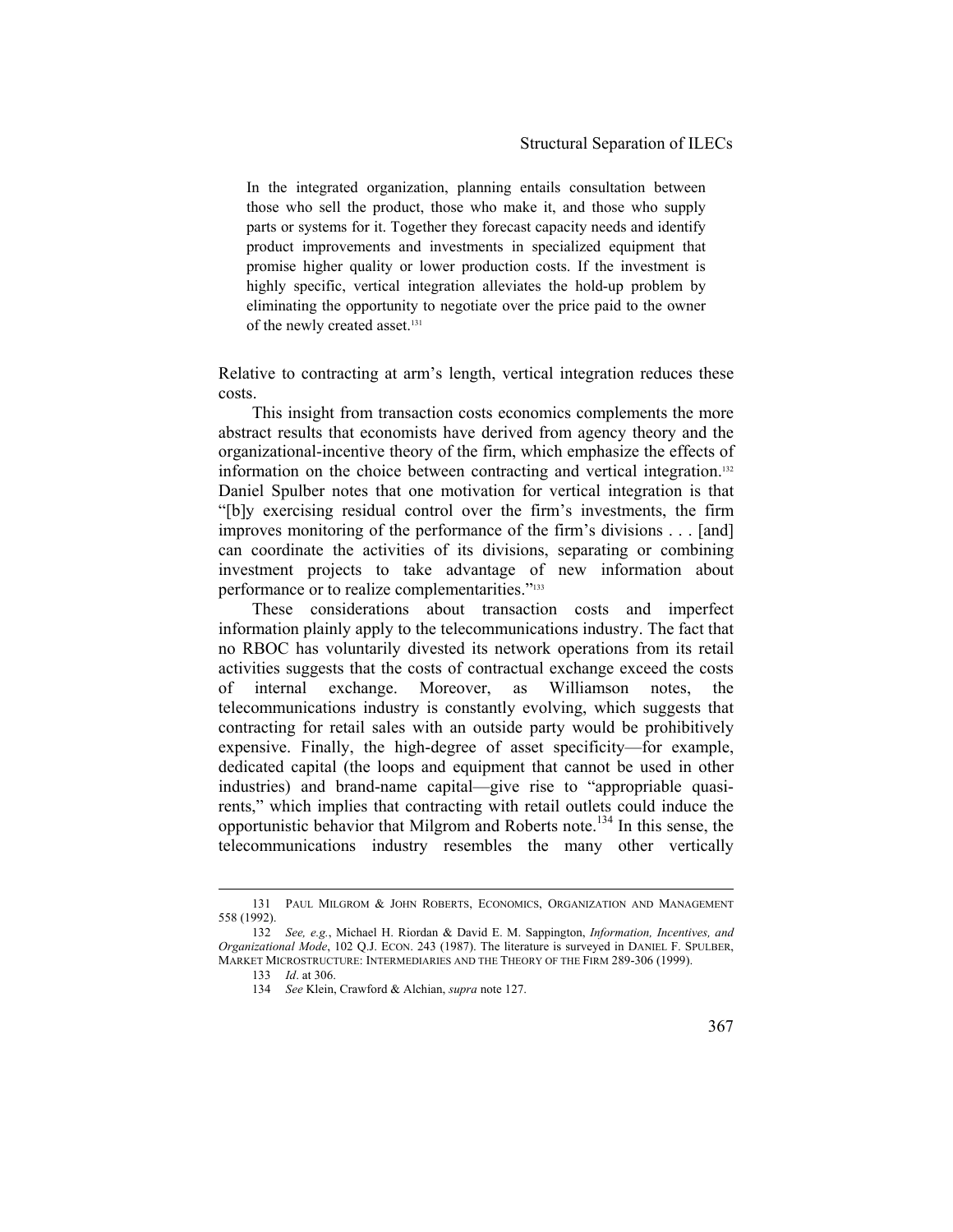> In the integrated organization, planning entails consultation between those who sell the product, those who make it, and those who supply parts or systems for it. Together they forecast capacity needs and identify product improvements and investments in specialized equipment that promise higher quality or lower production costs. If the investment is highly specific, vertical integration alleviates the hold-up problem by eliminating the opportunity to negotiate over the price paid to the owner of the newly created asset.[131]

Relative to contracting at arm's length, vertical integration reduces these costs.

This insight from transaction costs economics complements the more abstract results that economists have derived from agency theory and the organizational-incentive theory of the firm, which emphasize the effects of information on the choice between contracting and vertical integration.[132] Daniel Spulber notes that one motivation for vertical integration is that "[b]y exercising residual control over the firm's investments, the firm improves monitoring of the performance of the firm's divisions . . . [and] can coordinate the activities of its divisions, separating or combining investment projects to take advantage of new information about performance or to realize complementarities."[133]

These considerations about transaction costs and imperfect information plainly apply to the telecommunications industry. The fact that no RBOC has voluntarily divested its network operations from its retail activities suggests that the costs of contractual exchange exceed the costs of internal exchange. Moreover, as Williamson notes, the telecommunications industry is constantly evolving, which suggests that contracting for retail sales with an outside party would be prohibitively expensive. Finally, the high-degree of asset specificity—for example, dedicated capital (the loops and equipment that cannot be used in other industries) and brand-name capital—give rise to "appropriable quasi-rents," which implies that contracting with retail outlets could induce the opportunistic behavior that Milgrom and Roberts note.[134] In this sense, the telecommunications industry resembles the many other vertically

---

131 PAUL MILGROM & JOHN ROBERTS, ECONOMICS, ORGANIZATION AND MANAGEMENT 558 (1992).

132 *See, e.g.*, Michael H. Riordan & David E. M. Sappington, *Information, Incentives, and Organizational Mode*, 102 Q.J. ECON. 243 (1987). The literature is surveyed in DANIEL F. SPULBER, MARKET MICROSTRUCTURE: INTERMEDIARIES AND THE THEORY OF THE FIRM 289-306 (1999).

133 *Id*. at 306.

134 *See* Klein, Crawford & Alchian, *supra* note 127.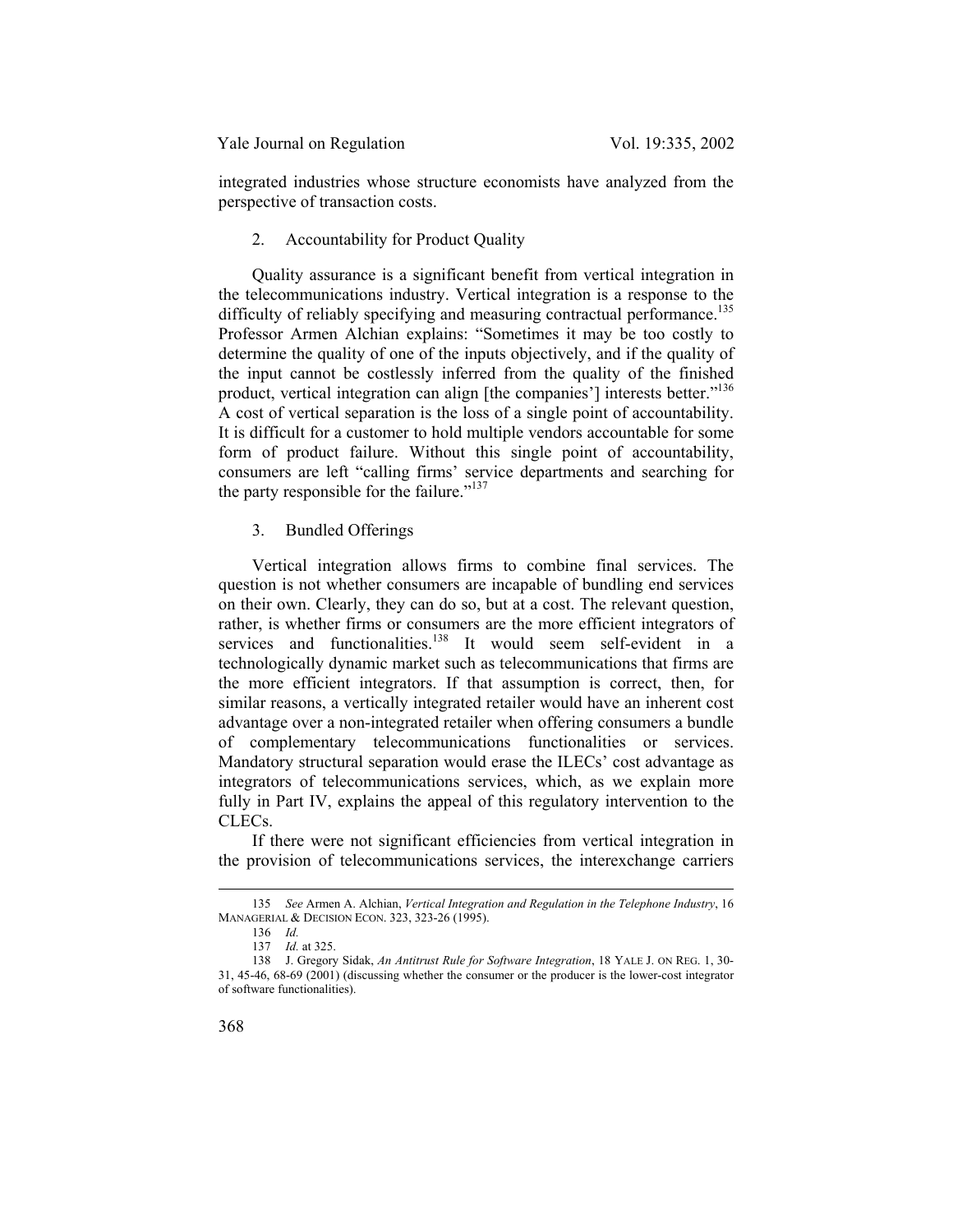integrated industries whose structure economists have analyzed from the perspective of transaction costs.

### 2. Accountability for Product Quality

Quality assurance is a significant benefit from vertical integration in the telecommunications industry. Vertical integration is a response to the difficulty of reliably specifying and measuring contractual performance.[135] Professor Armen Alchian explains: "Sometimes it may be too costly to determine the quality of one of the inputs objectively, and if the quality of the input cannot be costlessly inferred from the quality of the finished product, vertical integration can align [the companies'] interests better."[136] A cost of vertical separation is the loss of a single point of accountability. It is difficult for a customer to hold multiple vendors accountable for some form of product failure. Without this single point of accountability, consumers are left "calling firms' service departments and searching for the party responsible for the failure."[137]

### 3. Bundled Offerings

Vertical integration allows firms to combine final services. The question is not whether consumers are incapable of bundling end services on their own. Clearly, they can do so, but at a cost. The relevant question, rather, is whether firms or consumers are the more efficient integrators of services and functionalities.[138] It would seem self-evident in a technologically dynamic market such as telecommunications that firms are the more efficient integrators. If that assumption is correct, then, for similar reasons, a vertically integrated retailer would have an inherent cost advantage over a non-integrated retailer when offering consumers a bundle of complementary telecommunications functionalities or services. Mandatory structural separation would erase the ILECs' cost advantage as integrators of telecommunications services, which, as we explain more fully in Part IV, explains the appeal of this regulatory intervention to the CLECs.

If there were not significant efficiencies from vertical integration in the provision of telecommunications services, the interexchange carriers

---

135 *See* Armen A. Alchian, *Vertical Integration and Regulation in the Telephone Industry*, 16 MANAGERIAL & DECISION ECON. 323, 323-26 (1995).

136 *Id.*

137 *Id.* at 325.

138 J. Gregory Sidak, *An Antitrust Rule for Software Integration*, 18 YALE J. ON REG. 1, 30-31, 45-46, 68-69 (2001) (discussing whether the consumer or the producer is the lower-cost integrator of software functionalities).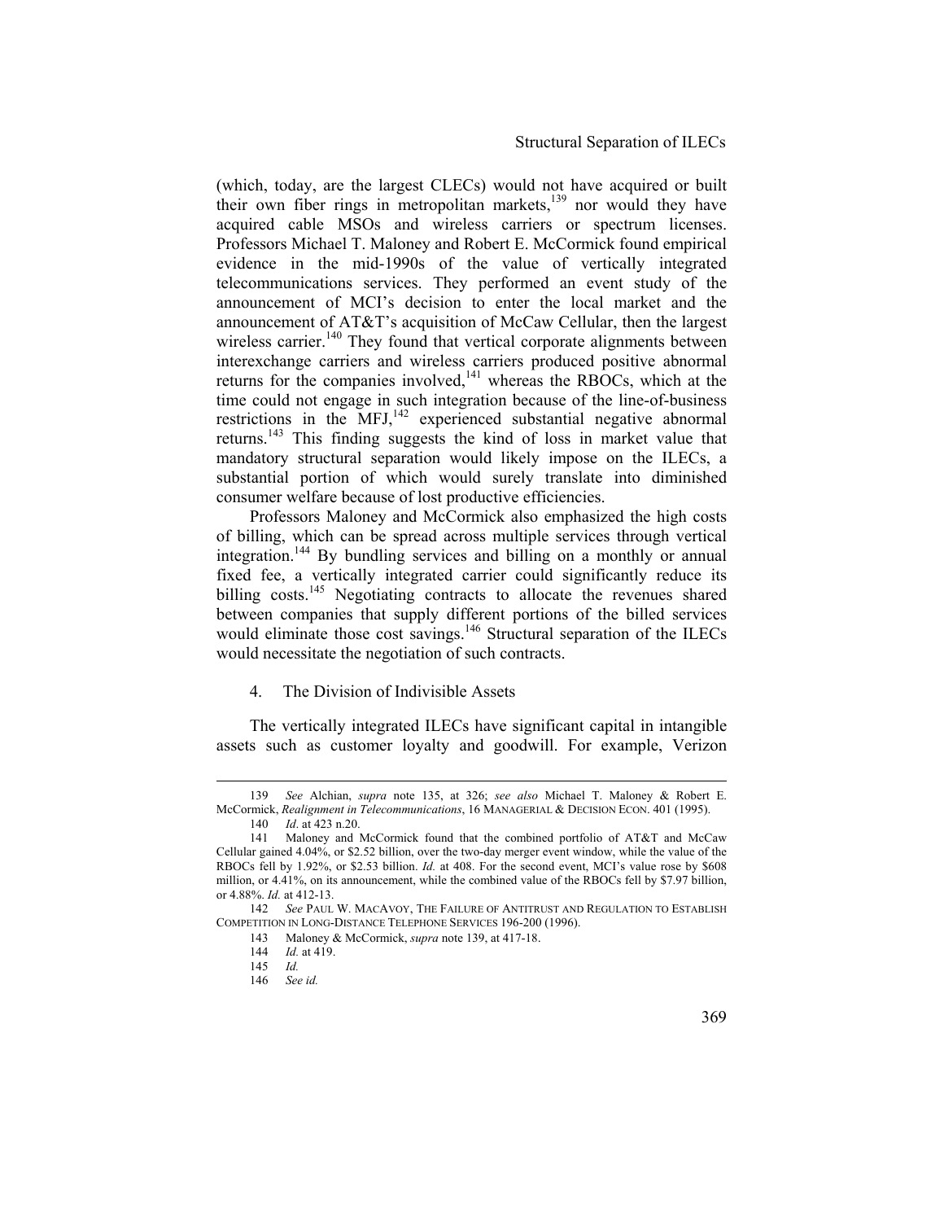(which, today, are the largest CLECs) would not have acquired or built their own fiber rings in metropolitan markets,[139] nor would they have acquired cable MSOs and wireless carriers or spectrum licenses. Professors Michael T. Maloney and Robert E. McCormick found empirical evidence in the mid-1990s of the value of vertically integrated telecommunications services. They performed an event study of the announcement of MCI's decision to enter the local market and the announcement of AT&T's acquisition of McCaw Cellular, then the largest wireless carrier.[140] They found that vertical corporate alignments between interexchange carriers and wireless carriers produced positive abnormal returns for the companies involved,[141] whereas the RBOCs, which at the time could not engage in such integration because of the line-of-business restrictions in the MFJ,[142] experienced substantial negative abnormal returns.[143] This finding suggests the kind of loss in market value that mandatory structural separation would likely impose on the ILECs, a substantial portion of which would surely translate into diminished consumer welfare because of lost productive efficiencies.

Professors Maloney and McCormick also emphasized the high costs of billing, which can be spread across multiple services through vertical integration.[144] By bundling services and billing on a monthly or annual fixed fee, a vertically integrated carrier could significantly reduce its billing costs.[145] Negotiating contracts to allocate the revenues shared between companies that supply different portions of the billed services would eliminate those cost savings.[146] Structural separation of the ILECs would necessitate the negotiation of such contracts.

### 4. The Division of Indivisible Assets

The vertically integrated ILECs have significant capital in intangible assets such as customer loyalty and goodwill. For example, Verizon

---

139 *See* Alchian, *supra* note 135, at 326; *see also* Michael T. Maloney & Robert E. McCormick, *Realignment in Telecommunications*, 16 MANAGERIAL & DECISION ECON. 401 (1995).

140 *Id*. at 423 n.20.

141 Maloney and McCormick found that the combined portfolio of AT&T and McCaw Cellular gained 4.04%, or $2.52 billion, over the two-day merger event window, while the value of the RBOCs fell by 1.92%, or $2.53 billion. *Id.* at 408. For the second event, MCI's value rose by $608 million, or 4.41%, on its announcement, while the combined value of the RBOCs fell by $7.97 billion, or 4.88%. *Id.* at 412-13.

142 *See* PAUL W. MACAVOY, THE FAILURE OF ANTITRUST AND REGULATION TO ESTABLISH COMPETITION IN LONG-DISTANCE TELEPHONE SERVICES 196-200 (1996).

143 Maloney & McCormick, *supra* note 139, at 417-18.

144 *Id.* at 419.

145 *Id.*

146 *See id.*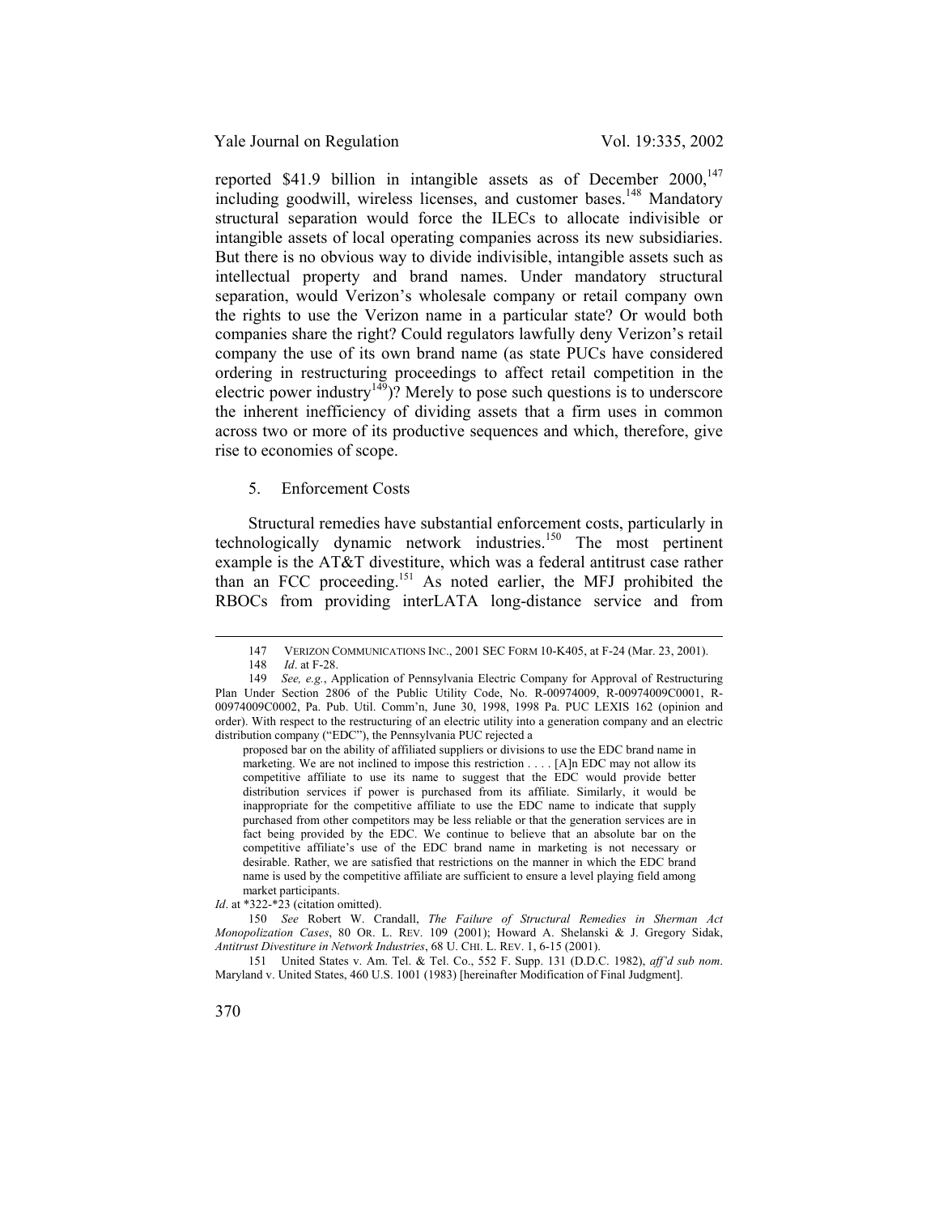reported \$41.9 billion in intangible assets as of December 2000,[147] including goodwill, wireless licenses, and customer bases.[148] Mandatory structural separation would force the ILECs to allocate indivisible or intangible assets of local operating companies across its new subsidiaries. But there is no obvious way to divide indivisible, intangible assets such as intellectual property and brand names. Under mandatory structural separation, would Verizon's wholesale company or retail company own the rights to use the Verizon name in a particular state? Or would both companies share the right? Could regulators lawfully deny Verizon's retail company the use of its own brand name (as state PUCs have considered ordering in restructuring proceedings to affect retail competition in the electric power industry[149])? Merely to pose such questions is to underscore the inherent inefficiency of dividing assets that a firm uses in common across two or more of its productive sequences and which, therefore, give rise to economies of scope.

### 5. Enforcement Costs

Structural remedies have substantial enforcement costs, particularly in technologically dynamic network industries.[150] The most pertinent example is the AT&T divestiture, which was a federal antitrust case rather than an FCC proceeding.[151] As noted earlier, the MFJ prohibited the RBOCs from providing interLATA long-distance service and from

---

147 VERIZON COMMUNICATIONS INC., 2001 SEC FORM 10-K405, at F-24 (Mar. 23, 2001).

148 *Id*. at F-28.

149 *See, e.g.*, Application of Pennsylvania Electric Company for Approval of Restructuring Plan Under Section 2806 of the Public Utility Code, No. R-00974009, R-00974009C0001, R-00974009C0002, Pa. Pub. Util. Comm'n, June 30, 1998, 1998 Pa. PUC LEXIS 162 (opinion and order). With respect to the restructuring of an electric utility into a generation company and an electric distribution company ("EDC"), the Pennsylvania PUC rejected a

> proposed bar on the ability of affiliated suppliers or divisions to use the EDC brand name in marketing. We are not inclined to impose this restriction . . . . [A]n EDC may not allow its competitive affiliate to use its name to suggest that the EDC would provide better distribution services if power is purchased from its affiliate. Similarly, it would be inappropriate for the competitive affiliate to use the EDC name to indicate that supply purchased from other competitors may be less reliable or that the generation services are in fact being provided by the EDC. We continue to believe that an absolute bar on the competitive affiliate's use of the EDC brand name in marketing is not necessary or desirable. Rather, we are satisfied that restrictions on the manner in which the EDC brand name is used by the competitive affiliate are sufficient to ensure a level playing field among market participants.

*Id*. at \*322-\*23 (citation omitted).

150 *See* Robert W. Crandall, *The Failure of Structural Remedies in Sherman Act Monopolization Cases*, 80 OR. L. REV. 109 (2001); Howard A. Shelanski & J. Gregory Sidak, *Antitrust Divestiture in Network Industries*, 68 U. CHI. L. REV. 1, 6-15 (2001).

151 United States v. Am. Tel. & Tel. Co., 552 F. Supp. 131 (D.D.C. 1982), *aff'd sub nom*. Maryland v. United States, 460 U.S. 1001 (1983) [hereinafter Modification of Final Judgment].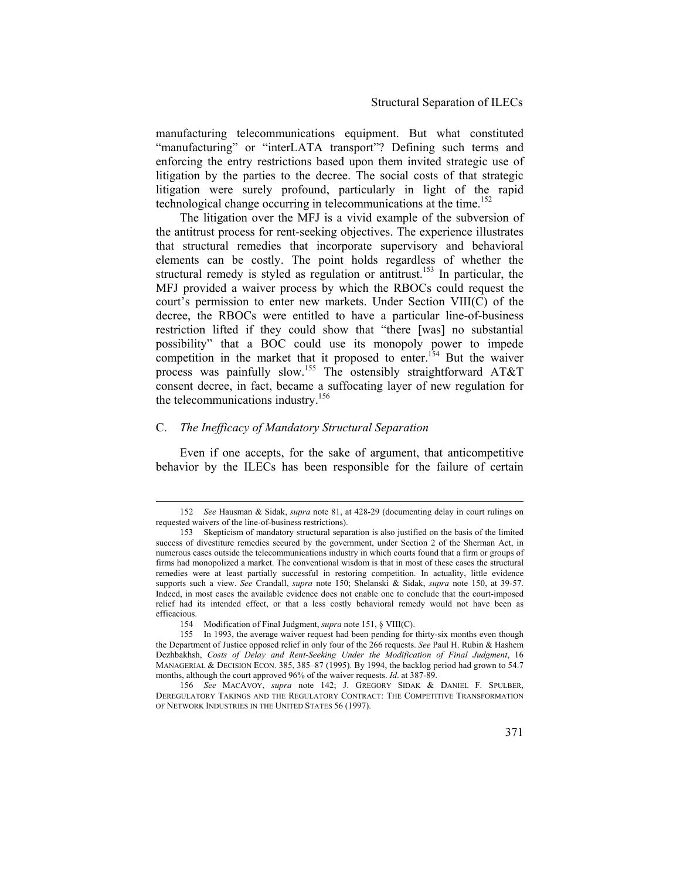manufacturing telecommunications equipment. But what constituted "manufacturing" or "interLATA transport"? Defining such terms and enforcing the entry restrictions based upon them invited strategic use of litigation by the parties to the decree. The social costs of that strategic litigation were surely profound, particularly in light of the rapid technological change occurring in telecommunications at the time.[152]

The litigation over the MFJ is a vivid example of the subversion of the antitrust process for rent-seeking objectives. The experience illustrates that structural remedies that incorporate supervisory and behavioral elements can be costly. The point holds regardless of whether the structural remedy is styled as regulation or antitrust.[153] In particular, the MFJ provided a waiver process by which the RBOCs could request the court's permission to enter new markets. Under Section VIII(C) of the decree, the RBOCs were entitled to have a particular line-of-business restriction lifted if they could show that "there [was] no substantial possibility" that a BOC could use its monopoly power to impede competition in the market that it proposed to enter.[154] But the waiver process was painfully slow.[155] The ostensibly straightforward AT&T consent decree, in fact, became a suffocating layer of new regulation for the telecommunications industry.[156]

## C. *The Inefficacy of Mandatory Structural Separation*

Even if one accepts, for the sake of argument, that anticompetitive behavior by the ILECs has been responsible for the failure of certain

---

152 *See* Hausman & Sidak, *supra* note 81, at 428-29 (documenting delay in court rulings on requested waivers of the line-of-business restrictions).

153 Skepticism of mandatory structural separation is also justified on the basis of the limited success of divestiture remedies secured by the government, under Section 2 of the Sherman Act, in numerous cases outside the telecommunications industry in which courts found that a firm or groups of firms had monopolized a market. The conventional wisdom is that in most of these cases the structural remedies were at least partially successful in restoring competition. In actuality, little evidence supports such a view. *See* Crandall, *supra* note 150; Shelanski & Sidak, *supra* note 150, at 39-57. Indeed, in most cases the available evidence does not enable one to conclude that the court-imposed relief had its intended effect, or that a less costly behavioral remedy would not have been as efficacious.

154 Modification of Final Judgment, *supra* note 151, § VIII(C).

155 In 1993, the average waiver request had been pending for thirty-six months even though the Department of Justice opposed relief in only four of the 266 requests. *See* Paul H. Rubin & Hashem Dezhbakhsh, *Costs of Delay and Rent-Seeking Under the Modification of Final Judgment*, 16 MANAGERIAL & DECISION ECON. 385, 385–87 (1995). By 1994, the backlog period had grown to 54.7 months, although the court approved 96% of the waiver requests. *Id*. at 387-89.

156 *See* MACAVOY, *supra* note 142; J. GREGORY SIDAK & DANIEL F. SPULBER, DEREGULATORY TAKINGS AND THE REGULATORY CONTRACT: THE COMPETITIVE TRANSFORMATION OF NETWORK INDUSTRIES IN THE UNITED STATES 56 (1997).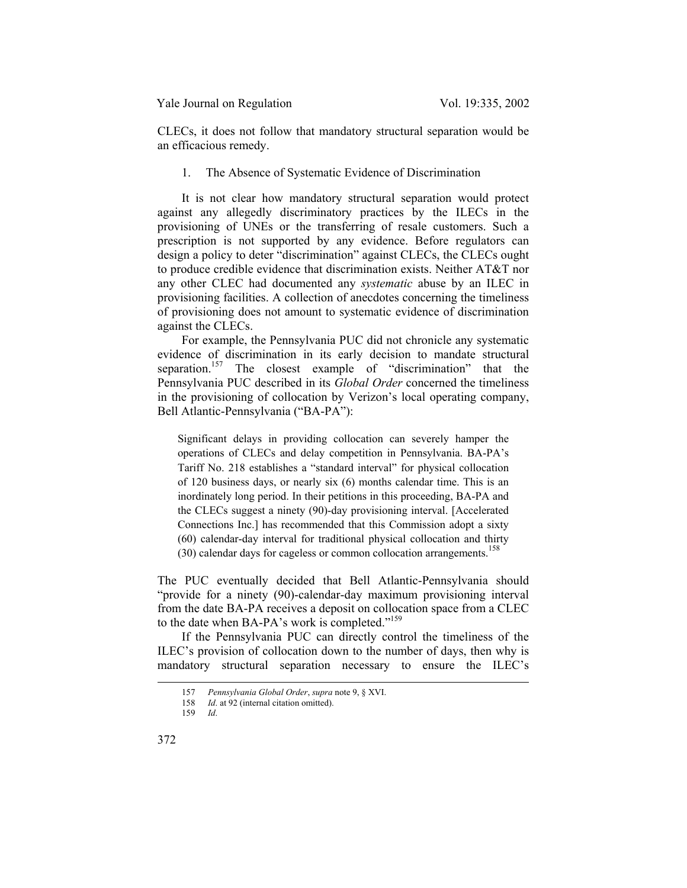CLECs, it does not follow that mandatory structural separation would be an efficacious remedy.

### 1. The Absence of Systematic Evidence of Discrimination

It is not clear how mandatory structural separation would protect against any allegedly discriminatory practices by the ILECs in the provisioning of UNEs or the transferring of resale customers. Such a prescription is not supported by any evidence. Before regulators can design a policy to deter "discrimination" against CLECs, the CLECs ought to produce credible evidence that discrimination exists. Neither AT&T nor any other CLEC had documented any *systematic* abuse by an ILEC in provisioning facilities. A collection of anecdotes concerning the timeliness of provisioning does not amount to systematic evidence of discrimination against the CLECs.

For example, the Pennsylvania PUC did not chronicle any systematic evidence of discrimination in its early decision to mandate structural separation.[157] The closest example of "discrimination" that the Pennsylvania PUC described in its *Global Order* concerned the timeliness in the provisioning of collocation by Verizon's local operating company, Bell Atlantic-Pennsylvania ("BA-PA"):

> Significant delays in providing collocation can severely hamper the operations of CLECs and delay competition in Pennsylvania. BA-PA's Tariff No. 218 establishes a "standard interval" for physical collocation of 120 business days, or nearly six (6) months calendar time. This is an inordinately long period. In their petitions in this proceeding, BA-PA and the CLECs suggest a ninety (90)-day provisioning interval. [Accelerated Connections Inc.] has recommended that this Commission adopt a sixty (60) calendar-day interval for traditional physical collocation and thirty (30) calendar days for cageless or common collocation arrangements.[158]

The PUC eventually decided that Bell Atlantic-Pennsylvania should "provide for a ninety (90)-calendar-day maximum provisioning interval from the date BA-PA receives a deposit on collocation space from a CLEC to the date when BA-PA's work is completed."[159]

If the Pennsylvania PUC can directly control the timeliness of the ILEC's provision of collocation down to the number of days, then why is mandatory structural separation necessary to ensure the ILEC's

---

157 *Pennsylvania Global Order*, *supra* note 9, § XVI.

158 *Id*. at 92 (internal citation omitted).

159 *Id*.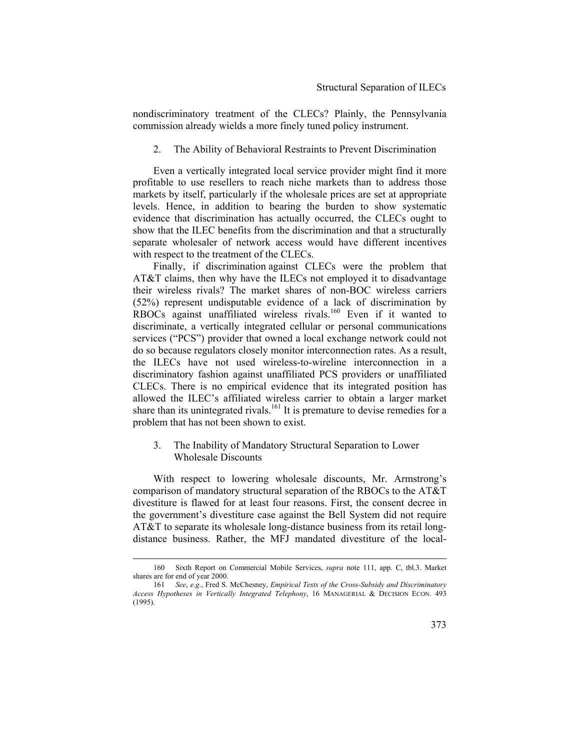nondiscriminatory treatment of the CLECs? Plainly, the Pennsylvania commission already wields a more finely tuned policy instrument.

### 2. The Ability of Behavioral Restraints to Prevent Discrimination

Even a vertically integrated local service provider might find it more profitable to use resellers to reach niche markets than to address those markets by itself, particularly if the wholesale prices are set at appropriate levels. Hence, in addition to bearing the burden to show systematic evidence that discrimination has actually occurred, the CLECs ought to show that the ILEC benefits from the discrimination and that a structurally separate wholesaler of network access would have different incentives with respect to the treatment of the CLECs.

Finally, if discrimination against CLECs were the problem that AT&T claims, then why have the ILECs not employed it to disadvantage their wireless rivals? The market shares of non-BOC wireless carriers (52%) represent undisputable evidence of a lack of discrimination by RBOCs against unaffiliated wireless rivals.[160] Even if it wanted to discriminate, a vertically integrated cellular or personal communications services ("PCS") provider that owned a local exchange network could not do so because regulators closely monitor interconnection rates. As a result, the ILECs have not used wireless-to-wireline interconnection in a discriminatory fashion against unaffiliated PCS providers or unaffiliated CLECs. There is no empirical evidence that its integrated position has allowed the ILEC's affiliated wireless carrier to obtain a larger market share than its unintegrated rivals.[161] It is premature to devise remedies for a problem that has not been shown to exist.

### 3. The Inability of Mandatory Structural Separation to Lower Wholesale Discounts

With respect to lowering wholesale discounts, Mr. Armstrong's comparison of mandatory structural separation of the RBOCs to the AT&T divestiture is flawed for at least four reasons. First, the consent decree in the government's divestiture case against the Bell System did not require AT&T to separate its wholesale long-distance business from its retail long-distance business. Rather, the MFJ mandated divestiture of the local-

---

160 Sixth Report on Commercial Mobile Services, *supra* note 111, app. C, tbl.3. Market shares are for end of year 2000.

161 *See*, *e.g*., Fred S. McChesney, *Empirical Tests of the Cross-Subsidy and Discriminatory Access Hypotheses in Vertically Integrated Telephony*, 16 MANAGERIAL & DECISION ECON. 493 (1995).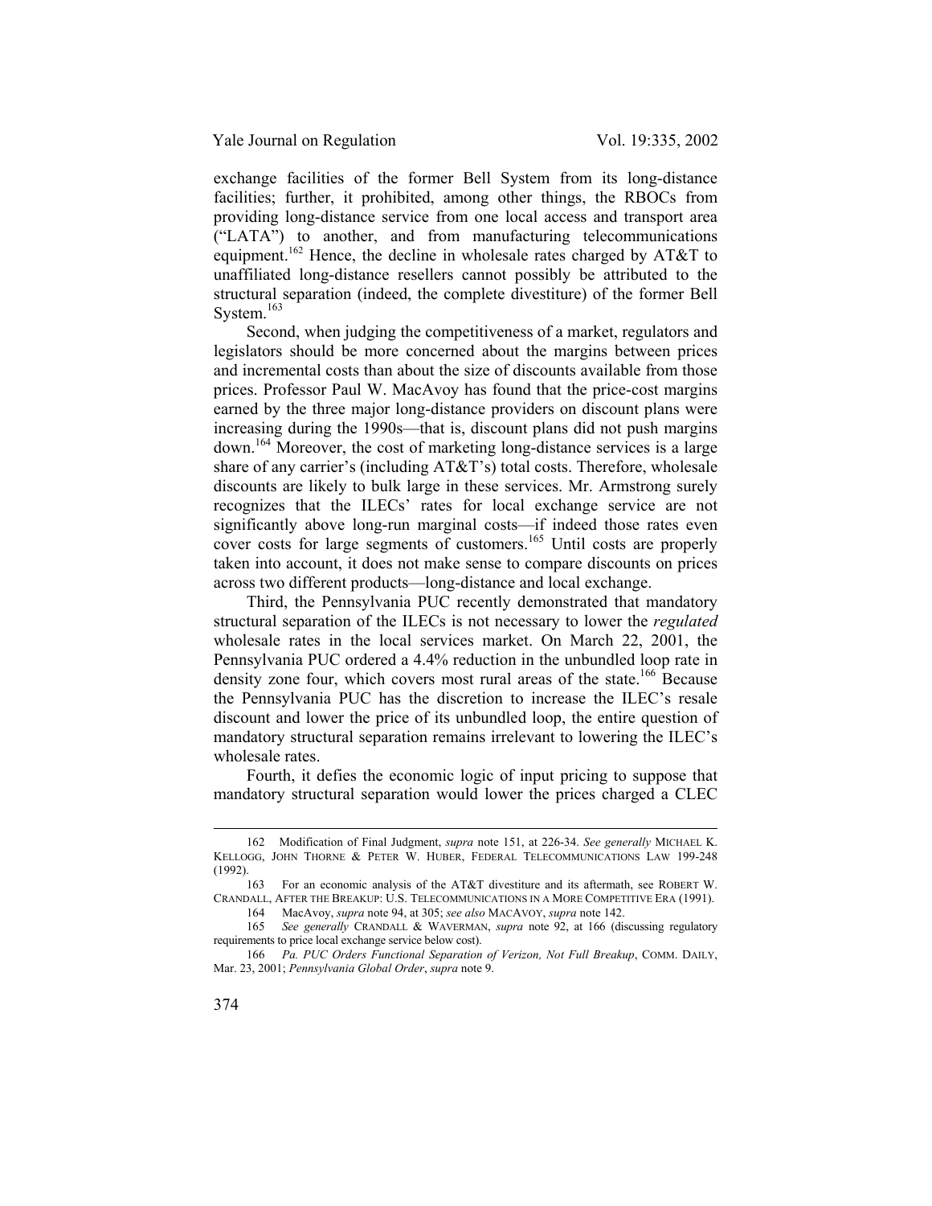exchange facilities of the former Bell System from its long-distance facilities; further, it prohibited, among other things, the RBOCs from providing long-distance service from one local access and transport area ("LATA") to another, and from manufacturing telecommunications equipment.[162] Hence, the decline in wholesale rates charged by AT&T to unaffiliated long-distance resellers cannot possibly be attributed to the structural separation (indeed, the complete divestiture) of the former Bell System.[163]

Second, when judging the competitiveness of a market, regulators and legislators should be more concerned about the margins between prices and incremental costs than about the size of discounts available from those prices. Professor Paul W. MacAvoy has found that the price-cost margins earned by the three major long-distance providers on discount plans were increasing during the 1990s—that is, discount plans did not push margins down.[164] Moreover, the cost of marketing long-distance services is a large share of any carrier's (including AT&T's) total costs. Therefore, wholesale discounts are likely to bulk large in these services. Mr. Armstrong surely recognizes that the ILECs' rates for local exchange service are not significantly above long-run marginal costs—if indeed those rates even cover costs for large segments of customers.[165] Until costs are properly taken into account, it does not make sense to compare discounts on prices across two different products—long-distance and local exchange.

Third, the Pennsylvania PUC recently demonstrated that mandatory structural separation of the ILECs is not necessary to lower the *regulated* wholesale rates in the local services market. On March 22, 2001, the Pennsylvania PUC ordered a 4.4% reduction in the unbundled loop rate in density zone four, which covers most rural areas of the state.[166] Because the Pennsylvania PUC has the discretion to increase the ILEC's resale discount and lower the price of its unbundled loop, the entire question of mandatory structural separation remains irrelevant to lowering the ILEC's wholesale rates.

Fourth, it defies the economic logic of input pricing to suppose that mandatory structural separation would lower the prices charged a CLEC

---

162 Modification of Final Judgment, *supra* note 151, at 226-34. *See generally* MICHAEL K. KELLOGG, JOHN THORNE & PETER W. HUBER, FEDERAL TELECOMMUNICATIONS LAW 199-248 (1992).

163 For an economic analysis of the AT&T divestiture and its aftermath, see ROBERT W. CRANDALL, AFTER THE BREAKUP: U.S. TELECOMMUNICATIONS IN A MORE COMPETITIVE ERA (1991).

164 MacAvoy, *supra* note 94, at 305; *see also* MACAVOY, *supra* note 142.

165 *See generally* CRANDALL & WAVERMAN, *supra* note 92, at 166 (discussing regulatory requirements to price local exchange service below cost).

166 *Pa. PUC Orders Functional Separation of Verizon, Not Full Breakup*, COMM. DAILY, Mar. 23, 2001; *Pennsylvania Global Order*, *supra* note 9.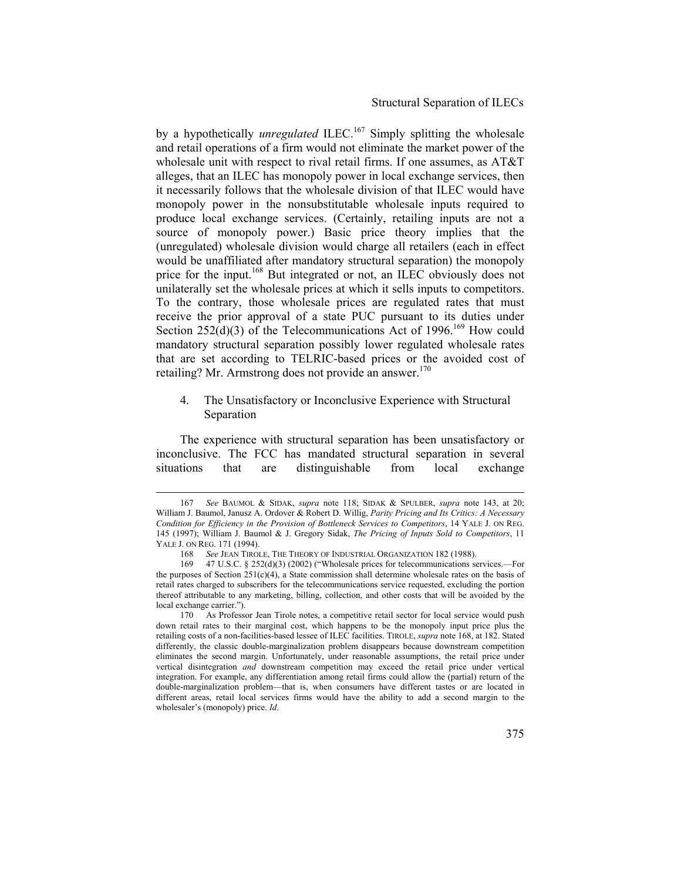by a hypothetically *unregulated* ILEC.[167] Simply splitting the wholesale and retail operations of a firm would not eliminate the market power of the wholesale unit with respect to rival retail firms. If one assumes, as AT&T alleges, that an ILEC has monopoly power in local exchange services, then it necessarily follows that the wholesale division of that ILEC would have monopoly power in the nonsubstitutable wholesale inputs required to produce local exchange services. (Certainly, retailing inputs are not a source of monopoly power.) Basic price theory implies that the (unregulated) wholesale division would charge all retailers (each in effect would be unaffiliated after mandatory structural separation) the monopoly price for the input.[168] But integrated or not, an ILEC obviously does not unilaterally set the wholesale prices at which it sells inputs to competitors. To the contrary, those wholesale prices are regulated rates that must receive the prior approval of a state PUC pursuant to its duties under Section 252(d)(3) of the Telecommunications Act of 1996.[169] How could mandatory structural separation possibly lower regulated wholesale rates that are set according to TELRIC-based prices or the avoided cost of retailing? Mr. Armstrong does not provide an answer.[170]

### 4. The Unsatisfactory or Inconclusive Experience with Structural Separation

The experience with structural separation has been unsatisfactory or inconclusive. The FCC has mandated structural separation in several situations that are distinguishable from local exchange

---

167 *See* BAUMOL & SIDAK, *supra* note 118; SIDAK & SPULBER, *supra* note 143, at 20; William J. Baumol, Janusz A. Ordover & Robert D. Willig, *Parity Pricing and Its Critics: A Necessary Condition for Efficiency in the Provision of Bottleneck Services to Competitors*, 14 YALE J. ON REG. 145 (1997); William J. Baumol & J. Gregory Sidak, *The Pricing of Inputs Sold to Competitors*, 11 YALE J. ON REG. 171 (1994).

168 *See* JEAN TIROLE, THE THEORY OF INDUSTRIAL ORGANIZATION 182 (1988).

169 47 U.S.C. § 252(d)(3) (2002) ("Wholesale prices for telecommunications services.—For the purposes of Section 251(c)(4), a State commission shall determine wholesale rates on the basis of retail rates charged to subscribers for the telecommunications service requested, excluding the portion thereof attributable to any marketing, billing, collection, and other costs that will be avoided by the local exchange carrier.").

170 As Professor Jean Tirole notes, a competitive retail sector for local service would push down retail rates to their marginal cost, which happens to be the monopoly input price plus the retailing costs of a non-facilities-based lessee of ILEC facilities. TIROLE, *supra* note 168, at 182. Stated differently, the classic double-marginalization problem disappears because downstream competition eliminates the second margin. Unfortunately, under reasonable assumptions, the retail price under vertical disintegration *and* downstream competition may exceed the retail price under vertical integration. For example, any differentiation among retail firms could allow the (partial) return of the double-marginalization problem—that is, when consumers have different tastes or are located in different areas, retail local services firms would have the ability to add a second margin to the wholesaler's (monopoly) price. *Id*.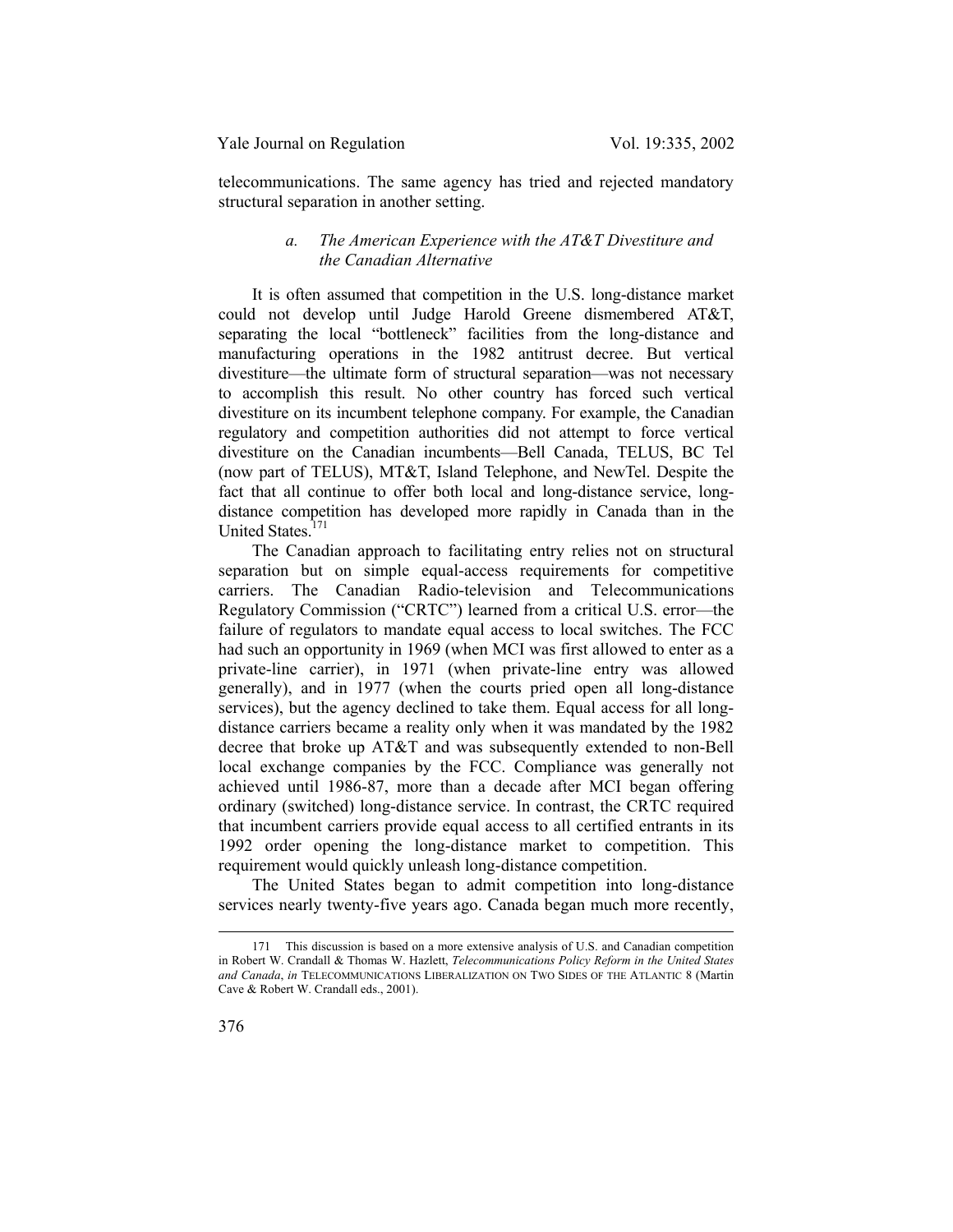telecommunications. The same agency has tried and rejected mandatory structural separation in another setting.

#### *a. The American Experience with the AT&T Divestiture and the Canadian Alternative*

It is often assumed that competition in the U.S. long-distance market could not develop until Judge Harold Greene dismembered AT&T, separating the local "bottleneck" facilities from the long-distance and manufacturing operations in the 1982 antitrust decree. But vertical divestiture—the ultimate form of structural separation—was not necessary to accomplish this result. No other country has forced such vertical divestiture on its incumbent telephone company. For example, the Canadian regulatory and competition authorities did not attempt to force vertical divestiture on the Canadian incumbents—Bell Canada, TELUS, BC Tel (now part of TELUS), MT&T, Island Telephone, and NewTel. Despite the fact that all continue to offer both local and long-distance service, long-distance competition has developed more rapidly in Canada than in the United States.[171]

The Canadian approach to facilitating entry relies not on structural separation but on simple equal-access requirements for competitive carriers. The Canadian Radio-television and Telecommunications Regulatory Commission ("CRTC") learned from a critical U.S. error—the failure of regulators to mandate equal access to local switches. The FCC had such an opportunity in 1969 (when MCI was first allowed to enter as a private-line carrier), in 1971 (when private-line entry was allowed generally), and in 1977 (when the courts pried open all long-distance services), but the agency declined to take them. Equal access for all long-distance carriers became a reality only when it was mandated by the 1982 decree that broke up AT&T and was subsequently extended to non-Bell local exchange companies by the FCC. Compliance was generally not achieved until 1986-87, more than a decade after MCI began offering ordinary (switched) long-distance service. In contrast, the CRTC required that incumbent carriers provide equal access to all certified entrants in its 1992 order opening the long-distance market to competition. This requirement would quickly unleash long-distance competition.

The United States began to admit competition into long-distance services nearly twenty-five years ago. Canada began much more recently,

---

171 This discussion is based on a more extensive analysis of U.S. and Canadian competition in Robert W. Crandall & Thomas W. Hazlett, *Telecommunications Policy Reform in the United States and Canada*, *in* TELECOMMUNICATIONS LIBERALIZATION ON TWO SIDES OF THE ATLANTIC 8 (Martin Cave & Robert W. Crandall eds., 2001).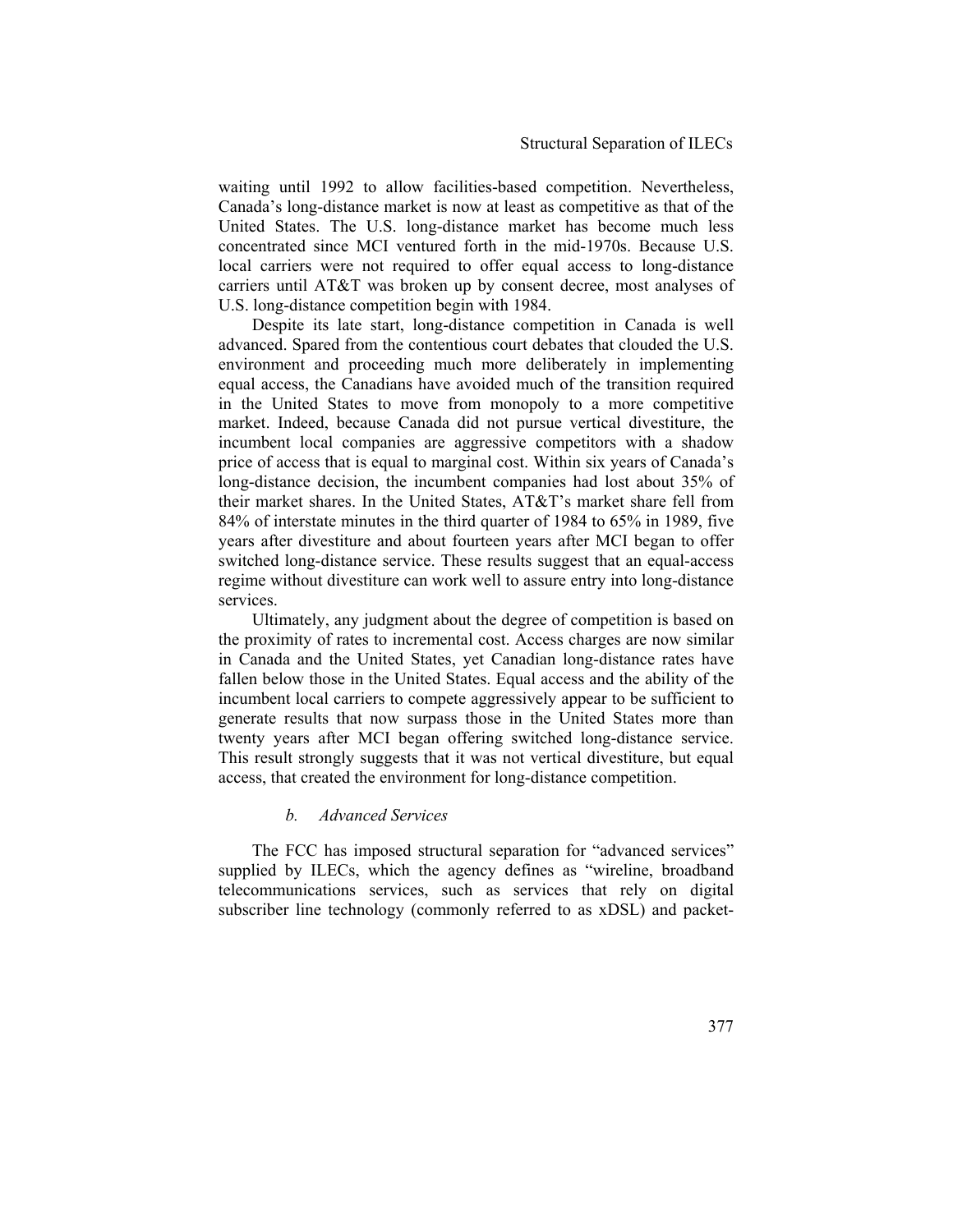waiting until 1992 to allow facilities-based competition. Nevertheless, Canada's long-distance market is now at least as competitive as that of the United States. The U.S. long-distance market has become much less concentrated since MCI ventured forth in the mid-1970s. Because U.S. local carriers were not required to offer equal access to long-distance carriers until AT&T was broken up by consent decree, most analyses of U.S. long-distance competition begin with 1984.

Despite its late start, long-distance competition in Canada is well advanced. Spared from the contentious court debates that clouded the U.S. environment and proceeding much more deliberately in implementing equal access, the Canadians have avoided much of the transition required in the United States to move from monopoly to a more competitive market. Indeed, because Canada did not pursue vertical divestiture, the incumbent local companies are aggressive competitors with a shadow price of access that is equal to marginal cost. Within six years of Canada's long-distance decision, the incumbent companies had lost about 35% of their market shares. In the United States, AT&T's market share fell from 84% of interstate minutes in the third quarter of 1984 to 65% in 1989, five years after divestiture and about fourteen years after MCI began to offer switched long-distance service. These results suggest that an equal-access regime without divestiture can work well to assure entry into long-distance services.

Ultimately, any judgment about the degree of competition is based on the proximity of rates to incremental cost. Access charges are now similar in Canada and the United States, yet Canadian long-distance rates have fallen below those in the United States. Equal access and the ability of the incumbent local carriers to compete aggressively appear to be sufficient to generate results that now surpass those in the United States more than twenty years after MCI began offering switched long-distance service. This result strongly suggests that it was not vertical divestiture, but equal access, that created the environment for long-distance competition.

#### *b. Advanced Services*

The FCC has imposed structural separation for "advanced services" supplied by ILECs, which the agency defines as "wireline, broadband telecommunications services, such as services that rely on digital subscriber line technology (commonly referred to as xDSL) and packet-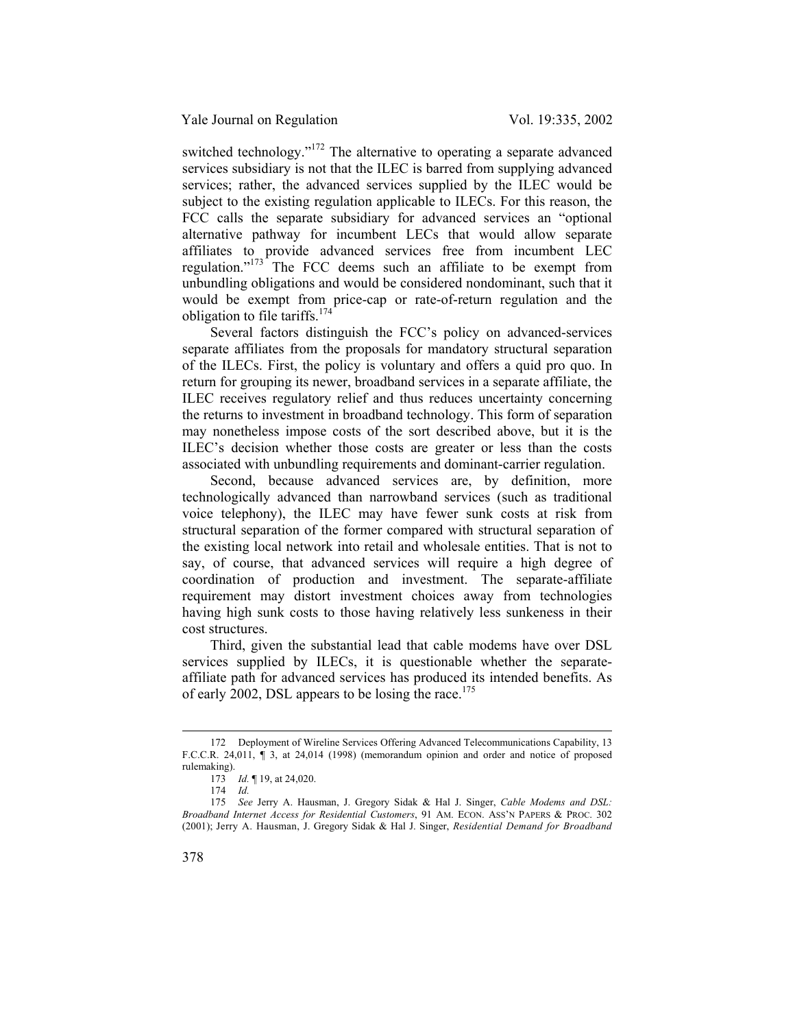switched technology."[172] The alternative to operating a separate advanced services subsidiary is not that the ILEC is barred from supplying advanced services; rather, the advanced services supplied by the ILEC would be subject to the existing regulation applicable to ILECs. For this reason, the FCC calls the separate subsidiary for advanced services an "optional alternative pathway for incumbent LECs that would allow separate affiliates to provide advanced services free from incumbent LEC regulation."[173] The FCC deems such an affiliate to be exempt from unbundling obligations and would be considered nondominant, such that it would be exempt from price-cap or rate-of-return regulation and the obligation to file tariffs.[174]

Several factors distinguish the FCC's policy on advanced-services separate affiliates from the proposals for mandatory structural separation of the ILECs. First, the policy is voluntary and offers a quid pro quo. In return for grouping its newer, broadband services in a separate affiliate, the ILEC receives regulatory relief and thus reduces uncertainty concerning the returns to investment in broadband technology. This form of separation may nonetheless impose costs of the sort described above, but it is the ILEC's decision whether those costs are greater or less than the costs associated with unbundling requirements and dominant-carrier regulation.

Second, because advanced services are, by definition, more technologically advanced than narrowband services (such as traditional voice telephony), the ILEC may have fewer sunk costs at risk from structural separation of the former compared with structural separation of the existing local network into retail and wholesale entities. That is not to say, of course, that advanced services will require a high degree of coordination of production and investment. The separate-affiliate requirement may distort investment choices away from technologies having high sunk costs to those having relatively less sunkeness in their cost structures.

Third, given the substantial lead that cable modems have over DSL services supplied by ILECs, it is questionable whether the separate-affiliate path for advanced services has produced its intended benefits. As of early 2002, DSL appears to be losing the race.[175]

---

172 Deployment of Wireline Services Offering Advanced Telecommunications Capability, 13 F.C.C.R. 24,011, ¶ 3, at 24,014 (1998) (memorandum opinion and order and notice of proposed rulemaking).

173 *Id.* ¶ 19, at 24,020.

174 *Id.*

175 *See* Jerry A. Hausman, J. Gregory Sidak & Hal J. Singer, *Cable Modems and DSL: Broadband Internet Access for Residential Customers*, 91 AM. ECON. ASS'N PAPERS & PROC. 302 (2001); Jerry A. Hausman, J. Gregory Sidak & Hal J. Singer, *Residential Demand for Broadband*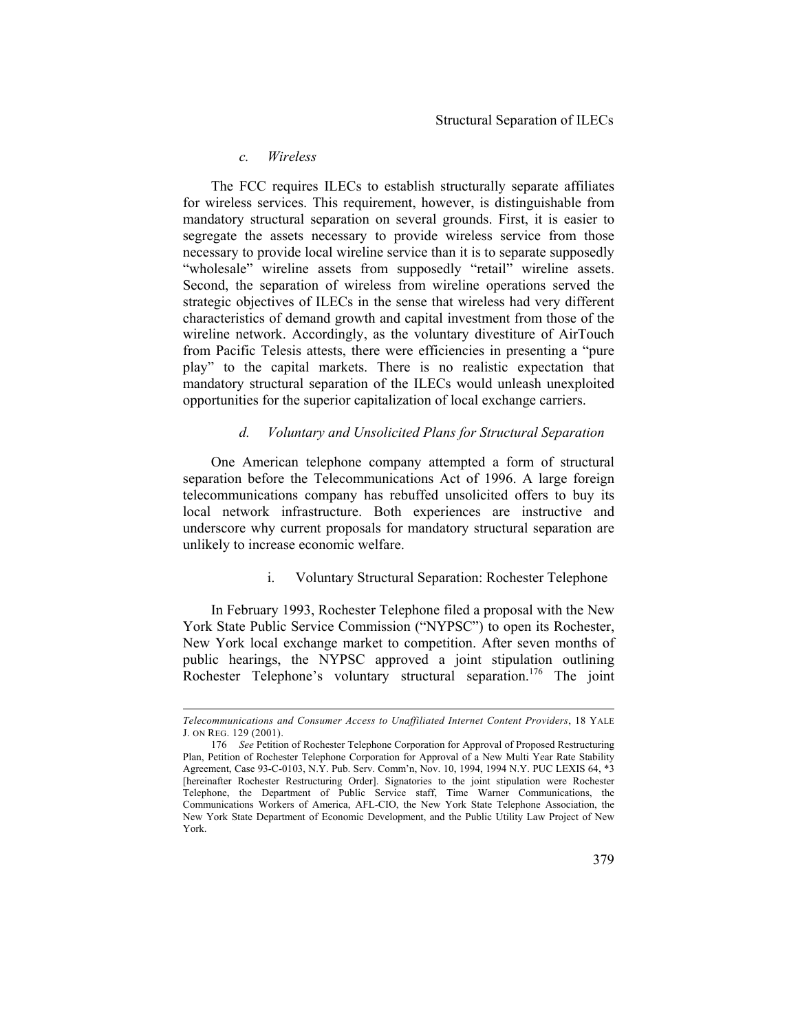#### c. *Wireless*

The FCC requires ILECs to establish structurally separate affiliates for wireless services. This requirement, however, is distinguishable from mandatory structural separation on several grounds. First, it is easier to segregate the assets necessary to provide wireless service from those necessary to provide local wireline service than it is to separate supposedly "wholesale" wireline assets from supposedly "retail" wireline assets. Second, the separation of wireless from wireline operations served the strategic objectives of ILECs in the sense that wireless had very different characteristics of demand growth and capital investment from those of the wireline network. Accordingly, as the voluntary divestiture of AirTouch from Pacific Telesis attests, there were efficiencies in presenting a "pure play" to the capital markets. There is no realistic expectation that mandatory structural separation of the ILECs would unleash unexploited opportunities for the superior capitalization of local exchange carriers.

#### d. *Voluntary and Unsolicited Plans for Structural Separation*

One American telephone company attempted a form of structural separation before the Telecommunications Act of 1996. A large foreign telecommunications company has rebuffed unsolicited offers to buy its local network infrastructure. Both experiences are instructive and underscore why current proposals for mandatory structural separation are unlikely to increase economic welfare.

##### i. Voluntary Structural Separation: Rochester Telephone

In February 1993, Rochester Telephone filed a proposal with the New York State Public Service Commission ("NYPSC") to open its Rochester, New York local exchange market to competition. After seven months of public hearings, the NYPSC approved a joint stipulation outlining Rochester Telephone's voluntary structural separation.[176] The joint

---

*Telecommunications and Consumer Access to Unaffiliated Internet Content Providers*, 18 YALE J. ON REG. 129 (2001).

176 *See* Petition of Rochester Telephone Corporation for Approval of Proposed Restructuring Plan, Petition of Rochester Telephone Corporation for Approval of a New Multi Year Rate Stability Agreement, Case 93-C-0103, N.Y. Pub. Serv. Comm'n, Nov. 10, 1994, 1994 N.Y. PUC LEXIS 64, *3 [hereinafter Rochester Restructuring Order]. Signatories to the joint stipulation were Rochester Telephone, the Department of Public Service staff, Time Warner Communications, the Communications Workers of America, AFL-CIO, the New York State Telephone Association, the New York State Department of Economic Development, and the Public Utility Law Project of New York.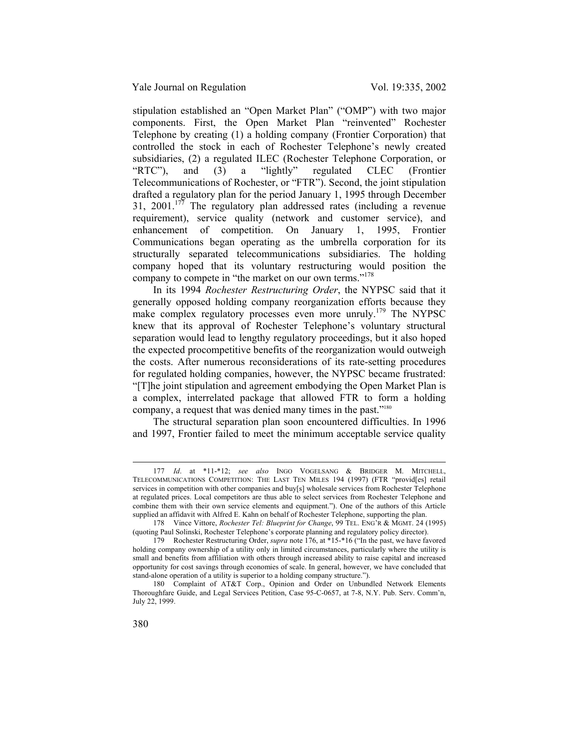stipulation established an "Open Market Plan" ("OMP") with two major components. First, the Open Market Plan "reinvented" Rochester Telephone by creating (1) a holding company (Frontier Corporation) that controlled the stock in each of Rochester Telephone's newly created subsidiaries, (2) a regulated ILEC (Rochester Telephone Corporation, or "RTC"), and (3) a "lightly" regulated CLEC (Frontier Telecommunications of Rochester, or "FTR"). Second, the joint stipulation drafted a regulatory plan for the period January 1, 1995 through December 31, 2001.[177] The regulatory plan addressed rates (including a revenue requirement), service quality (network and customer service), and enhancement of competition. On January 1, 1995, Frontier Communications began operating as the umbrella corporation for its structurally separated telecommunications subsidiaries. The holding company hoped that its voluntary restructuring would position the company to compete in "the market on our own terms."[178]

In its 1994 *Rochester Restructuring Order*, the NYPSC said that it generally opposed holding company reorganization efforts because they make complex regulatory processes even more unruly.[179] The NYPSC knew that its approval of Rochester Telephone's voluntary structural separation would lead to lengthy regulatory proceedings, but it also hoped the expected procompetitive benefits of the reorganization would outweigh the costs. After numerous reconsiderations of its rate-setting procedures for regulated holding companies, however, the NYPSC became frustrated: "[T]he joint stipulation and agreement embodying the Open Market Plan is a complex, interrelated package that allowed FTR to form a holding company, a request that was denied many times in the past."[180]

The structural separation plan soon encountered difficulties. In 1996 and 1997, Frontier failed to meet the minimum acceptable service quality

---

177 *Id*. at \*11-\*12; *see also* INGO VOGELSANG & BRIDGER M. MITCHELL, TELECOMMUNICATIONS COMPETITION: THE LAST TEN MILES 194 (1997) (FTR "provid[es] retail services in competition with other companies and buy[s] wholesale services from Rochester Telephone at regulated prices. Local competitors are thus able to select services from Rochester Telephone and combine them with their own service elements and equipment."). One of the authors of this Article supplied an affidavit with Alfred E. Kahn on behalf of Rochester Telephone, supporting the plan.

178 Vince Vittore, *Rochester Tel: Blueprint for Change*, 99 TEL. ENG'R & MGMT. 24 (1995) (quoting Paul Solinski, Rochester Telephone's corporate planning and regulatory policy director).

179 Rochester Restructuring Order, *supra* note 176, at \*15-\*16 ("In the past, we have favored holding company ownership of a utility only in limited circumstances, particularly where the utility is small and benefits from affiliation with others through increased ability to raise capital and increased opportunity for cost savings through economies of scale. In general, however, we have concluded that stand-alone operation of a utility is superior to a holding company structure.").

180 Complaint of AT&T Corp., Opinion and Order on Unbundled Network Elements Thoroughfare Guide, and Legal Services Petition, Case 95-C-0657, at 7-8, N.Y. Pub. Serv. Comm'n, July 22, 1999.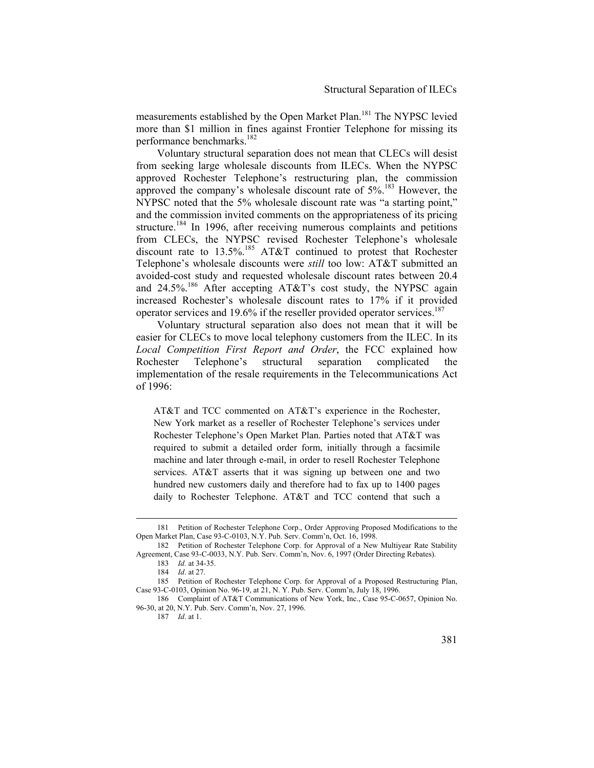measurements established by the Open Market Plan.[181] The NYPSC levied more than $1 million in fines against Frontier Telephone for missing its performance benchmarks.[182]

Voluntary structural separation does not mean that CLECs will desist from seeking large wholesale discounts from ILECs. When the NYPSC approved Rochester Telephone's restructuring plan, the commission approved the company's wholesale discount rate of 5%.[183] However, the NYPSC noted that the 5% wholesale discount rate was "a starting point," and the commission invited comments on the appropriateness of its pricing structure.[184] In 1996, after receiving numerous complaints and petitions from CLECs, the NYPSC revised Rochester Telephone's wholesale discount rate to 13.5%.[185] AT&T continued to protest that Rochester Telephone's wholesale discounts were *still* too low: AT&T submitted an avoided-cost study and requested wholesale discount rates between 20.4 and 24.5%.[186] After accepting AT&T's cost study, the NYPSC again increased Rochester's wholesale discount rates to 17% if it provided operator services and 19.6% if the reseller provided operator services.[187]

Voluntary structural separation also does not mean that it will be easier for CLECs to move local telephony customers from the ILEC. In its *Local Competition First Report and Order*, the FCC explained how Rochester Telephone's structural separation complicated the implementation of the resale requirements in the Telecommunications Act of 1996:

> AT&T and TCC commented on AT&T's experience in the Rochester, New York market as a reseller of Rochester Telephone's services under Rochester Telephone's Open Market Plan. Parties noted that AT&T was required to submit a detailed order form, initially through a facsimile machine and later through e-mail, in order to resell Rochester Telephone services. AT&T asserts that it was signing up between one and two hundred new customers daily and therefore had to fax up to 1400 pages daily to Rochester Telephone. AT&T and TCC contend that such a

---

181 Petition of Rochester Telephone Corp., Order Approving Proposed Modifications to the Open Market Plan, Case 93-C-0103, N.Y. Pub. Serv. Comm'n, Oct. 16, 1998.

182 Petition of Rochester Telephone Corp. for Approval of a New Multiyear Rate Stability Agreement, Case 93-C-0033, N.Y. Pub. Serv. Comm'n, Nov. 6, 1997 (Order Directing Rebates).

183 *Id.* at 34-35.

184 *Id*. at 27.

185 Petition of Rochester Telephone Corp. for Approval of a Proposed Restructuring Plan, Case 93-C-0103, Opinion No. 96-19, at 21, N. Y. Pub. Serv. Comm'n, July 18, 1996.

186 Complaint of AT&T Communications of New York, Inc., Case 95-C-0657, Opinion No. 96-30, at 20, N.Y. Pub. Serv. Comm'n, Nov. 27, 1996.

187 *Id*. at 1.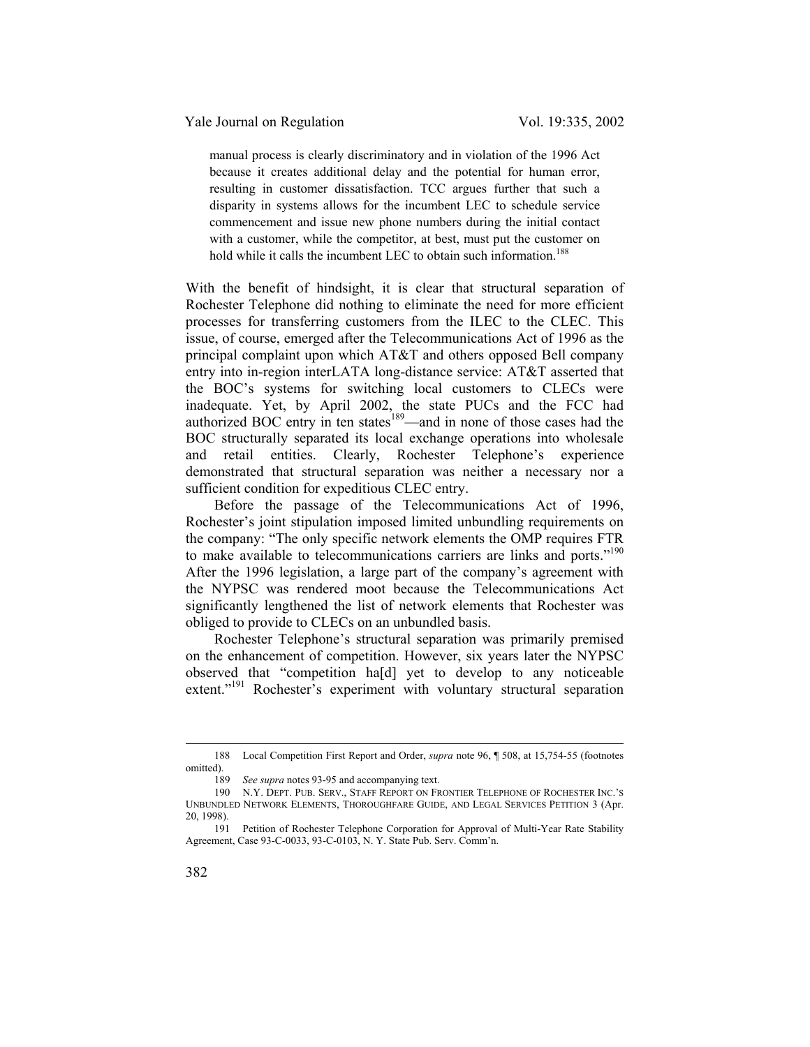> manual process is clearly discriminatory and in violation of the 1996 Act because it creates additional delay and the potential for human error, resulting in customer dissatisfaction. TCC argues further that such a disparity in systems allows for the incumbent LEC to schedule service commencement and issue new phone numbers during the initial contact with a customer, while the competitor, at best, must put the customer on hold while it calls the incumbent LEC to obtain such information.[188]

With the benefit of hindsight, it is clear that structural separation of Rochester Telephone did nothing to eliminate the need for more efficient processes for transferring customers from the ILEC to the CLEC. This issue, of course, emerged after the Telecommunications Act of 1996 as the principal complaint upon which AT&T and others opposed Bell company entry into in-region interLATA long-distance service: AT&T asserted that the BOC's systems for switching local customers to CLECs were inadequate. Yet, by April 2002, the state PUCs and the FCC had authorized BOC entry in ten states[189]—and in none of those cases had the BOC structurally separated its local exchange operations into wholesale and retail entities. Clearly, Rochester Telephone's experience demonstrated that structural separation was neither a necessary nor a sufficient condition for expeditious CLEC entry.

Before the passage of the Telecommunications Act of 1996, Rochester's joint stipulation imposed limited unbundling requirements on the company: "The only specific network elements the OMP requires FTR to make available to telecommunications carriers are links and ports."[190] After the 1996 legislation, a large part of the company's agreement with the NYPSC was rendered moot because the Telecommunications Act significantly lengthened the list of network elements that Rochester was obliged to provide to CLECs on an unbundled basis.

Rochester Telephone's structural separation was primarily premised on the enhancement of competition. However, six years later the NYPSC observed that "competition ha[d] yet to develop to any noticeable extent."[191] Rochester's experiment with voluntary structural separation

---

188 Local Competition First Report and Order, *supra* note 96, ¶ 508, at 15,754-55 (footnotes omitted).

189 *See supra* notes 93-95 and accompanying text.

190 N.Y. DEPT. PUB. SERV., STAFF REPORT ON FRONTIER TELEPHONE OF ROCHESTER INC.'S UNBUNDLED NETWORK ELEMENTS, THOROUGHFARE GUIDE, AND LEGAL SERVICES PETITION 3 (Apr. 20, 1998).

191 Petition of Rochester Telephone Corporation for Approval of Multi-Year Rate Stability Agreement, Case 93-C-0033, 93-C-0103, N. Y. State Pub. Serv. Comm'n.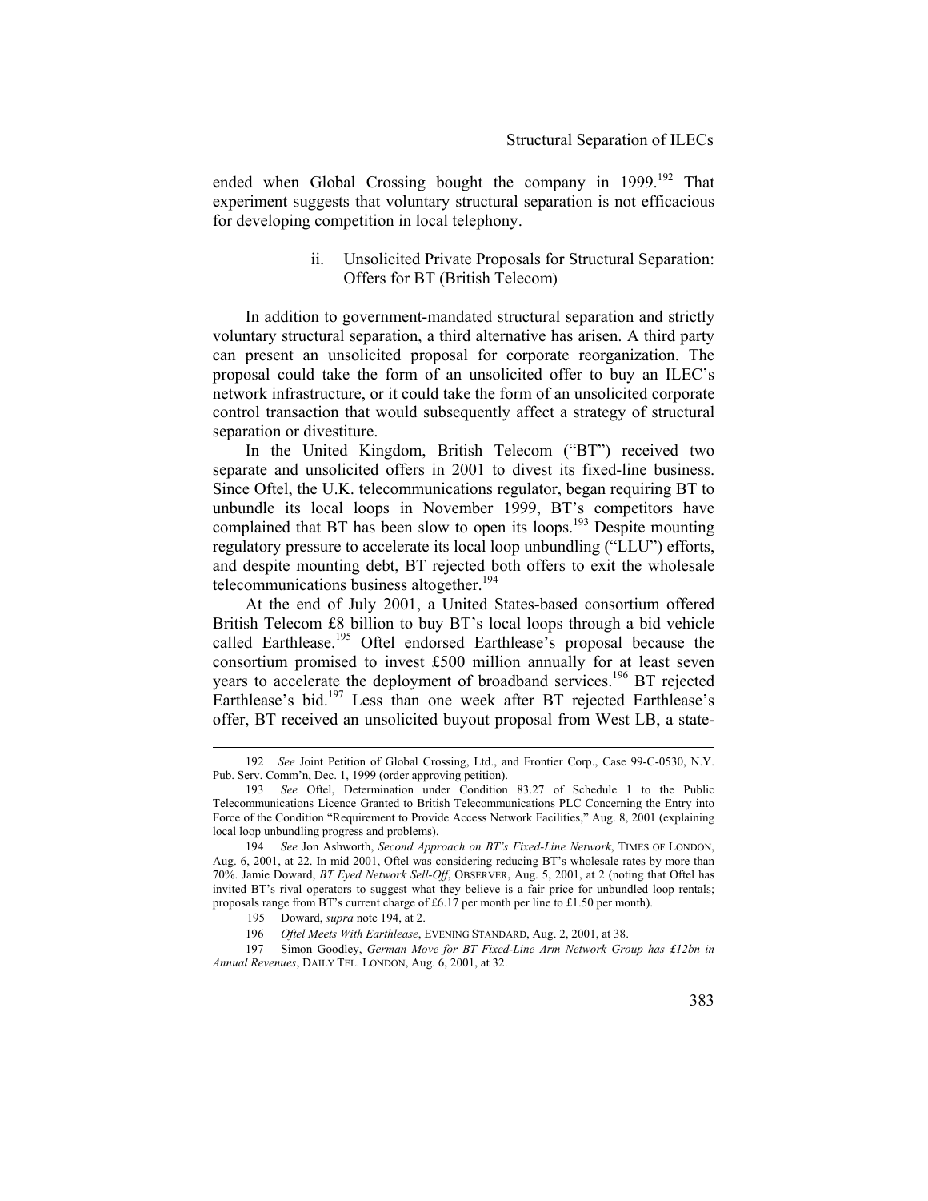ended when Global Crossing bought the company in 1999.[192] That experiment suggests that voluntary structural separation is not efficacious for developing competition in local telephony.

### ii. Unsolicited Private Proposals for Structural Separation: Offers for BT (British Telecom)

In addition to government-mandated structural separation and strictly voluntary structural separation, a third alternative has arisen. A third party can present an unsolicited proposal for corporate reorganization. The proposal could take the form of an unsolicited offer to buy an ILEC's network infrastructure, or it could take the form of an unsolicited corporate control transaction that would subsequently affect a strategy of structural separation or divestiture.

In the United Kingdom, British Telecom ("BT") received two separate and unsolicited offers in 2001 to divest its fixed-line business. Since Oftel, the U.K. telecommunications regulator, began requiring BT to unbundle its local loops in November 1999, BT's competitors have complained that BT has been slow to open its loops.[193] Despite mounting regulatory pressure to accelerate its local loop unbundling ("LLU") efforts, and despite mounting debt, BT rejected both offers to exit the wholesale telecommunications business altogether.[194]

At the end of July 2001, a United States-based consortium offered British Telecom £8 billion to buy BT's local loops through a bid vehicle called Earthlease.[195] Oftel endorsed Earthlease's proposal because the consortium promised to invest £500 million annually for at least seven years to accelerate the deployment of broadband services.[196] BT rejected Earthlease's bid.[197] Less than one week after BT rejected Earthlease's offer, BT received an unsolicited buyout proposal from West LB, a state-

---

192 *See* Joint Petition of Global Crossing, Ltd., and Frontier Corp., Case 99-C-0530, N.Y. Pub. Serv. Comm'n, Dec. 1, 1999 (order approving petition).

193 *See* Oftel, Determination under Condition 83.27 of Schedule 1 to the Public Telecommunications Licence Granted to British Telecommunications PLC Concerning the Entry into Force of the Condition "Requirement to Provide Access Network Facilities," Aug. 8, 2001 (explaining local loop unbundling progress and problems).

194 *See* Jon Ashworth, *Second Approach on BT's Fixed-Line Network*, TIMES OF LONDON, Aug. 6, 2001, at 22. In mid 2001, Oftel was considering reducing BT's wholesale rates by more than 70%. Jamie Doward, *BT Eyed Network Sell-Off*, OBSERVER, Aug. 5, 2001, at 2 (noting that Oftel has invited BT's rival operators to suggest what they believe is a fair price for unbundled loop rentals; proposals range from BT's current charge of £6.17 per month per line to £1.50 per month).

195 Doward, *supra* note 194, at 2.

196 *Oftel Meets With Earthlease*, EVENING STANDARD, Aug. 2, 2001, at 38.

197 Simon Goodley, *German Move for BT Fixed-Line Arm Network Group has £12bn in Annual Revenues*, DAILY TEL. LONDON, Aug. 6, 2001, at 32.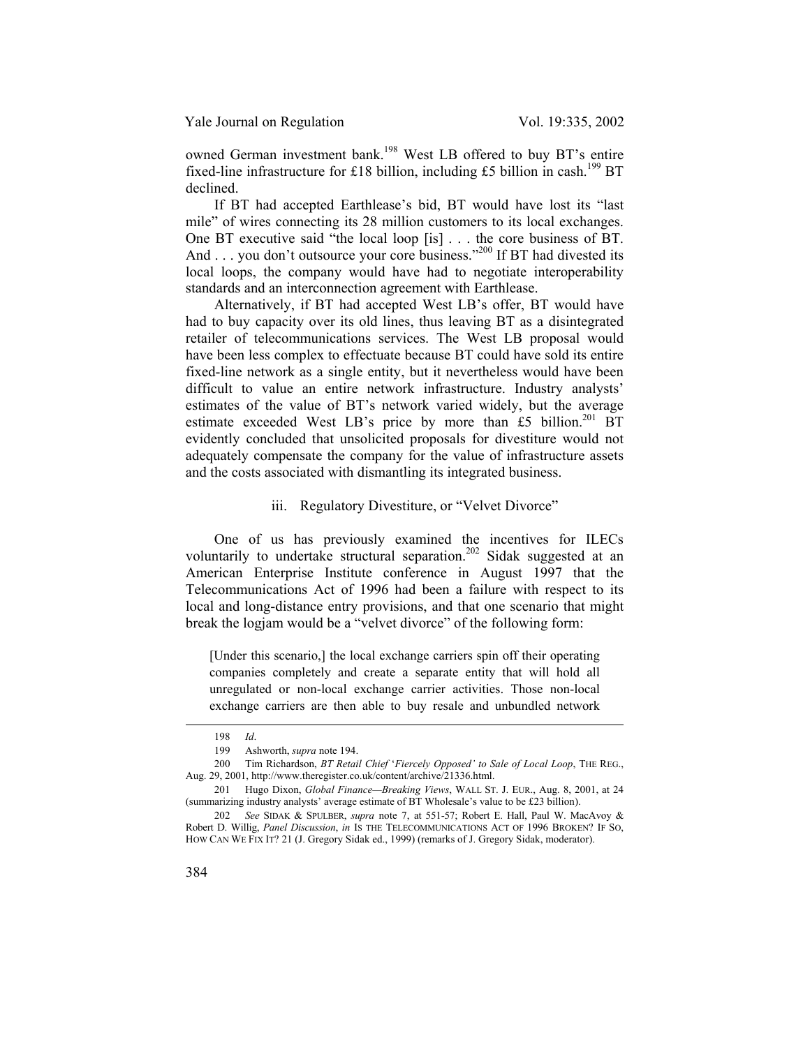owned German investment bank.[198] West LB offered to buy BT's entire fixed-line infrastructure for £18 billion, including £5 billion in cash.[199] BT declined.

If BT had accepted Earthlease's bid, BT would have lost its "last mile" of wires connecting its 28 million customers to its local exchanges. One BT executive said "the local loop [is] . . . the core business of BT. And . . . you don't outsource your core business."[200] If BT had divested its local loops, the company would have had to negotiate interoperability standards and an interconnection agreement with Earthlease.

Alternatively, if BT had accepted West LB's offer, BT would have had to buy capacity over its old lines, thus leaving BT as a disintegrated retailer of telecommunications services. The West LB proposal would have been less complex to effectuate because BT could have sold its entire fixed-line network as a single entity, but it nevertheless would have been difficult to value an entire network infrastructure. Industry analysts' estimates of the value of BT's network varied widely, but the average estimate exceeded West LB's price by more than £5 billion.[201] BT evidently concluded that unsolicited proposals for divestiture would not adequately compensate the company for the value of infrastructure assets and the costs associated with dismantling its integrated business.

#### iii. Regulatory Divestiture, or "Velvet Divorce"

One of us has previously examined the incentives for ILECs voluntarily to undertake structural separation.[202] Sidak suggested at an American Enterprise Institute conference in August 1997 that the Telecommunications Act of 1996 had been a failure with respect to its local and long-distance entry provisions, and that one scenario that might break the logjam would be a "velvet divorce" of the following form:

> [Under this scenario,] the local exchange carriers spin off their operating companies completely and create a separate entity that will hold all unregulated or non-local exchange carrier activities. Those non-local exchange carriers are then able to buy resale and unbundled network

---

198 *Id*.

199 Ashworth, *supra* note 194.

200 Tim Richardson, *BT Retail Chief 'Fiercely Opposed' to Sale of Local Loop*, THE REG., Aug. 29, 2001, http://www.theregister.co.uk/content/archive/21336.html.

201 Hugo Dixon, *Global Finance—Breaking Views*, WALL ST. J. EUR., Aug. 8, 2001, at 24 (summarizing industry analysts' average estimate of BT Wholesale's value to be £23 billion).

202 *See* SIDAK & SPULBER, *supra* note 7, at 551-57; Robert E. Hall, Paul W. MacAvoy & Robert D. Willig, *Panel Discussion*, *in* IS THE TELECOMMUNICATIONS ACT OF 1996 BROKEN? IF SO, HOW CAN WE FIX IT? 21 (J. Gregory Sidak ed., 1999) (remarks of J. Gregory Sidak, moderator).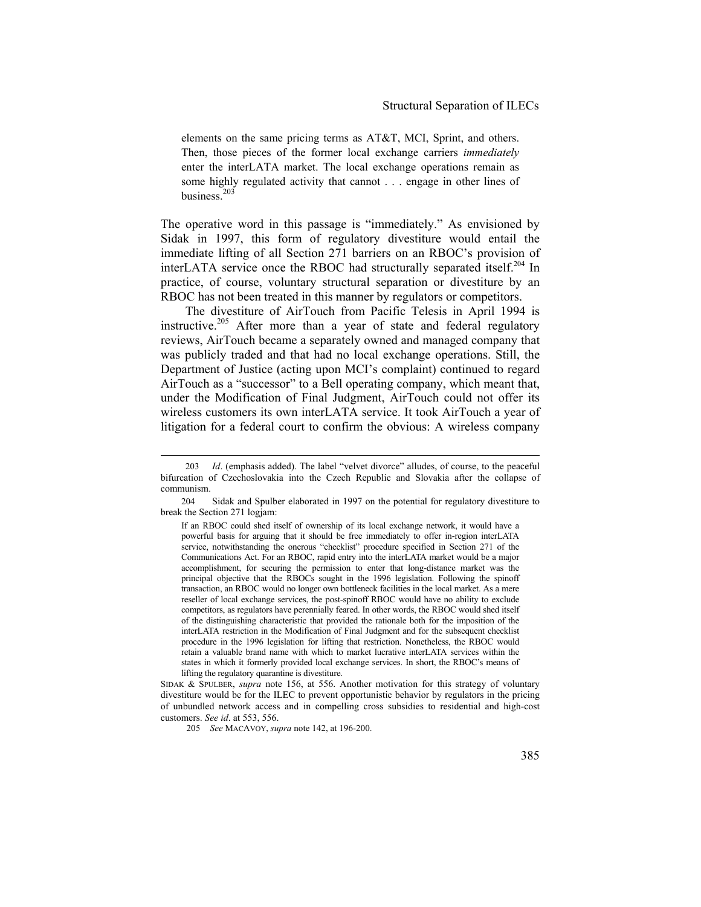> elements on the same pricing terms as AT&T, MCI, Sprint, and others. Then, those pieces of the former local exchange carriers *immediately* enter the interLATA market. The local exchange operations remain as some highly regulated activity that cannot . . . engage in other lines of business.[203]

The operative word in this passage is "immediately." As envisioned by Sidak in 1997, this form of regulatory divestiture would entail the immediate lifting of all Section 271 barriers on an RBOC's provision of interLATA service once the RBOC had structurally separated itself.[204] In practice, of course, voluntary structural separation or divestiture by an RBOC has not been treated in this manner by regulators or competitors.

The divestiture of AirTouch from Pacific Telesis in April 1994 is instructive.[205] After more than a year of state and federal regulatory reviews, AirTouch became a separately owned and managed company that was publicly traded and that had no local exchange operations. Still, the Department of Justice (acting upon MCI's complaint) continued to regard AirTouch as a "successor" to a Bell operating company, which meant that, under the Modification of Final Judgment, AirTouch could not offer its wireless customers its own interLATA service. It took AirTouch a year of litigation for a federal court to confirm the obvious: A wireless company

---

203 *Id*. (emphasis added). The label "velvet divorce" alludes, of course, to the peaceful bifurcation of Czechoslovakia into the Czech Republic and Slovakia after the collapse of communism.

204 Sidak and Spulber elaborated in 1997 on the potential for regulatory divestiture to break the Section 271 logjam:

> If an RBOC could shed itself of ownership of its local exchange network, it would have a powerful basis for arguing that it should be free immediately to offer in-region interLATA service, notwithstanding the onerous "checklist" procedure specified in Section 271 of the Communications Act. For an RBOC, rapid entry into the interLATA market would be a major accomplishment, for securing the permission to enter that long-distance market was the principal objective that the RBOCs sought in the 1996 legislation. Following the spinoff transaction, an RBOC would no longer own bottleneck facilities in the local market. As a mere reseller of local exchange services, the post-spinoff RBOC would have no ability to exclude competitors, as regulators have perennially feared. In other words, the RBOC would shed itself of the distinguishing characteristic that provided the rationale both for the imposition of the interLATA restriction in the Modification of Final Judgment and for the subsequent checklist procedure in the 1996 legislation for lifting that restriction. Nonetheless, the RBOC would retain a valuable brand name with which to market lucrative interLATA services within the states in which it formerly provided local exchange services. In short, the RBOC's means of lifting the regulatory quarantine is divestiture.

SIDAK & SPULBER, *supra* note 156, at 556. Another motivation for this strategy of voluntary divestiture would be for the ILEC to prevent opportunistic behavior by regulators in the pricing of unbundled network access and in compelling cross subsidies to residential and high-cost customers. *See id*. at 553, 556.

205 *See* MACAVOY, *supra* note 142, at 196-200.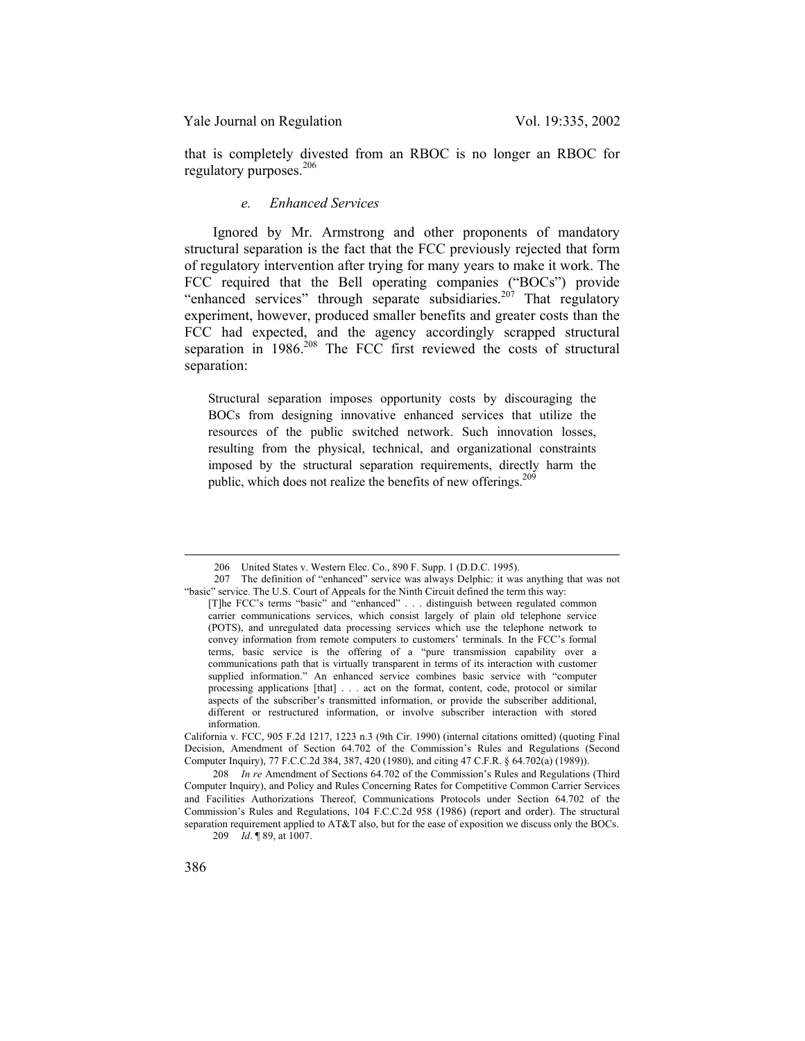that is completely divested from an RBOC is no longer an RBOC for regulatory purposes.[206]

#### *e. Enhanced Services*

Ignored by Mr. Armstrong and other proponents of mandatory structural separation is the fact that the FCC previously rejected that form of regulatory intervention after trying for many years to make it work. The FCC required that the Bell operating companies ("BOCs") provide "enhanced services" through separate subsidiaries.[207] That regulatory experiment, however, produced smaller benefits and greater costs than the FCC had expected, and the agency accordingly scrapped structural separation in 1986.[208] The FCC first reviewed the costs of structural separation:

> Structural separation imposes opportunity costs by discouraging the BOCs from designing innovative enhanced services that utilize the resources of the public switched network. Such innovation losses, resulting from the physical, technical, and organizational constraints imposed by the structural separation requirements, directly harm the public, which does not realize the benefits of new offerings.[209]

---

206 United States v. Western Elec. Co., 890 F. Supp. 1 (D.D.C. 1995).

207 The definition of "enhanced" service was always Delphic: it was anything that was not "basic" service. The U.S. Court of Appeals for the Ninth Circuit defined the term this way:

> [T]he FCC's terms "basic" and "enhanced" . . . distinguish between regulated common carrier communications services, which consist largely of plain old telephone service (POTS), and unregulated data processing services which use the telephone network to convey information from remote computers to customers' terminals. In the FCC's formal terms, basic service is the offering of a "pure transmission capability over a communications path that is virtually transparent in terms of its interaction with customer supplied information." An enhanced service combines basic service with "computer processing applications [that] . . . act on the format, content, code, protocol or similar aspects of the subscriber's transmitted information, or provide the subscriber additional, different or restructured information, or involve subscriber interaction with stored information.

California v. FCC, 905 F.2d 1217, 1223 n.3 (9th Cir. 1990) (internal citations omitted) (quoting Final Decision, Amendment of Section 64.702 of the Commission's Rules and Regulations (Second Computer Inquiry), 77 F.C.C.2d 384, 387, 420 (1980), and citing 47 C.F.R. § 64.702(a) (1989)).

208 *In re* Amendment of Sections 64.702 of the Commission's Rules and Regulations (Third Computer Inquiry), and Policy and Rules Concerning Rates for Competitive Common Carrier Services and Facilities Authorizations Thereof, Communications Protocols under Section 64.702 of the Commission's Rules and Regulations, 104 F.C.C.2d 958 (1986) (report and order). The structural separation requirement applied to AT&T also, but for the ease of exposition we discuss only the BOCs.

209 *Id*. ¶ 89, at 1007.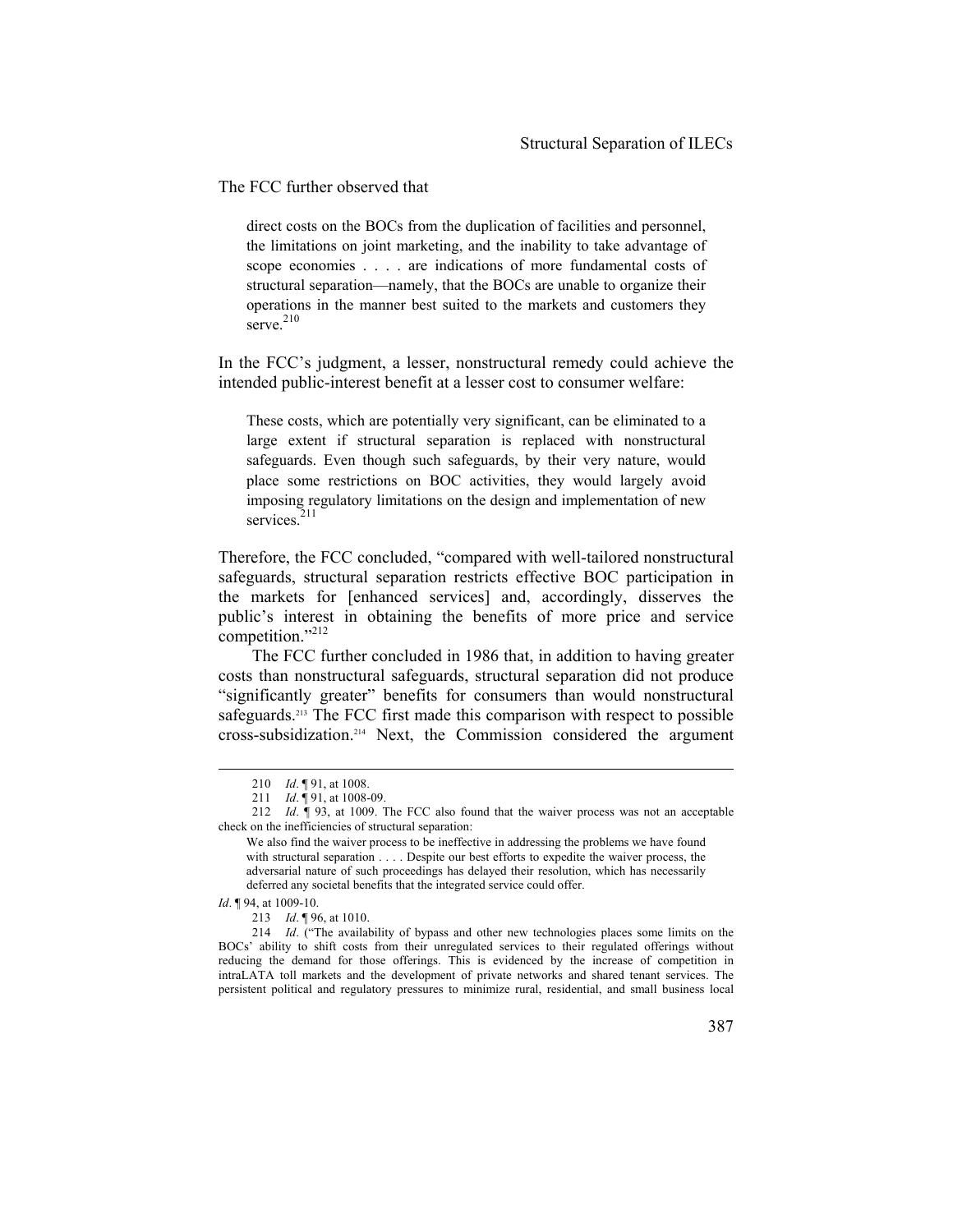The FCC further observed that

> direct costs on the BOCs from the duplication of facilities and personnel, the limitations on joint marketing, and the inability to take advantage of scope economies . . . . are indications of more fundamental costs of structural separation—namely, that the BOCs are unable to organize their operations in the manner best suited to the markets and customers they serve.[210]

In the FCC's judgment, a lesser, nonstructural remedy could achieve the intended public-interest benefit at a lesser cost to consumer welfare:

> These costs, which are potentially very significant, can be eliminated to a large extent if structural separation is replaced with nonstructural safeguards. Even though such safeguards, by their very nature, would place some restrictions on BOC activities, they would largely avoid imposing regulatory limitations on the design and implementation of new services.[211]

Therefore, the FCC concluded, "compared with well-tailored nonstructural safeguards, structural separation restricts effective BOC participation in the markets for [enhanced services] and, accordingly, disserves the public's interest in obtaining the benefits of more price and service competition."[212]

The FCC further concluded in 1986 that, in addition to having greater costs than nonstructural safeguards, structural separation did not produce "significantly greater" benefits for consumers than would nonstructural safeguards.[213] The FCC first made this comparison with respect to possible cross-subsidization.[214] Next, the Commission considered the argument

---

210 *Id*. ¶ 91, at 1008.

211 *Id*. ¶ 91, at 1008-09.

212 *Id*. ¶ 93, at 1009. The FCC also found that the waiver process was not an acceptable check on the inefficiencies of structural separation:

> We also find the waiver process to be ineffective in addressing the problems we have found with structural separation . . . . Despite our best efforts to expedite the waiver process, the adversarial nature of such proceedings has delayed their resolution, which has necessarily deferred any societal benefits that the integrated service could offer.

*Id*. ¶ 94, at 1009-10.

213 *Id*. ¶ 96, at 1010.

214 *Id*. ("The availability of bypass and other new technologies places some limits on the BOCs' ability to shift costs from their unregulated services to their regulated offerings without reducing the demand for those offerings. This is evidenced by the increase of competition in intraLATA toll markets and the development of private networks and shared tenant services. The persistent political and regulatory pressures to minimize rural, residential, and small business local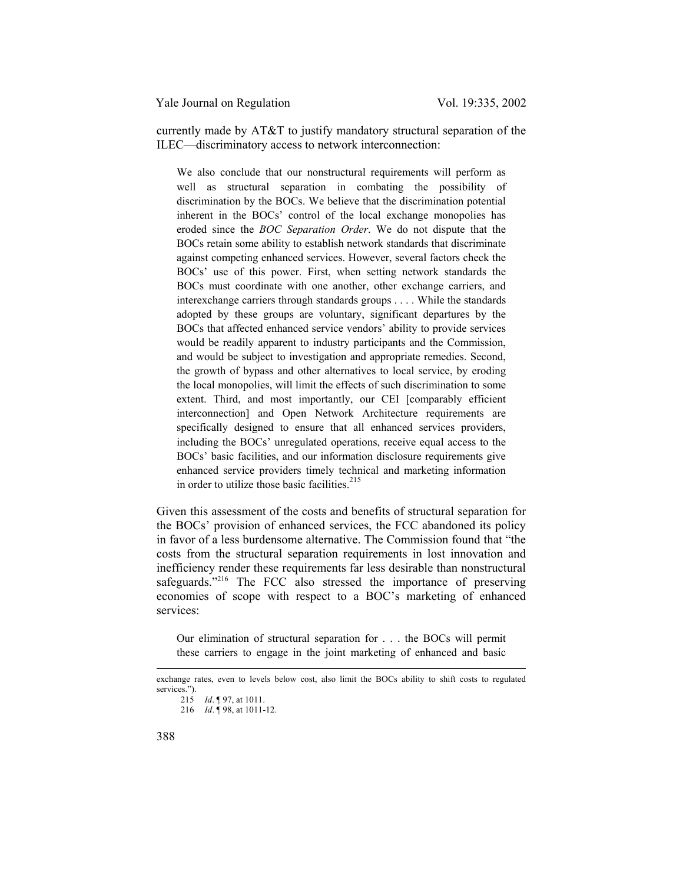currently made by AT&T to justify mandatory structural separation of the ILEC—discriminatory access to network interconnection:

> We also conclude that our nonstructural requirements will perform as well as structural separation in combating the possibility of discrimination by the BOCs. We believe that the discrimination potential inherent in the BOCs' control of the local exchange monopolies has eroded since the *BOC Separation Order*. We do not dispute that the BOCs retain some ability to establish network standards that discriminate against competing enhanced services. However, several factors check the BOCs' use of this power. First, when setting network standards the BOCs must coordinate with one another, other exchange carriers, and interexchange carriers through standards groups . . . . While the standards adopted by these groups are voluntary, significant departures by the BOCs that affected enhanced service vendors' ability to provide services would be readily apparent to industry participants and the Commission, and would be subject to investigation and appropriate remedies. Second, the growth of bypass and other alternatives to local service, by eroding the local monopolies, will limit the effects of such discrimination to some extent. Third, and most importantly, our CEI [comparably efficient interconnection] and Open Network Architecture requirements are specifically designed to ensure that all enhanced services providers, including the BOCs' unregulated operations, receive equal access to the BOCs' basic facilities, and our information disclosure requirements give enhanced service providers timely technical and marketing information in order to utilize those basic facilities.[215]

Given this assessment of the costs and benefits of structural separation for the BOCs' provision of enhanced services, the FCC abandoned its policy in favor of a less burdensome alternative. The Commission found that "the costs from the structural separation requirements in lost innovation and inefficiency render these requirements far less desirable than nonstructural safeguards."[216] The FCC also stressed the importance of preserving economies of scope with respect to a BOC's marketing of enhanced services:

> Our elimination of structural separation for . . . the BOCs will permit these carriers to engage in the joint marketing of enhanced and basic

---

exchange rates, even to levels below cost, also limit the BOCs ability to shift costs to regulated services.").

215 *Id*. ¶ 97, at 1011.

216 *Id*. ¶ 98, at 1011-12.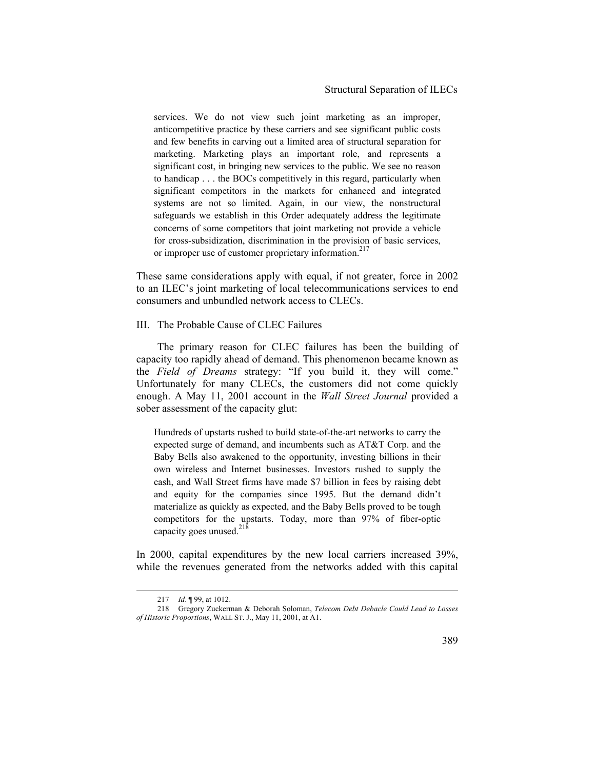> services. We do not view such joint marketing as an improper, anticompetitive practice by these carriers and see significant public costs and few benefits in carving out a limited area of structural separation for marketing. Marketing plays an important role, and represents a significant cost, in bringing new services to the public. We see no reason to handicap . . . the BOCs competitively in this regard, particularly when significant competitors in the markets for enhanced and integrated systems are not so limited. Again, in our view, the nonstructural safeguards we establish in this Order adequately address the legitimate concerns of some competitors that joint marketing not provide a vehicle for cross-subsidization, discrimination in the provision of basic services, or improper use of customer proprietary information.[217]

These same considerations apply with equal, if not greater, force in 2002 to an ILEC's joint marketing of local telecommunications services to end consumers and unbundled network access to CLECs.

## III. The Probable Cause of CLEC Failures

The primary reason for CLEC failures has been the building of capacity too rapidly ahead of demand. This phenomenon became known as the *Field of Dreams* strategy: "If you build it, they will come." Unfortunately for many CLECs, the customers did not come quickly enough. A May 11, 2001 account in the *Wall Street Journal* provided a sober assessment of the capacity glut:

> Hundreds of upstarts rushed to build state-of-the-art networks to carry the expected surge of demand, and incumbents such as AT&T Corp. and the Baby Bells also awakened to the opportunity, investing billions in their own wireless and Internet businesses. Investors rushed to supply the cash, and Wall Street firms have made $7 billion in fees by raising debt and equity for the companies since 1995. But the demand didn't materialize as quickly as expected, and the Baby Bells proved to be tough competitors for the upstarts. Today, more than 97% of fiber-optic capacity goes unused.[218]

In 2000, capital expenditures by the new local carriers increased 39%, while the revenues generated from the networks added with this capital

---

217 *Id*. ¶ 99, at 1012.

218 Gregory Zuckerman & Deborah Soloman, *Telecom Debt Debacle Could Lead to Losses of Historic Proportions*, WALL ST. J., May 11, 2001, at A1.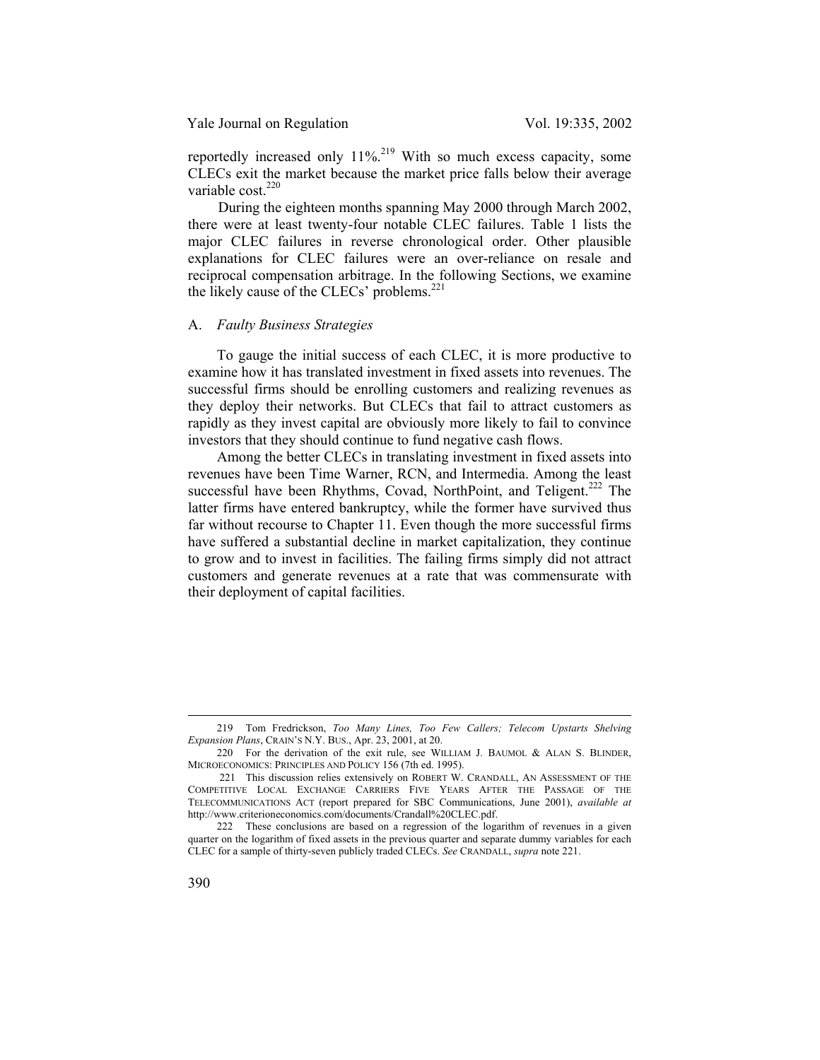reportedly increased only 11%.[219] With so much excess capacity, some CLECs exit the market because the market price falls below their average variable cost.[220]

During the eighteen months spanning May 2000 through March 2002, there were at least twenty-four notable CLEC failures. Table 1 lists the major CLEC failures in reverse chronological order. Other plausible explanations for CLEC failures were an over-reliance on resale and reciprocal compensation arbitrage. In the following Sections, we examine the likely cause of the CLECs' problems.[221]

## A. *Faulty Business Strategies*

To gauge the initial success of each CLEC, it is more productive to examine how it has translated investment in fixed assets into revenues. The successful firms should be enrolling customers and realizing revenues as they deploy their networks. But CLECs that fail to attract customers as rapidly as they invest capital are obviously more likely to fail to convince investors that they should continue to fund negative cash flows.

Among the better CLECs in translating investment in fixed assets into revenues have been Time Warner, RCN, and Intermedia. Among the least successful have been Rhythms, Covad, NorthPoint, and Teligent.[222] The latter firms have entered bankruptcy, while the former have survived thus far without recourse to Chapter 11. Even though the more successful firms have suffered a substantial decline in market capitalization, they continue to grow and to invest in facilities. The failing firms simply did not attract customers and generate revenues at a rate that was commensurate with their deployment of capital facilities.

---

219 Tom Fredrickson, *Too Many Lines, Too Few Callers; Telecom Upstarts Shelving Expansion Plans*, CRAIN'S N.Y. BUS., Apr. 23, 2001, at 20.

220 For the derivation of the exit rule, see WILLIAM J. BAUMOL & ALAN S. BLINDER, MICROECONOMICS: PRINCIPLES AND POLICY 156 (7th ed. 1995).

221 This discussion relies extensively on ROBERT W. CRANDALL, AN ASSESSMENT OF THE COMPETITIVE LOCAL EXCHANGE CARRIERS FIVE YEARS AFTER THE PASSAGE OF THE TELECOMMUNICATIONS ACT (report prepared for SBC Communications, June 2001), *available at* http://www.criterioneconomics.com/documents/Crandall%20CLEC.pdf.

222 These conclusions are based on a regression of the logarithm of revenues in a given quarter on the logarithm of fixed assets in the previous quarter and separate dummy variables for each CLEC for a sample of thirty-seven publicly traded CLECs. *See* CRANDALL, *supra* note 221.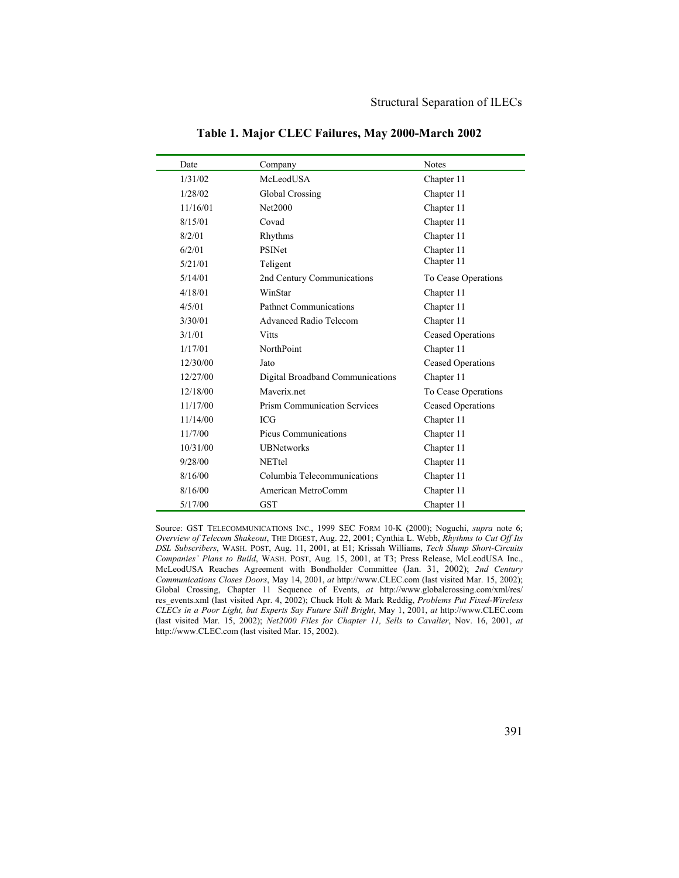**Table 1. Major CLEC Failures, May 2000-March 2002**

| Date | Company | Notes |
|---|---|---|
| 1/31/02 | McLeodUSA | Chapter 11 |
| 1/28/02 | Global Crossing | Chapter 11 |
| 11/16/01 | Net2000 | Chapter 11 |
| 8/15/01 | Covad | Chapter 11 |
| 8/2/01 | Rhythms | Chapter 11 |
| 6/2/01 | PSINet | Chapter 11 |
| 5/21/01 | Teligent | Chapter 11 |
| 5/14/01 | 2nd Century Communications | To Cease Operations |
| 4/18/01 | WinStar | Chapter 11 |
| 4/5/01 | Pathnet Communications | Chapter 11 |
| 3/30/01 | Advanced Radio Telecom | Chapter 11 |
| 3/1/01 | Vitts | Ceased Operations |
| 1/17/01 | NorthPoint | Chapter 11 |
| 12/30/00 | Jato | Ceased Operations |
| 12/27/00 | Digital Broadband Communications | Chapter 11 |
| 12/18/00 | Maverix.net | To Cease Operations |
| 11/17/00 | Prism Communication Services | Ceased Operations |
| 11/14/00 | ICG | Chapter 11 |
| 11/7/00 | Picus Communications | Chapter 11 |
| 10/31/00 | UBNetworks | Chapter 11 |
| 9/28/00 | NETtel | Chapter 11 |
| 8/16/00 | Columbia Telecommunications | Chapter 11 |
| 8/16/00 | American MetroComm | Chapter 11 |
| 5/17/00 | GST | Chapter 11 |

Source: GST TELECOMMUNICATIONS INC., 1999 SEC FORM 10-K (2000); Noguchi, *supra* note 6; *Overview of Telecom Shakeout*, THE DIGEST, Aug. 22, 2001; Cynthia L. Webb, *Rhythms to Cut Off Its DSL Subscribers*, WASH. POST, Aug. 11, 2001, at E1; Krissah Williams, *Tech Slump Short-Circuits Companies' Plans to Build*, WASH. POST, Aug. 15, 2001, at T3; Press Release, McLeodUSA Inc., McLeodUSA Reaches Agreement with Bondholder Committee (Jan. 31, 2002); *2nd Century Communications Closes Doors*, May 14, 2001, *at* http://www.CLEC.com (last visited Mar. 15, 2002); Global Crossing, Chapter 11 Sequence of Events, *at* http://www.globalcrossing.com/xml/res/res_events.xml (last visited Apr. 4, 2002); Chuck Holt & Mark Reddig, *Problems Put Fixed-Wireless CLECs in a Poor Light, but Experts Say Future Still Bright*, May 1, 2001, *at* http://www.CLEC.com (last visited Mar. 15, 2002); *Net2000 Files for Chapter 11, Sells to Cavalier*, Nov. 16, 2001, *at* http://www.CLEC.com (last visited Mar. 15, 2002).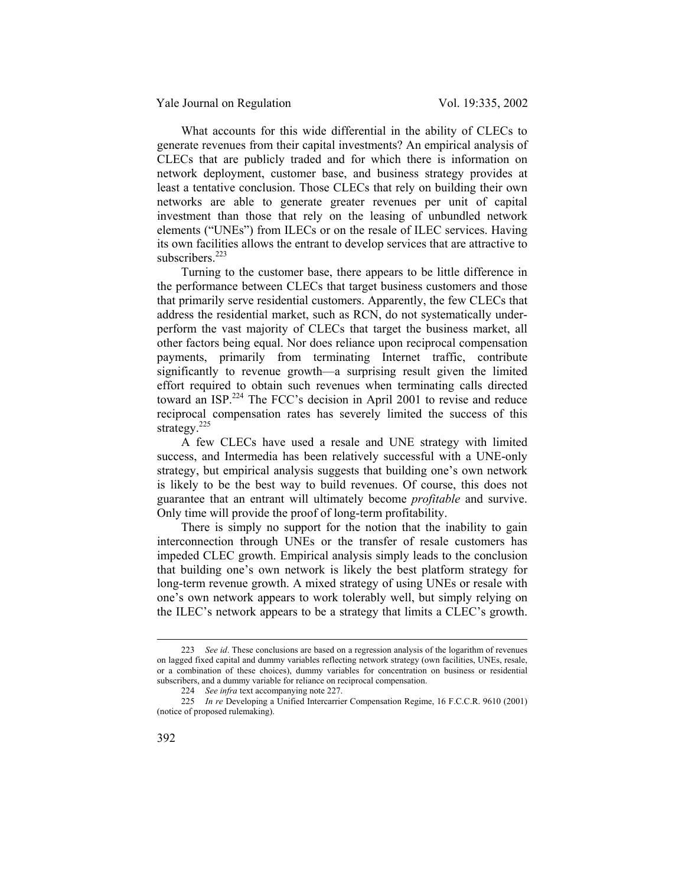What accounts for this wide differential in the ability of CLECs to generate revenues from their capital investments? An empirical analysis of CLECs that are publicly traded and for which there is information on network deployment, customer base, and business strategy provides at least a tentative conclusion. Those CLECs that rely on building their own networks are able to generate greater revenues per unit of capital investment than those that rely on the leasing of unbundled network elements ("UNEs") from ILECs or on the resale of ILEC services. Having its own facilities allows the entrant to develop services that are attractive to subscribers.[223]

Turning to the customer base, there appears to be little difference in the performance between CLECs that target business customers and those that primarily serve residential customers. Apparently, the few CLECs that address the residential market, such as RCN, do not systematically under-perform the vast majority of CLECs that target the business market, all other factors being equal. Nor does reliance upon reciprocal compensation payments, primarily from terminating Internet traffic, contribute significantly to revenue growth—a surprising result given the limited effort required to obtain such revenues when terminating calls directed toward an ISP.[224] The FCC's decision in April 2001 to revise and reduce reciprocal compensation rates has severely limited the success of this strategy.[225]

A few CLECs have used a resale and UNE strategy with limited success, and Intermedia has been relatively successful with a UNE-only strategy, but empirical analysis suggests that building one's own network is likely to be the best way to build revenues. Of course, this does not guarantee that an entrant will ultimately become *profitable* and survive. Only time will provide the proof of long-term profitability.

There is simply no support for the notion that the inability to gain interconnection through UNEs or the transfer of resale customers has impeded CLEC growth. Empirical analysis simply leads to the conclusion that building one's own network is likely the best platform strategy for long-term revenue growth. A mixed strategy of using UNEs or resale with one's own network appears to work tolerably well, but simply relying on the ILEC's network appears to be a strategy that limits a CLEC's growth.

---

223 *See id*. These conclusions are based on a regression analysis of the logarithm of revenues on lagged fixed capital and dummy variables reflecting network strategy (own facilities, UNEs, resale, or a combination of these choices), dummy variables for concentration on business or residential subscribers, and a dummy variable for reliance on reciprocal compensation.

224 *See infra* text accompanying note 227.

225 *In re* Developing a Unified Intercarrier Compensation Regime, 16 F.C.C.R. 9610 (2001) (notice of proposed rulemaking).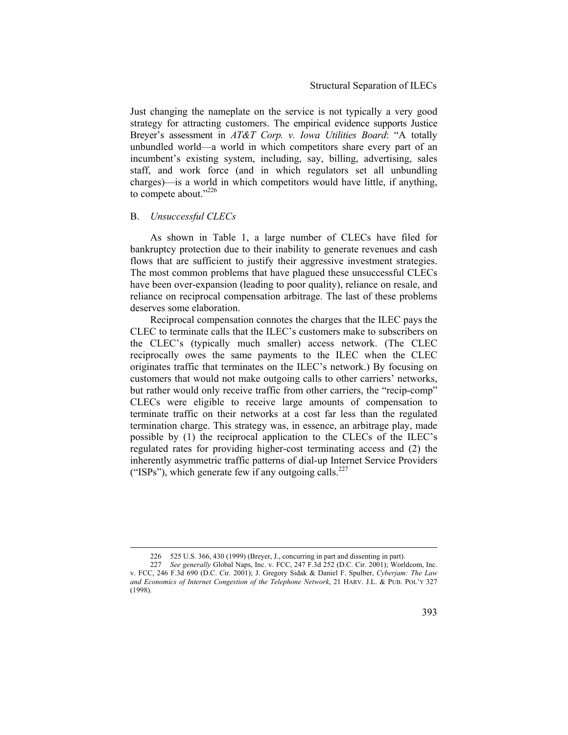Just changing the nameplate on the service is not typically a very good strategy for attracting customers. The empirical evidence supports Justice Breyer's assessment in *AT&T Corp. v. Iowa Utilities Board*: "A totally unbundled world—a world in which competitors share every part of an incumbent's existing system, including, say, billing, advertising, sales staff, and work force (and in which regulators set all unbundling charges)—is a world in which competitors would have little, if anything, to compete about."[226]

### B. *Unsuccessful CLECs*

As shown in Table 1, a large number of CLECs have filed for bankruptcy protection due to their inability to generate revenues and cash flows that are sufficient to justify their aggressive investment strategies. The most common problems that have plagued these unsuccessful CLECs have been over-expansion (leading to poor quality), reliance on resale, and reliance on reciprocal compensation arbitrage. The last of these problems deserves some elaboration.

Reciprocal compensation connotes the charges that the ILEC pays the CLEC to terminate calls that the ILEC's customers make to subscribers on the CLEC's (typically much smaller) access network. (The CLEC reciprocally owes the same payments to the ILEC when the CLEC originates traffic that terminates on the ILEC's network.) By focusing on customers that would not make outgoing calls to other carriers' networks, but rather would only receive traffic from other carriers, the "recip-comp" CLECs were eligible to receive large amounts of compensation to terminate traffic on their networks at a cost far less than the regulated termination charge. This strategy was, in essence, an arbitrage play, made possible by (1) the reciprocal application to the CLECs of the ILEC's regulated rates for providing higher-cost terminating access and (2) the inherently asymmetric traffic patterns of dial-up Internet Service Providers ("ISPs"), which generate few if any outgoing calls.[227]

---

226 525 U.S. 366, 430 (1999) (Breyer, J., concurring in part and dissenting in part).

227 *See generally* Global Naps, Inc. v. FCC, 247 F.3d 252 (D.C. Cir. 2001); Worldcom, Inc. v. FCC, 246 F.3d 690 (D.C. Cir. 2001); J. Gregory Sidak & Daniel F. Spulber, *Cyberjam: The Law and Economics of Internet Congestion of the Telephone Network*, 21 HARV. J.L. & PUB. POL'Y 327 (1998).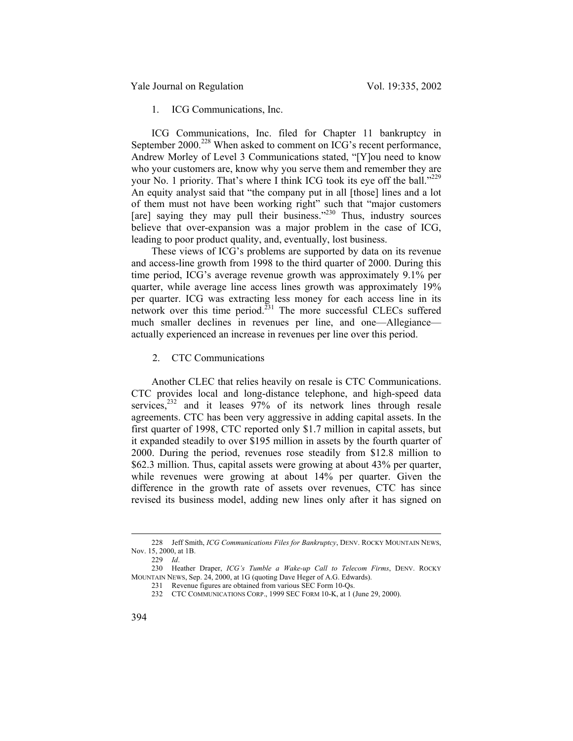### 1. ICG Communications, Inc.

ICG Communications, Inc. filed for Chapter 11 bankruptcy in September 2000.[228] When asked to comment on ICG's recent performance, Andrew Morley of Level 3 Communications stated, "[Y]ou need to know who your customers are, know why you serve them and remember they are your No. 1 priority. That's where I think ICG took its eye off the ball."[229] An equity analyst said that "the company put in all [those] lines and a lot of them must not have been working right" such that "major customers [are] saying they may pull their business."[230] Thus, industry sources believe that over-expansion was a major problem in the case of ICG, leading to poor product quality, and, eventually, lost business.

These views of ICG's problems are supported by data on its revenue and access-line growth from 1998 to the third quarter of 2000. During this time period, ICG's average revenue growth was approximately 9.1% per quarter, while average line access lines growth was approximately 19% per quarter. ICG was extracting less money for each access line in its network over this time period.[231] The more successful CLECs suffered much smaller declines in revenues per line, and one—Allegiance—actually experienced an increase in revenues per line over this period.

### 2. CTC Communications

Another CLEC that relies heavily on resale is CTC Communications. CTC provides local and long-distance telephone, and high-speed data services,[232] and it leases 97% of its network lines through resale agreements. CTC has been very aggressive in adding capital assets. In the first quarter of 1998, CTC reported only $1.7 million in capital assets, but it expanded steadily to over $195 million in assets by the fourth quarter of 2000. During the period, revenues rose steadily from $12.8 million to $62.3 million. Thus, capital assets were growing at about 43% per quarter, while revenues were growing at about 14% per quarter. Given the difference in the growth rate of assets over revenues, CTC has since revised its business model, adding new lines only after it has signed on

---

228 Jeff Smith, *ICG Communications Files for Bankruptcy*, DENV. ROCKY MOUNTAIN NEWS, Nov. 15, 2000, at 1B.

229 *Id*.

230 Heather Draper, *ICG's Tumble a Wake-up Call to Telecom Firms*, DENV. ROCKY MOUNTAIN NEWS, Sep. 24, 2000, at 1G (quoting Dave Heger of A.G. Edwards).

231 Revenue figures are obtained from various SEC Form 10-Qs.

232 CTC COMMUNICATIONS CORP., 1999 SEC FORM 10-K, at 1 (June 29, 2000).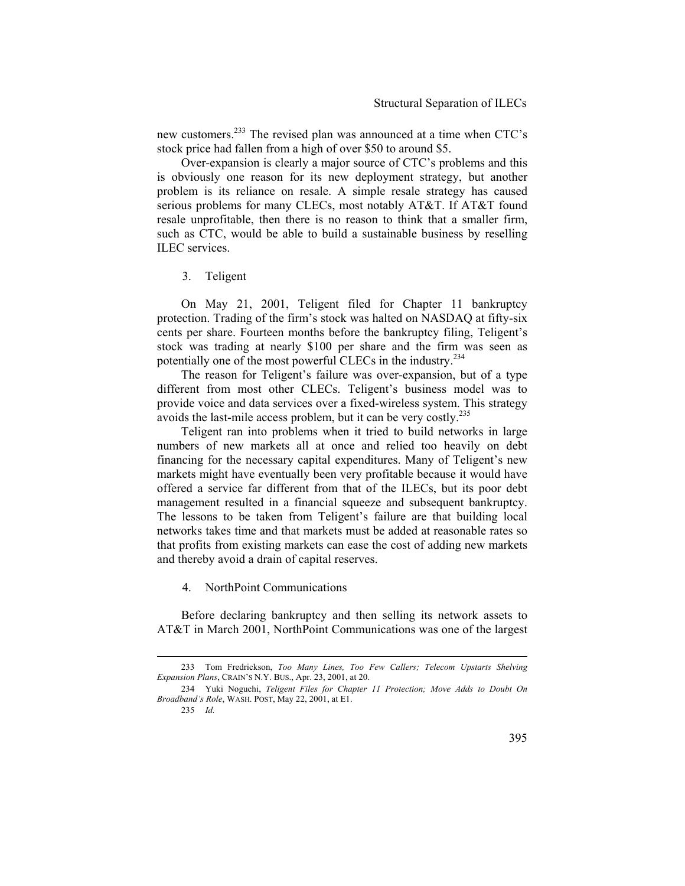new customers.[233] The revised plan was announced at a time when CTC's stock price had fallen from a high of over $50 to around $5.

Over-expansion is clearly a major source of CTC's problems and this is obviously one reason for its new deployment strategy, but another problem is its reliance on resale. A simple resale strategy has caused serious problems for many CLECs, most notably AT&T. If AT&T found resale unprofitable, then there is no reason to think that a smaller firm, such as CTC, would be able to build a sustainable business by reselling ILEC services.

### 3. Teligent

On May 21, 2001, Teligent filed for Chapter 11 bankruptcy protection. Trading of the firm's stock was halted on NASDAQ at fifty-six cents per share. Fourteen months before the bankruptcy filing, Teligent's stock was trading at nearly $100 per share and the firm was seen as potentially one of the most powerful CLECs in the industry.[234]

The reason for Teligent's failure was over-expansion, but of a type different from most other CLECs. Teligent's business model was to provide voice and data services over a fixed-wireless system. This strategy avoids the last-mile access problem, but it can be very costly.[235]

Teligent ran into problems when it tried to build networks in large numbers of new markets all at once and relied too heavily on debt financing for the necessary capital expenditures. Many of Teligent's new markets might have eventually been very profitable because it would have offered a service far different from that of the ILECs, but its poor debt management resulted in a financial squeeze and subsequent bankruptcy. The lessons to be taken from Teligent's failure are that building local networks takes time and that markets must be added at reasonable rates so that profits from existing markets can ease the cost of adding new markets and thereby avoid a drain of capital reserves.

### 4. NorthPoint Communications

Before declaring bankruptcy and then selling its network assets to AT&T in March 2001, NorthPoint Communications was one of the largest

---

233 Tom Fredrickson, *Too Many Lines, Too Few Callers; Telecom Upstarts Shelving Expansion Plans*, CRAIN'S N.Y. BUS., Apr. 23, 2001, at 20.

234 Yuki Noguchi, *Teligent Files for Chapter 11 Protection; Move Adds to Doubt On Broadband's Role*, WASH. POST, May 22, 2001, at E1.

235 *Id.*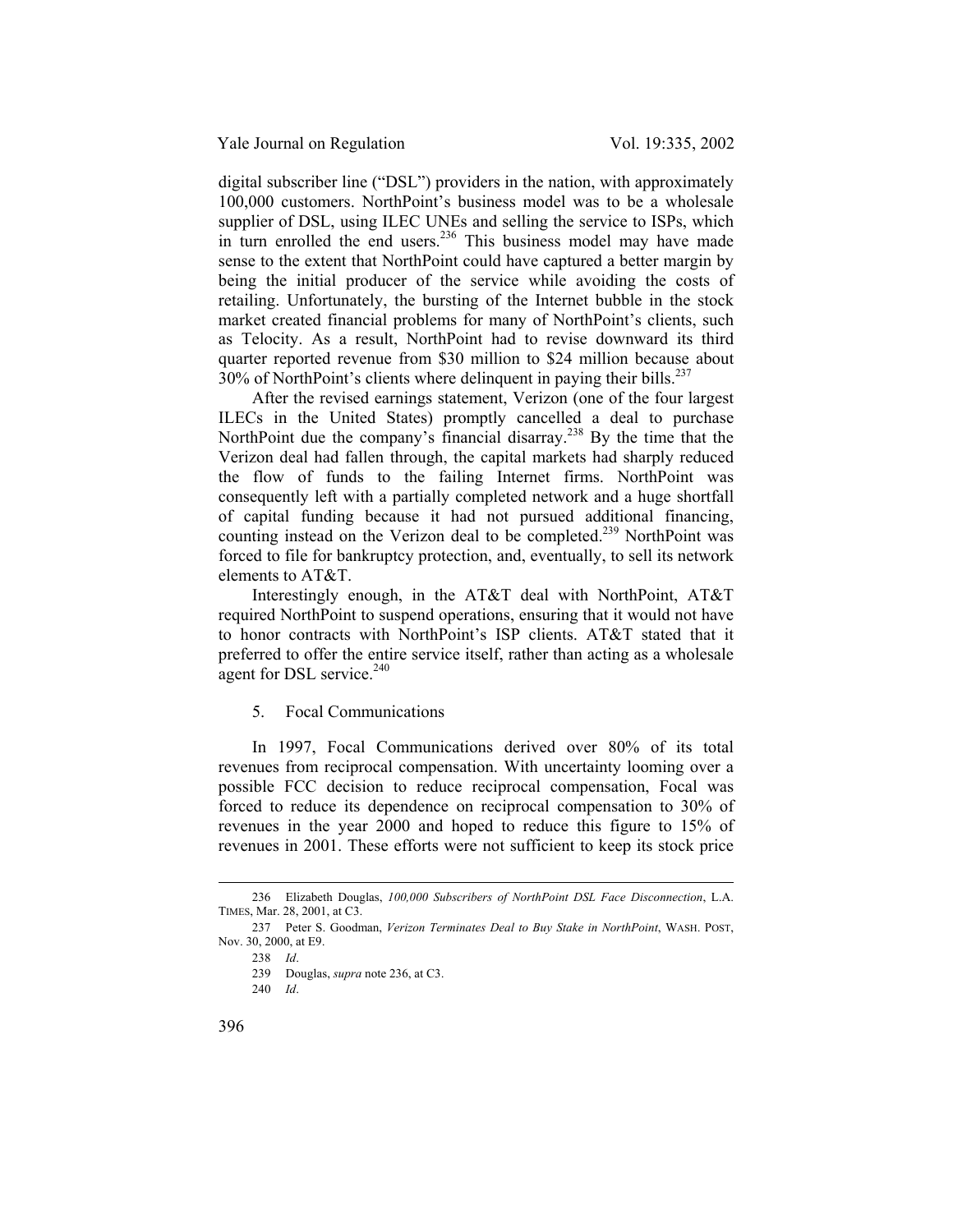digital subscriber line ("DSL") providers in the nation, with approximately 100,000 customers. NorthPoint's business model was to be a wholesale supplier of DSL, using ILEC UNEs and selling the service to ISPs, which in turn enrolled the end users.[236] This business model may have made sense to the extent that NorthPoint could have captured a better margin by being the initial producer of the service while avoiding the costs of retailing. Unfortunately, the bursting of the Internet bubble in the stock market created financial problems for many of NorthPoint's clients, such as Telocity. As a result, NorthPoint had to revise downward its third quarter reported revenue from $30 million to $24 million because about 30% of NorthPoint's clients where delinquent in paying their bills.[237]

After the revised earnings statement, Verizon (one of the four largest ILECs in the United States) promptly cancelled a deal to purchase NorthPoint due the company's financial disarray.[238] By the time that the Verizon deal had fallen through, the capital markets had sharply reduced the flow of funds to the failing Internet firms. NorthPoint was consequently left with a partially completed network and a huge shortfall of capital funding because it had not pursued additional financing, counting instead on the Verizon deal to be completed.[239] NorthPoint was forced to file for bankruptcy protection, and, eventually, to sell its network elements to AT&T.

Interestingly enough, in the AT&T deal with NorthPoint, AT&T required NorthPoint to suspend operations, ensuring that it would not have to honor contracts with NorthPoint's ISP clients. AT&T stated that it preferred to offer the entire service itself, rather than acting as a wholesale agent for DSL service.[240]

5. Focal Communications

In 1997, Focal Communications derived over 80% of its total revenues from reciprocal compensation. With uncertainty looming over a possible FCC decision to reduce reciprocal compensation, Focal was forced to reduce its dependence on reciprocal compensation to 30% of revenues in the year 2000 and hoped to reduce this figure to 15% of revenues in 2001. These efforts were not sufficient to keep its stock price

---

236 Elizabeth Douglas, *100,000 Subscribers of NorthPoint DSL Face Disconnection*, L.A. TIMES, Mar. 28, 2001, at C3.

237 Peter S. Goodman, *Verizon Terminates Deal to Buy Stake in NorthPoint*, WASH. POST, Nov. 30, 2000, at E9.

238 *Id*.

239 Douglas, *supra* note 236, at C3.

240 *Id*.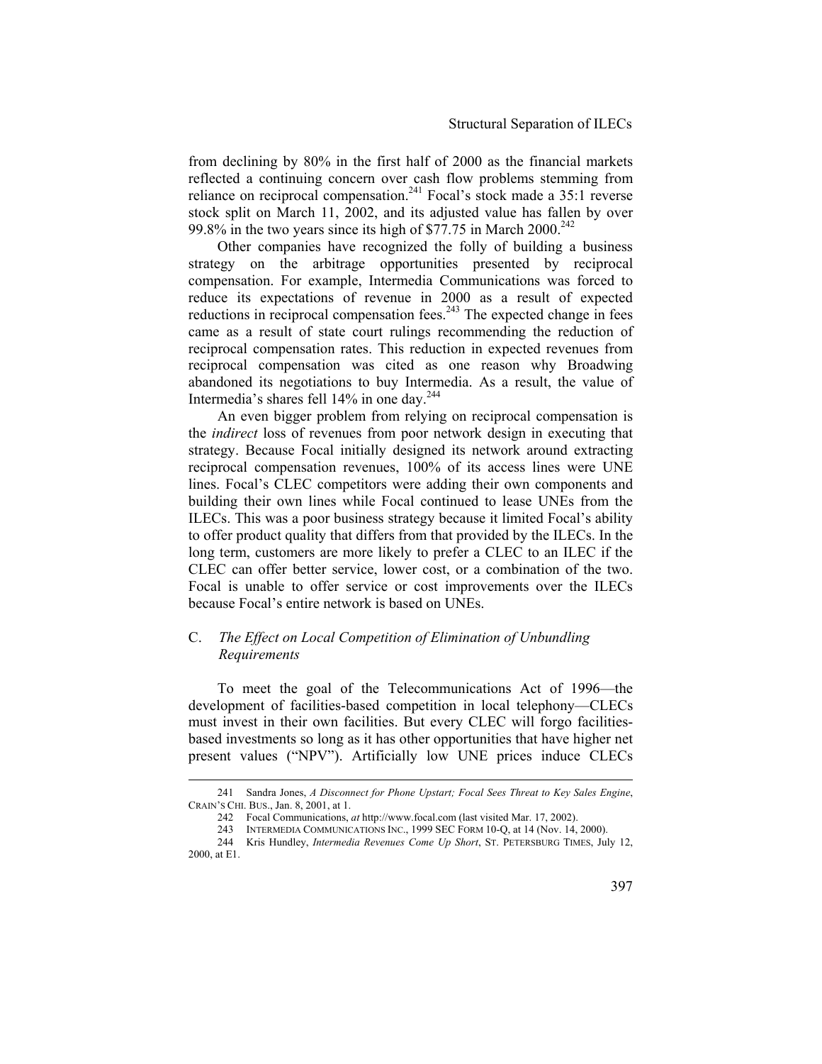from declining by 80% in the first half of 2000 as the financial markets reflected a continuing concern over cash flow problems stemming from reliance on reciprocal compensation.[241] Focal's stock made a 35:1 reverse stock split on March 11, 2002, and its adjusted value has fallen by over 99.8% in the two years since its high of $77.75 in March 2000.[242]

Other companies have recognized the folly of building a business strategy on the arbitrage opportunities presented by reciprocal compensation. For example, Intermedia Communications was forced to reduce its expectations of revenue in 2000 as a result of expected reductions in reciprocal compensation fees.[243] The expected change in fees came as a result of state court rulings recommending the reduction of reciprocal compensation rates. This reduction in expected revenues from reciprocal compensation was cited as one reason why Broadwing abandoned its negotiations to buy Intermedia. As a result, the value of Intermedia's shares fell 14% in one day.[244]

An even bigger problem from relying on reciprocal compensation is the *indirect* loss of revenues from poor network design in executing that strategy. Because Focal initially designed its network around extracting reciprocal compensation revenues, 100% of its access lines were UNE lines. Focal's CLEC competitors were adding their own components and building their own lines while Focal continued to lease UNEs from the ILECs. This was a poor business strategy because it limited Focal's ability to offer product quality that differs from that provided by the ILECs. In the long term, customers are more likely to prefer a CLEC to an ILEC if the CLEC can offer better service, lower cost, or a combination of the two. Focal is unable to offer service or cost improvements over the ILECs because Focal's entire network is based on UNEs.

### C. *The Effect on Local Competition of Elimination of Unbundling Requirements*

To meet the goal of the Telecommunications Act of 1996—the development of facilities-based competition in local telephony—CLECs must invest in their own facilities. But every CLEC will forgo facilities-based investments so long as it has other opportunities that have higher net present values ("NPV"). Artificially low UNE prices induce CLECs

---

241 Sandra Jones, *A Disconnect for Phone Upstart; Focal Sees Threat to Key Sales Engine*, CRAIN'S CHI. BUS., Jan. 8, 2001, at 1.

242 Focal Communications, *at* http://www.focal.com (last visited Mar. 17, 2002).

243 INTERMEDIA COMMUNICATIONS INC., 1999 SEC FORM 10-Q, at 14 (Nov. 14, 2000).

244 Kris Hundley, *Intermedia Revenues Come Up Short*, ST. PETERSBURG TIMES, July 12, 2000, at E1.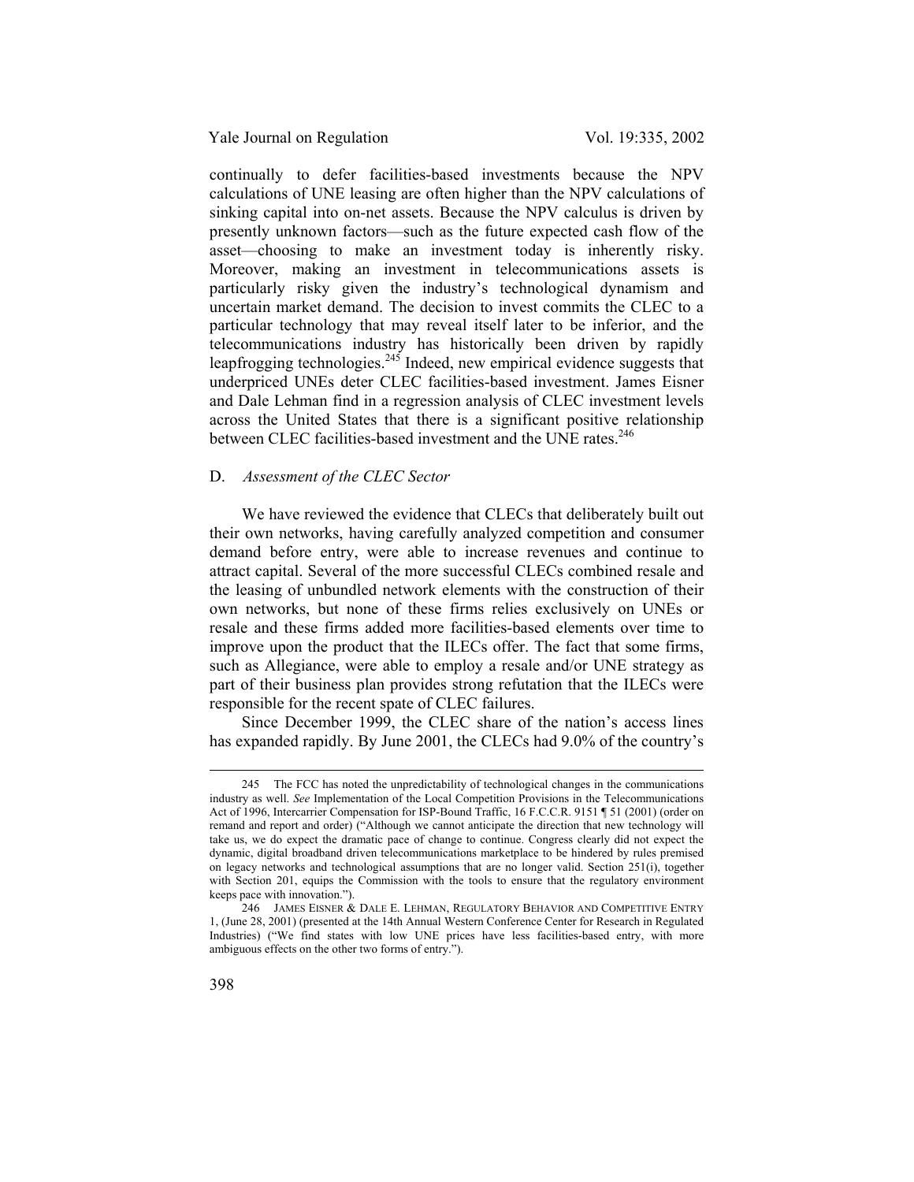continually to defer facilities-based investments because the NPV calculations of UNE leasing are often higher than the NPV calculations of sinking capital into on-net assets. Because the NPV calculus is driven by presently unknown factors—such as the future expected cash flow of the asset—choosing to make an investment today is inherently risky. Moreover, making an investment in telecommunications assets is particularly risky given the industry's technological dynamism and uncertain market demand. The decision to invest commits the CLEC to a particular technology that may reveal itself later to be inferior, and the telecommunications industry has historically been driven by rapidly leapfrogging technologies.[245] Indeed, new empirical evidence suggests that underpriced UNEs deter CLEC facilities-based investment. James Eisner and Dale Lehman find in a regression analysis of CLEC investment levels across the United States that there is a significant positive relationship between CLEC facilities-based investment and the UNE rates.[246]

## D. *Assessment of the CLEC Sector*

We have reviewed the evidence that CLECs that deliberately built out their own networks, having carefully analyzed competition and consumer demand before entry, were able to increase revenues and continue to attract capital. Several of the more successful CLECs combined resale and the leasing of unbundled network elements with the construction of their own networks, but none of these firms relies exclusively on UNEs or resale and these firms added more facilities-based elements over time to improve upon the product that the ILECs offer. The fact that some firms, such as Allegiance, were able to employ a resale and/or UNE strategy as part of their business plan provides strong refutation that the ILECs were responsible for the recent spate of CLEC failures.

Since December 1999, the CLEC share of the nation's access lines has expanded rapidly. By June 2001, the CLECs had 9.0% of the country's

---

245 The FCC has noted the unpredictability of technological changes in the communications industry as well. *See* Implementation of the Local Competition Provisions in the Telecommunications Act of 1996, Intercarrier Compensation for ISP-Bound Traffic, 16 F.C.C.R. 9151 ¶ 51 (2001) (order on remand and report and order) ("Although we cannot anticipate the direction that new technology will take us, we do expect the dramatic pace of change to continue. Congress clearly did not expect the dynamic, digital broadband driven telecommunications marketplace to be hindered by rules premised on legacy networks and technological assumptions that are no longer valid. Section 251(i), together with Section 201, equips the Commission with the tools to ensure that the regulatory environment keeps pace with innovation.").

246 JAMES EISNER & DALE E. LEHMAN, REGULATORY BEHAVIOR AND COMPETITIVE ENTRY 1, (June 28, 2001) (presented at the 14th Annual Western Conference Center for Research in Regulated Industries) ("We find states with low UNE prices have less facilities-based entry, with more ambiguous effects on the other two forms of entry.").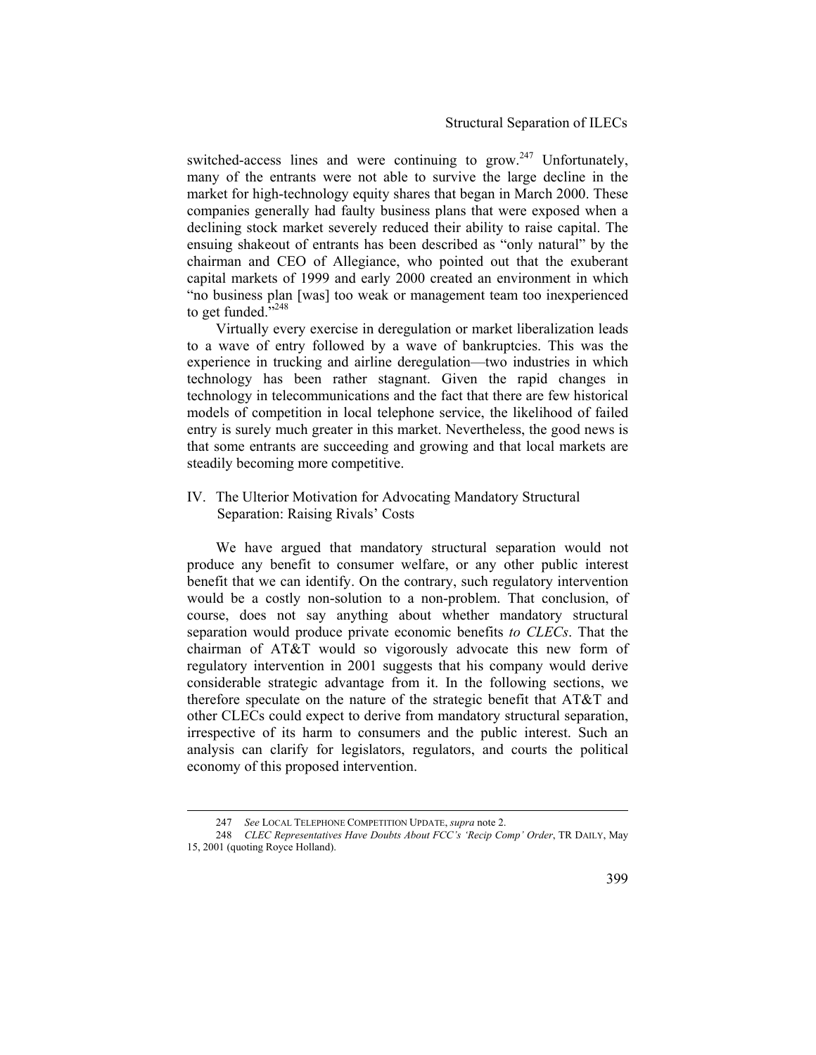switched-access lines and were continuing to grow.[247] Unfortunately, many of the entrants were not able to survive the large decline in the market for high-technology equity shares that began in March 2000. These companies generally had faulty business plans that were exposed when a declining stock market severely reduced their ability to raise capital. The ensuing shakeout of entrants has been described as "only natural" by the chairman and CEO of Allegiance, who pointed out that the exuberant capital markets of 1999 and early 2000 created an environment in which "no business plan [was] too weak or management team too inexperienced to get funded."[248]

Virtually every exercise in deregulation or market liberalization leads to a wave of entry followed by a wave of bankruptcies. This was the experience in trucking and airline deregulation—two industries in which technology has been rather stagnant. Given the rapid changes in technology in telecommunications and the fact that there are few historical models of competition in local telephone service, the likelihood of failed entry is surely much greater in this market. Nevertheless, the good news is that some entrants are succeeding and growing and that local markets are steadily becoming more competitive.

## IV. The Ulterior Motivation for Advocating Mandatory Structural Separation: Raising Rivals' Costs

We have argued that mandatory structural separation would not produce any benefit to consumer welfare, or any other public interest benefit that we can identify. On the contrary, such regulatory intervention would be a costly non-solution to a non-problem. That conclusion, of course, does not say anything about whether mandatory structural separation would produce private economic benefits *to CLECs*. That the chairman of AT&T would so vigorously advocate this new form of regulatory intervention in 2001 suggests that his company would derive considerable strategic advantage from it. In the following sections, we therefore speculate on the nature of the strategic benefit that AT&T and other CLECs could expect to derive from mandatory structural separation, irrespective of its harm to consumers and the public interest. Such an analysis can clarify for legislators, regulators, and courts the political economy of this proposed intervention.

---

247 *See* LOCAL TELEPHONE COMPETITION UPDATE, *supra* note 2.

248 *CLEC Representatives Have Doubts About FCC's 'Recip Comp' Order*, TR DAILY, May 15, 2001 (quoting Royce Holland).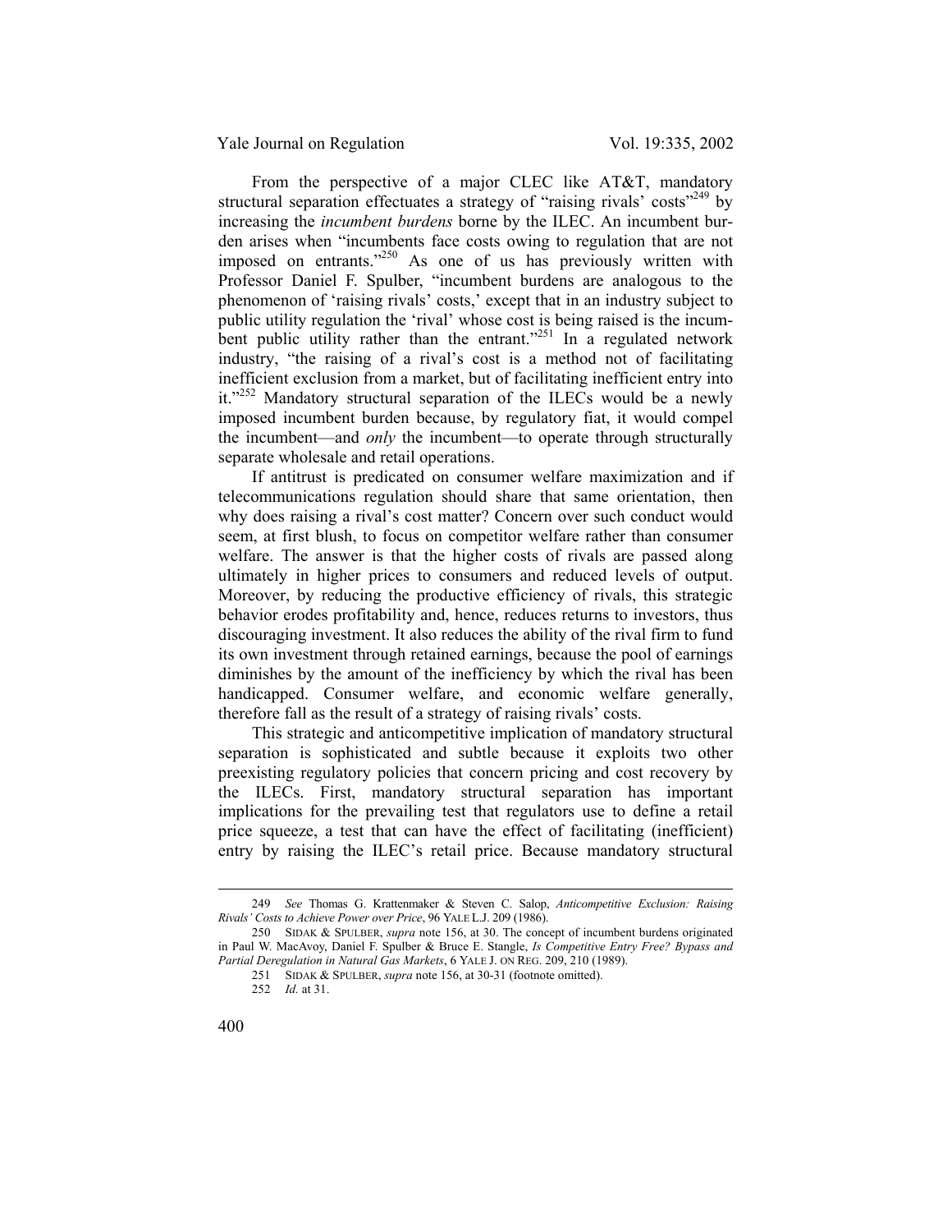From the perspective of a major CLEC like AT&T, mandatory structural separation effectuates a strategy of "raising rivals' costs"[249] by increasing the *incumbent burdens* borne by the ILEC. An incumbent burden arises when "incumbents face costs owing to regulation that are not imposed on entrants."[250] As one of us has previously written with Professor Daniel F. Spulber, "incumbent burdens are analogous to the phenomenon of 'raising rivals' costs,' except that in an industry subject to public utility regulation the 'rival' whose cost is being raised is the incumbent public utility rather than the entrant."[251] In a regulated network industry, "the raising of a rival's cost is a method not of facilitating inefficient exclusion from a market, but of facilitating inefficient entry into it."[252] Mandatory structural separation of the ILECs would be a newly imposed incumbent burden because, by regulatory fiat, it would compel the incumbent—and *only* the incumbent—to operate through structurally separate wholesale and retail operations.

If antitrust is predicated on consumer welfare maximization and if telecommunications regulation should share that same orientation, then why does raising a rival's cost matter? Concern over such conduct would seem, at first blush, to focus on competitor welfare rather than consumer welfare. The answer is that the higher costs of rivals are passed along ultimately in higher prices to consumers and reduced levels of output. Moreover, by reducing the productive efficiency of rivals, this strategic behavior erodes profitability and, hence, reduces returns to investors, thus discouraging investment. It also reduces the ability of the rival firm to fund its own investment through retained earnings, because the pool of earnings diminishes by the amount of the inefficiency by which the rival has been handicapped. Consumer welfare, and economic welfare generally, therefore fall as the result of a strategy of raising rivals' costs.

This strategic and anticompetitive implication of mandatory structural separation is sophisticated and subtle because it exploits two other preexisting regulatory policies that concern pricing and cost recovery by the ILECs. First, mandatory structural separation has important implications for the prevailing test that regulators use to define a retail price squeeze, a test that can have the effect of facilitating (inefficient) entry by raising the ILEC's retail price. Because mandatory structural

---

249 *See* Thomas G. Krattenmaker & Steven C. Salop, *Anticompetitive Exclusion: Raising Rivals' Costs to Achieve Power over Price*, 96 YALE L.J. 209 (1986).

250 SIDAK & SPULBER, *supra* note 156, at 30. The concept of incumbent burdens originated in Paul W. MacAvoy, Daniel F. Spulber & Bruce E. Stangle, *Is Competitive Entry Free? Bypass and Partial Deregulation in Natural Gas Markets*, 6 YALE J. ON REG. 209, 210 (1989).

251 SIDAK & SPULBER, *supra* note 156, at 30-31 (footnote omitted).

252 *Id.* at 31.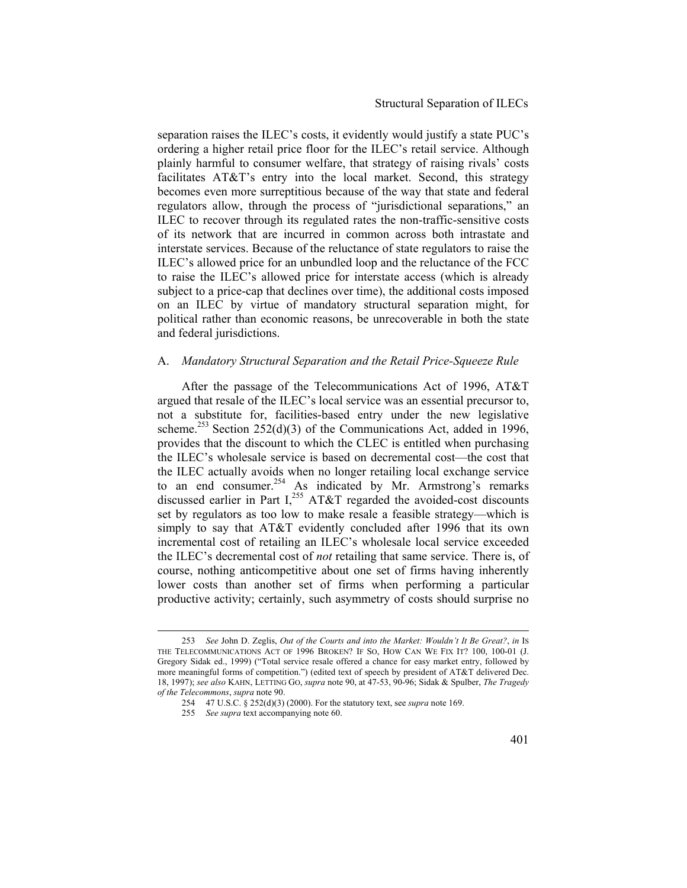separation raises the ILEC's costs, it evidently would justify a state PUC's ordering a higher retail price floor for the ILEC's retail service. Although plainly harmful to consumer welfare, that strategy of raising rivals' costs facilitates AT&T's entry into the local market. Second, this strategy becomes even more surreptitious because of the way that state and federal regulators allow, through the process of "jurisdictional separations," an ILEC to recover through its regulated rates the non-traffic-sensitive costs of its network that are incurred in common across both intrastate and interstate services. Because of the reluctance of state regulators to raise the ILEC's allowed price for an unbundled loop and the reluctance of the FCC to raise the ILEC's allowed price for interstate access (which is already subject to a price-cap that declines over time), the additional costs imposed on an ILEC by virtue of mandatory structural separation might, for political rather than economic reasons, be unrecoverable in both the state and federal jurisdictions.

## A. *Mandatory Structural Separation and the Retail Price-Squeeze Rule*

After the passage of the Telecommunications Act of 1996, AT&T argued that resale of the ILEC's local service was an essential precursor to, not a substitute for, facilities-based entry under the new legislative scheme.[253] Section 252(d)(3) of the Communications Act, added in 1996, provides that the discount to which the CLEC is entitled when purchasing the ILEC's wholesale service is based on decremental cost—the cost that the ILEC actually avoids when no longer retailing local exchange service to an end consumer.[254] As indicated by Mr. Armstrong's remarks discussed earlier in Part I,[255] AT&T regarded the avoided-cost discounts set by regulators as too low to make resale a feasible strategy—which is simply to say that AT&T evidently concluded after 1996 that its own incremental cost of retailing an ILEC's wholesale local service exceeded the ILEC's decremental cost of *not* retailing that same service. There is, of course, nothing anticompetitive about one set of firms having inherently lower costs than another set of firms when performing a particular productive activity; certainly, such asymmetry of costs should surprise no

---

253 *See* John D. Zeglis, *Out of the Courts and into the Market: Wouldn't It Be Great?*, *in* IS THE TELECOMMUNICATIONS ACT OF 1996 BROKEN? IF SO, HOW CAN WE FIX IT? 100, 100-01 (J. Gregory Sidak ed., 1999) ("Total service resale offered a chance for easy market entry, followed by more meaningful forms of competition.") (edited text of speech by president of AT&T delivered Dec. 18, 1997); *see also* KAHN, LETTING GO, *supra* note 90, at 47-53, 90-96; Sidak & Spulber, *The Tragedy of the Telecommons*, *supra* note 90.

254 47 U.S.C. § 252(d)(3) (2000). For the statutory text, see *supra* note 169.

255 *See supra* text accompanying note 60.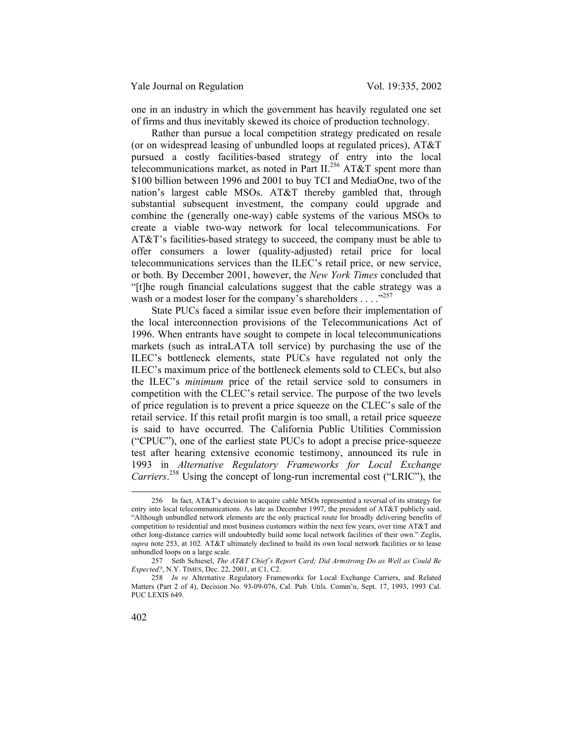one in an industry in which the government has heavily regulated one set of firms and thus inevitably skewed its choice of production technology.

Rather than pursue a local competition strategy predicated on resale (or on widespread leasing of unbundled loops at regulated prices), AT&T pursued a costly facilities-based strategy of entry into the local telecommunications market, as noted in Part II.[256] AT&T spent more than $100 billion between 1996 and 2001 to buy TCI and MediaOne, two of the nation's largest cable MSOs. AT&T thereby gambled that, through substantial subsequent investment, the company could upgrade and combine the (generally one-way) cable systems of the various MSOs to create a viable two-way network for local telecommunications. For AT&T's facilities-based strategy to succeed, the company must be able to offer consumers a lower (quality-adjusted) retail price for local telecommunications services than the ILEC's retail price, or new service, or both. By December 2001, however, the *New York Times* concluded that "[t]he rough financial calculations suggest that the cable strategy was a wash or a modest loser for the company's shareholders . . . ."[257]

State PUCs faced a similar issue even before their implementation of the local interconnection provisions of the Telecommunications Act of 1996. When entrants have sought to compete in local telecommunications markets (such as intraLATA toll service) by purchasing the use of the ILEC's bottleneck elements, state PUCs have regulated not only the ILEC's maximum price of the bottleneck elements sold to CLECs, but also the ILEC's *minimum* price of the retail service sold to consumers in competition with the CLEC's retail service. The purpose of the two levels of price regulation is to prevent a price squeeze on the CLEC's sale of the retail service. If this retail profit margin is too small, a retail price squeeze is said to have occurred. The California Public Utilities Commission ("CPUC"), one of the earliest state PUCs to adopt a precise price-squeeze test after hearing extensive economic testimony, announced its rule in 1993 in *Alternative Regulatory Frameworks for Local Exchange Carriers*.[258] Using the concept of long-run incremental cost ("LRIC"), the

---

256 In fact, AT&T's decision to acquire cable MSOs represented a reversal of its strategy for entry into local telecommunications. As late as December 1997, the president of AT&T publicly said, "Although unbundled network elements are the only practical route for broadly delivering benefits of competition to residential and most business customers within the next few years, over time AT&T and other long-distance carries will undoubtedly build some local network facilities of their own." Zeglis, *supra* note 253, at 102. AT&T ultimately declined to build its own local network facilities or to lease unbundled loops on a large scale.

257 Seth Schiesel, *The AT&T Chief's Report Card; Did Armstrong Do as Well as Could Be Expected?*, N.Y. TIMES, Dec. 22, 2001, at C1, C2.

258 *In re* Alternative Regulatory Frameworks for Local Exchange Carriers, and Related Matters (Part 2 of 4), Decision No. 93-09-076, Cal. Pub. Utils. Comm'n, Sept. 17, 1993, 1993 Cal. PUC LEXIS 649.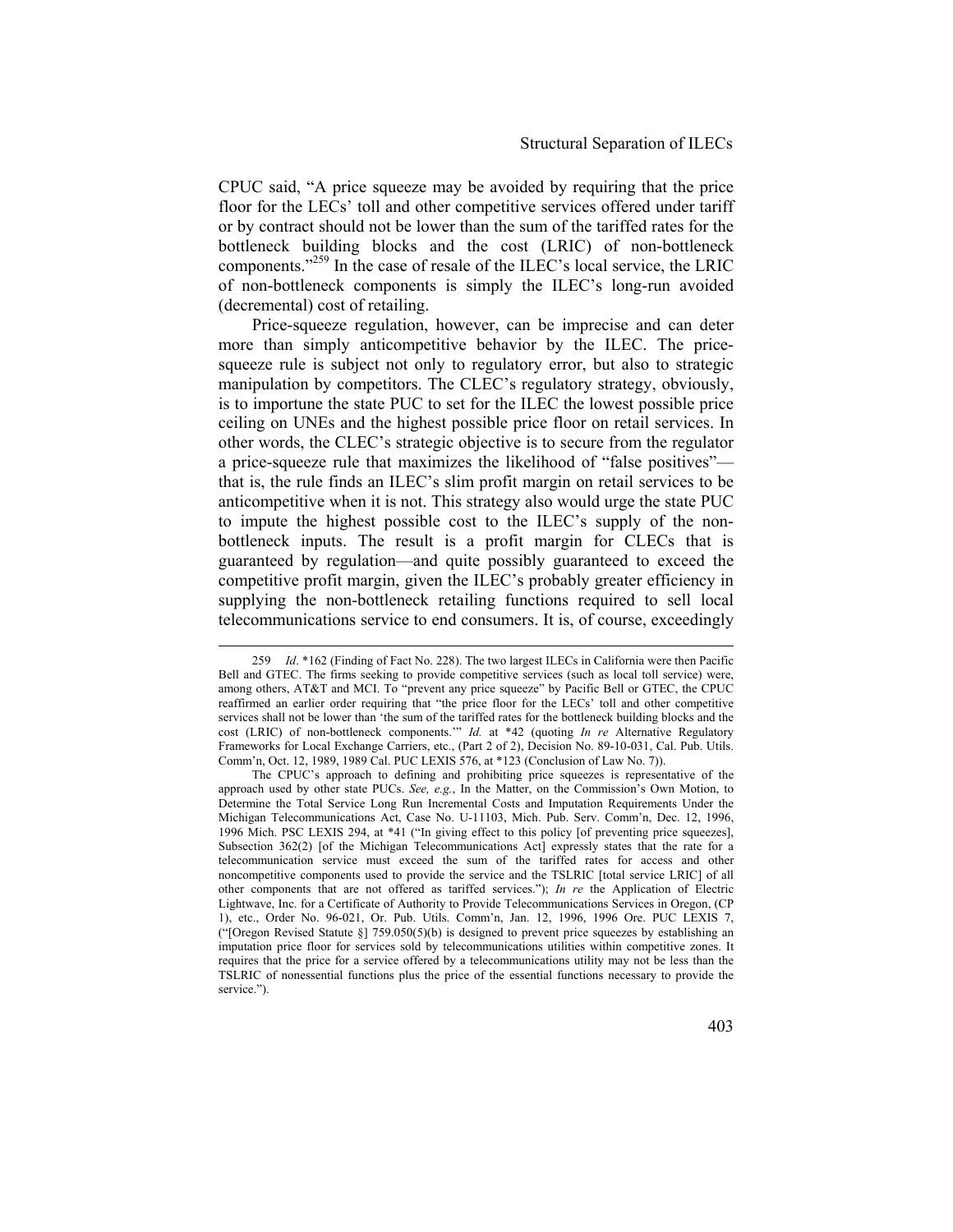CPUC said, "A price squeeze may be avoided by requiring that the price floor for the LECs' toll and other competitive services offered under tariff or by contract should not be lower than the sum of the tariffed rates for the bottleneck building blocks and the cost (LRIC) of non-bottleneck components."[259] In the case of resale of the ILEC's local service, the LRIC of non-bottleneck components is simply the ILEC's long-run avoided (decremental) cost of retailing.

Price-squeeze regulation, however, can be imprecise and can deter more than simply anticompetitive behavior by the ILEC. The price-squeeze rule is subject not only to regulatory error, but also to strategic manipulation by competitors. The CLEC's regulatory strategy, obviously, is to importune the state PUC to set for the ILEC the lowest possible price ceiling on UNEs and the highest possible price floor on retail services. In other words, the CLEC's strategic objective is to secure from the regulator a price-squeeze rule that maximizes the likelihood of "false positives"—that is, the rule finds an ILEC's slim profit margin on retail services to be anticompetitive when it is not. This strategy also would urge the state PUC to impute the highest possible cost to the ILEC's supply of the non-bottleneck inputs. The result is a profit margin for CLECs that is guaranteed by regulation—and quite possibly guaranteed to exceed the competitive profit margin, given the ILEC's probably greater efficiency in supplying the non-bottleneck retailing functions required to sell local telecommunications service to end consumers. It is, of course, exceedingly

---

259 *Id*. *162 (Finding of Fact No. 228). The two largest ILECs in California were then Pacific Bell and GTEC. The firms seeking to provide competitive services (such as local toll service) were, among others, AT&T and MCI. To "prevent any price squeeze" by Pacific Bell or GTEC, the CPUC reaffirmed an earlier order requiring that "the price floor for the LECs' toll and other competitive services shall not be lower than 'the sum of the tariffed rates for the bottleneck building blocks and the cost (LRIC) of non-bottleneck components.'" *Id.* at *42 (quoting *In re* Alternative Regulatory Frameworks for Local Exchange Carriers, etc., (Part 2 of 2), Decision No. 89-10-031, Cal. Pub. Utils. Comm'n, Oct. 12, 1989, 1989 Cal. PUC LEXIS 576, at *123 (Conclusion of Law No. 7)).

The CPUC's approach to defining and prohibiting price squeezes is representative of the approach used by other state PUCs. *See, e.g.*, In the Matter, on the Commission's Own Motion, to Determine the Total Service Long Run Incremental Costs and Imputation Requirements Under the Michigan Telecommunications Act, Case No. U-11103, Mich. Pub. Serv. Comm'n, Dec. 12, 1996, 1996 Mich. PSC LEXIS 294, at *41 ("In giving effect to this policy [of preventing price squeezes], Subsection 362(2) [of the Michigan Telecommunications Act] expressly states that the rate for a telecommunication service must exceed the sum of the tariffed rates for access and other noncompetitive components used to provide the service and the TSLRIC [total service LRIC] of all other components that are not offered as tariffed services."); *In re* the Application of Electric Lightwave, Inc. for a Certificate of Authority to Provide Telecommunications Services in Oregon, (CP 1), etc., Order No. 96-021, Or. Pub. Utils. Comm'n, Jan. 12, 1996, 1996 Ore. PUC LEXIS 7, ("[Oregon Revised Statute §] 759.050(5)(b) is designed to prevent price squeezes by establishing an imputation price floor for services sold by telecommunications utilities within competitive zones. It requires that the price for a service offered by a telecommunications utility may not be less than the TSLRIC of nonessential functions plus the price of the essential functions necessary to provide the service.").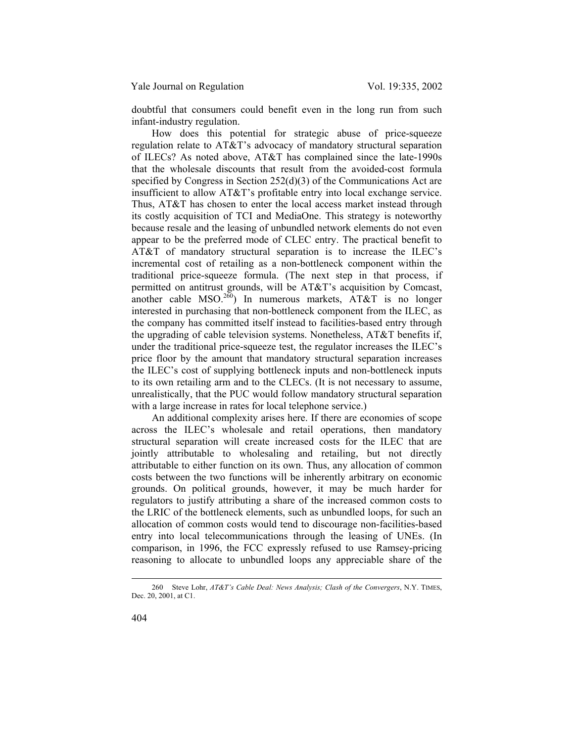doubtful that consumers could benefit even in the long run from such infant-industry regulation.

How does this potential for strategic abuse of price-squeeze regulation relate to AT&T's advocacy of mandatory structural separation of ILECs? As noted above, AT&T has complained since the late-1990s that the wholesale discounts that result from the avoided-cost formula specified by Congress in Section 252(d)(3) of the Communications Act are insufficient to allow AT&T's profitable entry into local exchange service. Thus, AT&T has chosen to enter the local access market instead through its costly acquisition of TCI and MediaOne. This strategy is noteworthy because resale and the leasing of unbundled network elements do not even appear to be the preferred mode of CLEC entry. The practical benefit to AT&T of mandatory structural separation is to increase the ILEC's incremental cost of retailing as a non-bottleneck component within the traditional price-squeeze formula. (The next step in that process, if permitted on antitrust grounds, will be AT&T's acquisition by Comcast, another cable MSO.[260]) In numerous markets, AT&T is no longer interested in purchasing that non-bottleneck component from the ILEC, as the company has committed itself instead to facilities-based entry through the upgrading of cable television systems. Nonetheless, AT&T benefits if, under the traditional price-squeeze test, the regulator increases the ILEC's price floor by the amount that mandatory structural separation increases the ILEC's cost of supplying bottleneck inputs and non-bottleneck inputs to its own retailing arm and to the CLECs. (It is not necessary to assume, unrealistically, that the PUC would follow mandatory structural separation with a large increase in rates for local telephone service.)

An additional complexity arises here. If there are economies of scope across the ILEC's wholesale and retail operations, then mandatory structural separation will create increased costs for the ILEC that are jointly attributable to wholesaling and retailing, but not directly attributable to either function on its own. Thus, any allocation of common costs between the two functions will be inherently arbitrary on economic grounds. On political grounds, however, it may be much harder for regulators to justify attributing a share of the increased common costs to the LRIC of the bottleneck elements, such as unbundled loops, for such an allocation of common costs would tend to discourage non-facilities-based entry into local telecommunications through the leasing of UNEs. (In comparison, in 1996, the FCC expressly refused to use Ramsey-pricing reasoning to allocate to unbundled loops any appreciable share of the

---

260 Steve Lohr, *AT&T's Cable Deal: News Analysis; Clash of the Convergers*, N.Y. TIMES, Dec. 20, 2001, at C1.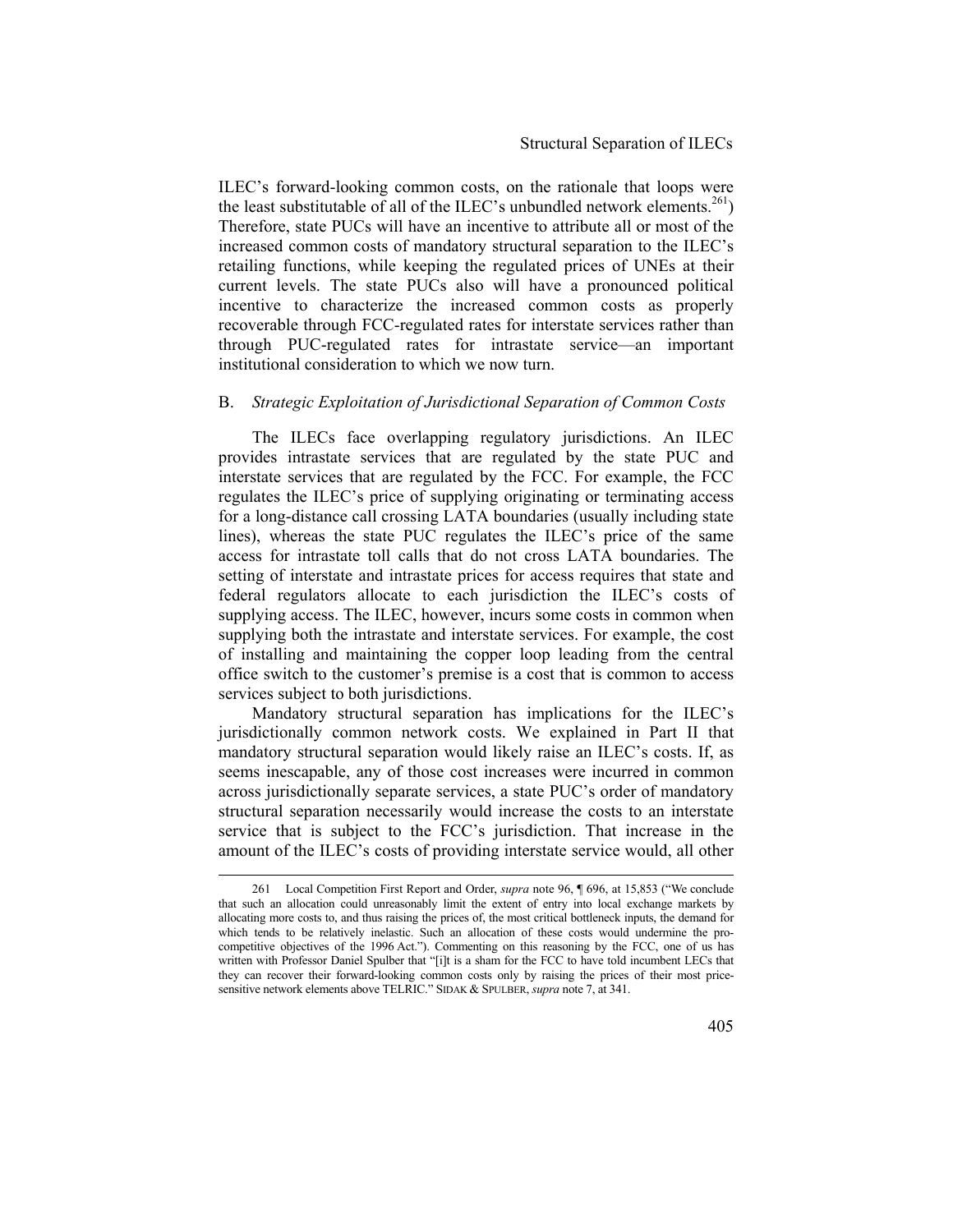ILEC's forward-looking common costs, on the rationale that loops were the least substitutable of all of the ILEC's unbundled network elements.[261]) Therefore, state PUCs will have an incentive to attribute all or most of the increased common costs of mandatory structural separation to the ILEC's retailing functions, while keeping the regulated prices of UNEs at their current levels. The state PUCs also will have a pronounced political incentive to characterize the increased common costs as properly recoverable through FCC-regulated rates for interstate services rather than through PUC-regulated rates for intrastate service—an important institutional consideration to which we now turn.

### B. *Strategic Exploitation of Jurisdictional Separation of Common Costs*

The ILECs face overlapping regulatory jurisdictions. An ILEC provides intrastate services that are regulated by the state PUC and interstate services that are regulated by the FCC. For example, the FCC regulates the ILEC's price of supplying originating or terminating access for a long-distance call crossing LATA boundaries (usually including state lines), whereas the state PUC regulates the ILEC's price of the same access for intrastate toll calls that do not cross LATA boundaries. The setting of interstate and intrastate prices for access requires that state and federal regulators allocate to each jurisdiction the ILEC's costs of supplying access. The ILEC, however, incurs some costs in common when supplying both the intrastate and interstate services. For example, the cost of installing and maintaining the copper loop leading from the central office switch to the customer's premise is a cost that is common to access services subject to both jurisdictions.

Mandatory structural separation has implications for the ILEC's jurisdictionally common network costs. We explained in Part II that mandatory structural separation would likely raise an ILEC's costs. If, as seems inescapable, any of those cost increases were incurred in common across jurisdictionally separate services, a state PUC's order of mandatory structural separation necessarily would increase the costs to an interstate service that is subject to the FCC's jurisdiction. That increase in the amount of the ILEC's costs of providing interstate service would, all other

---

261 Local Competition First Report and Order, *supra* note 96, ¶ 696, at 15,853 ("We conclude that such an allocation could unreasonably limit the extent of entry into local exchange markets by allocating more costs to, and thus raising the prices of, the most critical bottleneck inputs, the demand for which tends to be relatively inelastic. Such an allocation of these costs would undermine the pro-competitive objectives of the 1996 Act."). Commenting on this reasoning by the FCC, one of us has written with Professor Daniel Spulber that "[i]t is a sham for the FCC to have told incumbent LECs that they can recover their forward-looking common costs only by raising the prices of their most price-sensitive network elements above TELRIC." SIDAK & SPULBER, *supra* note 7, at 341.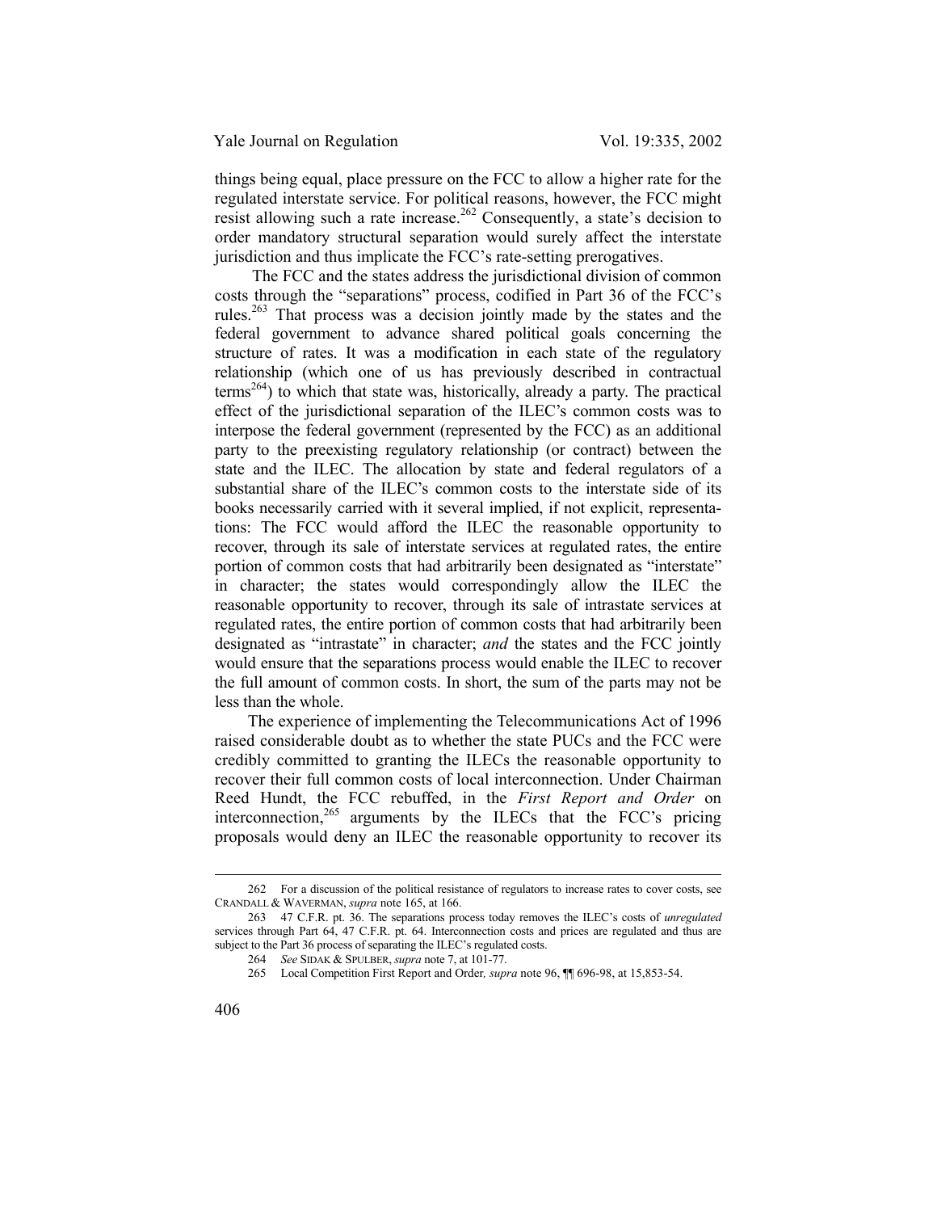things being equal, place pressure on the FCC to allow a higher rate for the regulated interstate service. For political reasons, however, the FCC might resist allowing such a rate increase.[262] Consequently, a state's decision to order mandatory structural separation would surely affect the interstate jurisdiction and thus implicate the FCC's rate-setting prerogatives.

The FCC and the states address the jurisdictional division of common costs through the "separations" process, codified in Part 36 of the FCC's rules.[263] That process was a decision jointly made by the states and the federal government to advance shared political goals concerning the structure of rates. It was a modification in each state of the regulatory relationship (which one of us has previously described in contractual terms[264]) to which that state was, historically, already a party. The practical effect of the jurisdictional separation of the ILEC's common costs was to interpose the federal government (represented by the FCC) as an additional party to the preexisting regulatory relationship (or contract) between the state and the ILEC. The allocation by state and federal regulators of a substantial share of the ILEC's common costs to the interstate side of its books necessarily carried with it several implied, if not explicit, representations: The FCC would afford the ILEC the reasonable opportunity to recover, through its sale of interstate services at regulated rates, the entire portion of common costs that had arbitrarily been designated as "interstate" in character; the states would correspondingly allow the ILEC the reasonable opportunity to recover, through its sale of intrastate services at regulated rates, the entire portion of common costs that had arbitrarily been designated as "intrastate" in character; *and* the states and the FCC jointly would ensure that the separations process would enable the ILEC to recover the full amount of common costs. In short, the sum of the parts may not be less than the whole.

The experience of implementing the Telecommunications Act of 1996 raised considerable doubt as to whether the state PUCs and the FCC were credibly committed to granting the ILECs the reasonable opportunity to recover their full common costs of local interconnection. Under Chairman Reed Hundt, the FCC rebuffed, in the *First Report and Order* on interconnection,[265] arguments by the ILECs that the FCC's pricing proposals would deny an ILEC the reasonable opportunity to recover its

---

262 For a discussion of the political resistance of regulators to increase rates to cover costs, see CRANDALL & WAVERMAN, *supra* note 165, at 166.

263 47 C.F.R. pt. 36. The separations process today removes the ILEC's costs of *unregulated* services through Part 64, 47 C.F.R. pt. 64. Interconnection costs and prices are regulated and thus are subject to the Part 36 process of separating the ILEC's regulated costs.

264 *See* SIDAK & SPULBER, *supra* note 7, at 101-77.

265 Local Competition First Report and Order*, supra* note 96, ¶¶ 696-98, at 15,853-54.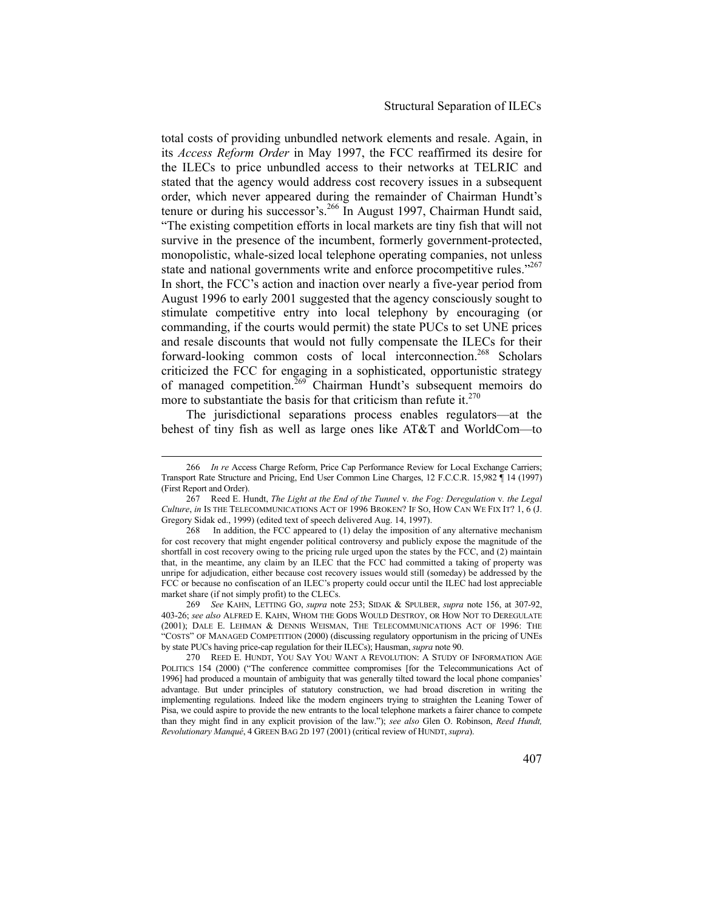total costs of providing unbundled network elements and resale. Again, in its *Access Reform Order* in May 1997, the FCC reaffirmed its desire for the ILECs to price unbundled access to their networks at TELRIC and stated that the agency would address cost recovery issues in a subsequent order, which never appeared during the remainder of Chairman Hundt's tenure or during his successor's.[266] In August 1997, Chairman Hundt said, "The existing competition efforts in local markets are tiny fish that will not survive in the presence of the incumbent, formerly government-protected, monopolistic, whale-sized local telephone operating companies, not unless state and national governments write and enforce procompetitive rules."[267] In short, the FCC's action and inaction over nearly a five-year period from August 1996 to early 2001 suggested that the agency consciously sought to stimulate competitive entry into local telephony by encouraging (or commanding, if the courts would permit) the state PUCs to set UNE prices and resale discounts that would not fully compensate the ILECs for their forward-looking common costs of local interconnection.[268] Scholars criticized the FCC for engaging in a sophisticated, opportunistic strategy of managed competition.[269] Chairman Hundt's subsequent memoirs do more to substantiate the basis for that criticism than refute it.[270]

The jurisdictional separations process enables regulators—at the behest of tiny fish as well as large ones like AT&T and WorldCom—to

---

266 *In re* Access Charge Reform, Price Cap Performance Review for Local Exchange Carriers; Transport Rate Structure and Pricing, End User Common Line Charges, 12 F.C.C.R. 15,982 ¶ 14 (1997) (First Report and Order).

267 Reed E. Hundt, *The Light at the End of the Tunnel* v. *the Fog: Deregulation* v. *the Legal Culture*, *in* IS THE TELECOMMUNICATIONS ACT OF 1996 BROKEN? IF SO, HOW CAN WE FIX IT? 1, 6 (J. Gregory Sidak ed., 1999) (edited text of speech delivered Aug. 14, 1997).

268 In addition, the FCC appeared to (1) delay the imposition of any alternative mechanism for cost recovery that might engender political controversy and publicly expose the magnitude of the shortfall in cost recovery owing to the pricing rule urged upon the states by the FCC, and (2) maintain that, in the meantime, any claim by an ILEC that the FCC had committed a taking of property was unripe for adjudication, either because cost recovery issues would still (someday) be addressed by the FCC or because no confiscation of an ILEC's property could occur until the ILEC had lost appreciable market share (if not simply profit) to the CLECs.

269 *See* KAHN, LETTING GO, *supra* note 253; SIDAK & SPULBER, *supra* note 156, at 307-92, 403-26; *see also* ALFRED E. KAHN, WHOM THE GODS WOULD DESTROY, OR HOW NOT TO DEREGULATE (2001); DALE E. LEHMAN & DENNIS WEISMAN, THE TELECOMMUNICATIONS ACT OF 1996: THE "COSTS" OF MANAGED COMPETITION (2000) (discussing regulatory opportunism in the pricing of UNEs by state PUCs having price-cap regulation for their ILECs); Hausman, *supra* note 90.

270 REED E. HUNDT, YOU SAY YOU WANT A REVOLUTION: A STUDY OF INFORMATION AGE POLITICS 154 (2000) ("The conference committee compromises [for the Telecommunications Act of 1996] had produced a mountain of ambiguity that was generally tilted toward the local phone companies' advantage. But under principles of statutory construction, we had broad discretion in writing the implementing regulations. Indeed like the modern engineers trying to straighten the Leaning Tower of Pisa, we could aspire to provide the new entrants to the local telephone markets a fairer chance to compete than they might find in any explicit provision of the law."); *see also* Glen O. Robinson, *Reed Hundt, Revolutionary Manqué*, 4 GREEN BAG 2D 197 (2001) (critical review of HUNDT, *supra*).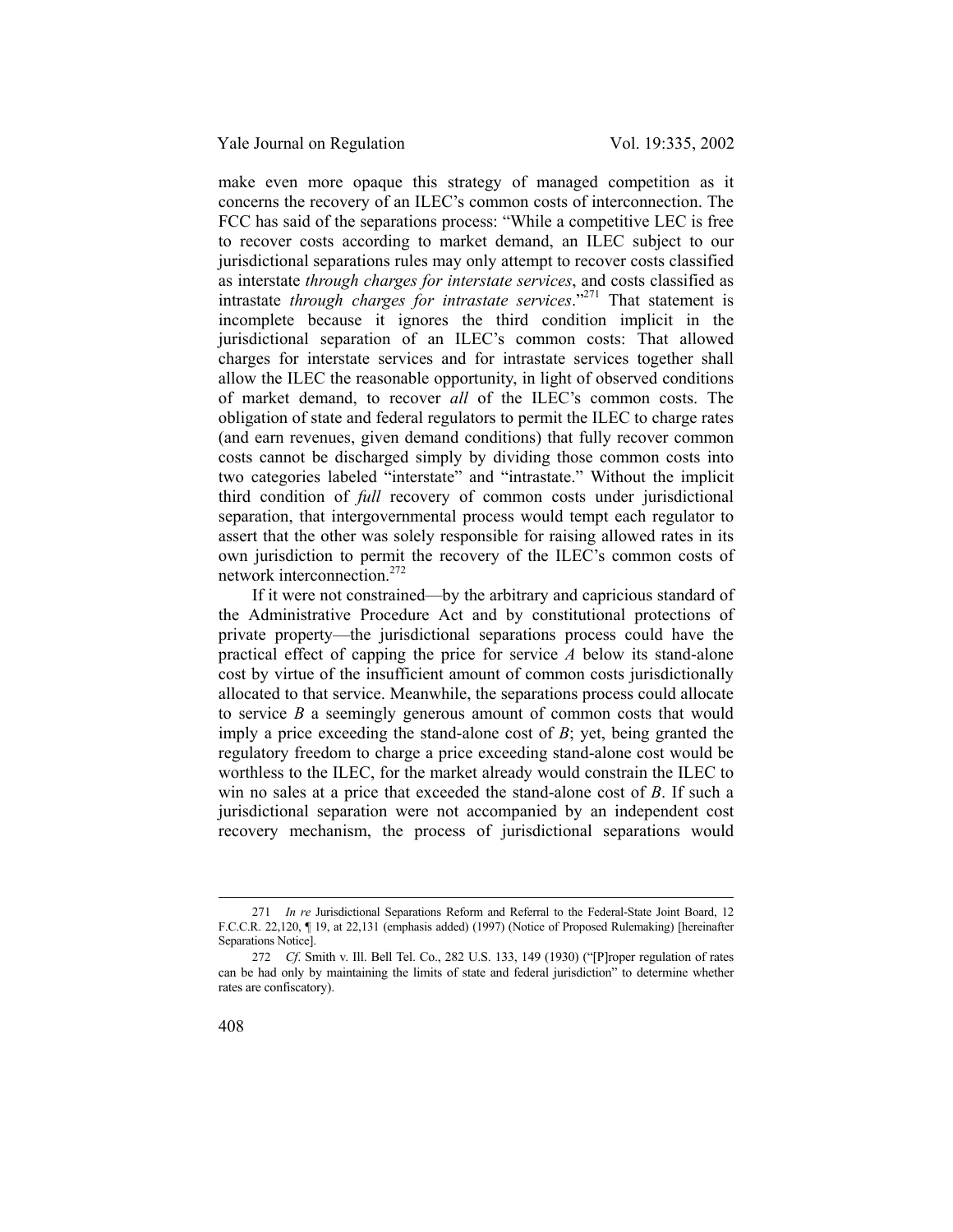make even more opaque this strategy of managed competition as it concerns the recovery of an ILEC's common costs of interconnection. The FCC has said of the separations process: "While a competitive LEC is free to recover costs according to market demand, an ILEC subject to our jurisdictional separations rules may only attempt to recover costs classified as interstate *through charges for interstate services*, and costs classified as intrastate *through charges for intrastate services*."[271] That statement is incomplete because it ignores the third condition implicit in the jurisdictional separation of an ILEC's common costs: That allowed charges for interstate services and for intrastate services together shall allow the ILEC the reasonable opportunity, in light of observed conditions of market demand, to recover *all* of the ILEC's common costs. The obligation of state and federal regulators to permit the ILEC to charge rates (and earn revenues, given demand conditions) that fully recover common costs cannot be discharged simply by dividing those common costs into two categories labeled "interstate" and "intrastate." Without the implicit third condition of *full* recovery of common costs under jurisdictional separation, that intergovernmental process would tempt each regulator to assert that the other was solely responsible for raising allowed rates in its own jurisdiction to permit the recovery of the ILEC's common costs of network interconnection.[272]

If it were not constrained—by the arbitrary and capricious standard of the Administrative Procedure Act and by constitutional protections of private property—the jurisdictional separations process could have the practical effect of capping the price for service *A* below its stand-alone cost by virtue of the insufficient amount of common costs jurisdictionally allocated to that service. Meanwhile, the separations process could allocate to service *B* a seemingly generous amount of common costs that would imply a price exceeding the stand-alone cost of *B*; yet, being granted the regulatory freedom to charge a price exceeding stand-alone cost would be worthless to the ILEC, for the market already would constrain the ILEC to win no sales at a price that exceeded the stand-alone cost of *B*. If such a jurisdictional separation were not accompanied by an independent cost recovery mechanism, the process of jurisdictional separations would

---

271 *In re* Jurisdictional Separations Reform and Referral to the Federal-State Joint Board, 12 F.C.C.R. 22,120, ¶ 19, at 22,131 (emphasis added) (1997) (Notice of Proposed Rulemaking) [hereinafter Separations Notice].

272 *Cf*. Smith v. Ill. Bell Tel. Co., 282 U.S. 133, 149 (1930) ("[P]roper regulation of rates can be had only by maintaining the limits of state and federal jurisdiction" to determine whether rates are confiscatory).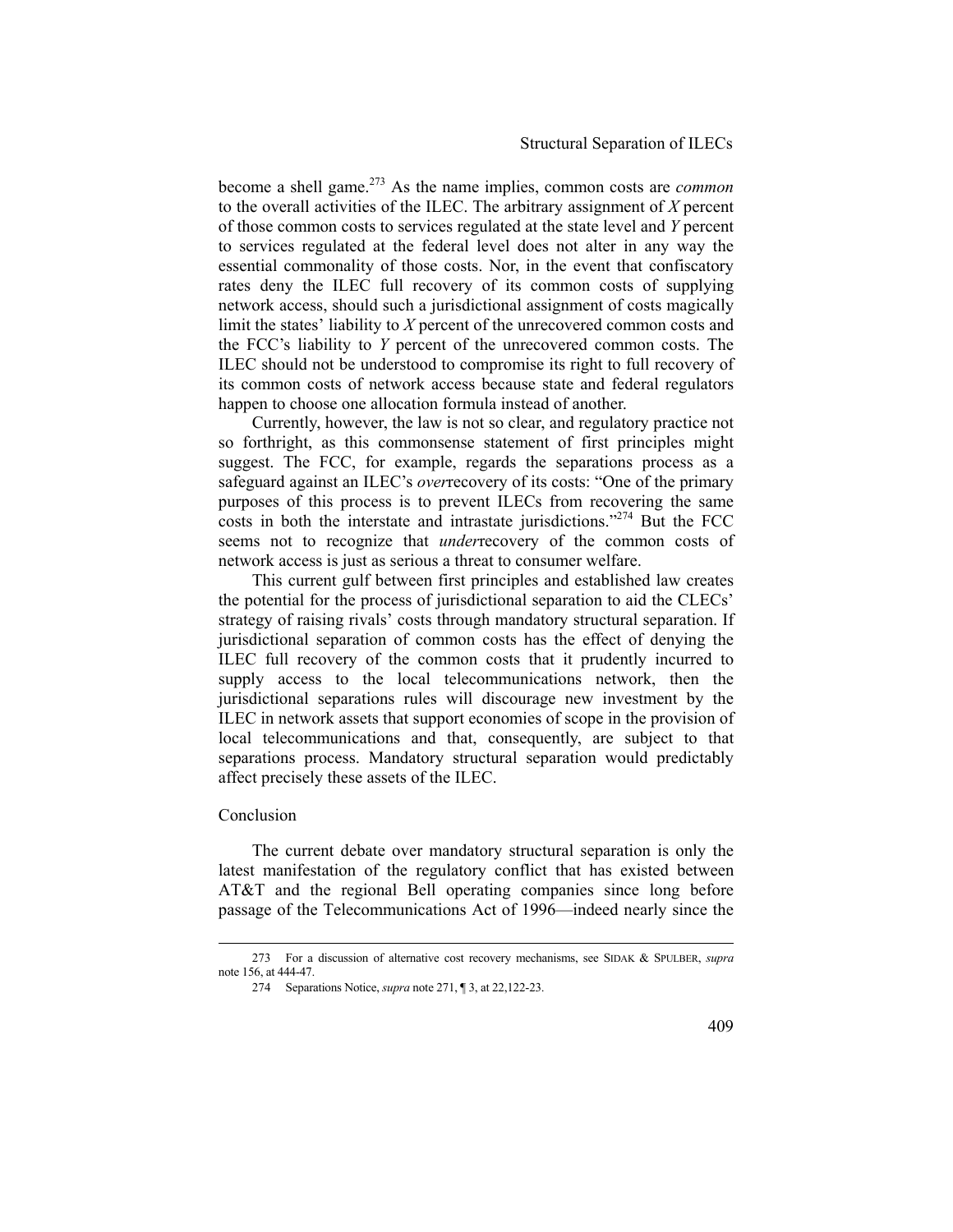become a shell game.[273] As the name implies, common costs are *common* to the overall activities of the ILEC. The arbitrary assignment of $X$ percent of those common costs to services regulated at the state level and $Y$ percent to services regulated at the federal level does not alter in any way the essential commonality of those costs. Nor, in the event that confiscatory rates deny the ILEC full recovery of its common costs of supplying network access, should such a jurisdictional assignment of costs magically limit the states' liability to $X$ percent of the unrecovered common costs and the FCC's liability to $Y$ percent of the unrecovered common costs. The ILEC should not be understood to compromise its right to full recovery of its common costs of network access because state and federal regulators happen to choose one allocation formula instead of another.

Currently, however, the law is not so clear, and regulatory practice not so forthright, as this commonsense statement of first principles might suggest. The FCC, for example, regards the separations process as a safeguard against an ILEC's *over*recovery of its costs: "One of the primary purposes of this process is to prevent ILECs from recovering the same costs in both the interstate and intrastate jurisdictions."[274] But the FCC seems not to recognize that *under*recovery of the common costs of network access is just as serious a threat to consumer welfare.

This current gulf between first principles and established law creates the potential for the process of jurisdictional separation to aid the CLECs' strategy of raising rivals' costs through mandatory structural separation. If jurisdictional separation of common costs has the effect of denying the ILEC full recovery of the common costs that it prudently incurred to supply access to the local telecommunications network, then the jurisdictional separations rules will discourage new investment by the ILEC in network assets that support economies of scope in the provision of local telecommunications and that, consequently, are subject to that separations process. Mandatory structural separation would predictably affect precisely these assets of the ILEC.

## Conclusion

The current debate over mandatory structural separation is only the latest manifestation of the regulatory conflict that has existed between AT&T and the regional Bell operating companies since long before passage of the Telecommunications Act of 1996—indeed nearly since the

---

273 For a discussion of alternative cost recovery mechanisms, see SIDAK & SPULBER, *supra* note 156, at 444-47.

274 Separations Notice, *supra* note 271, ¶ 3, at 22,122-23.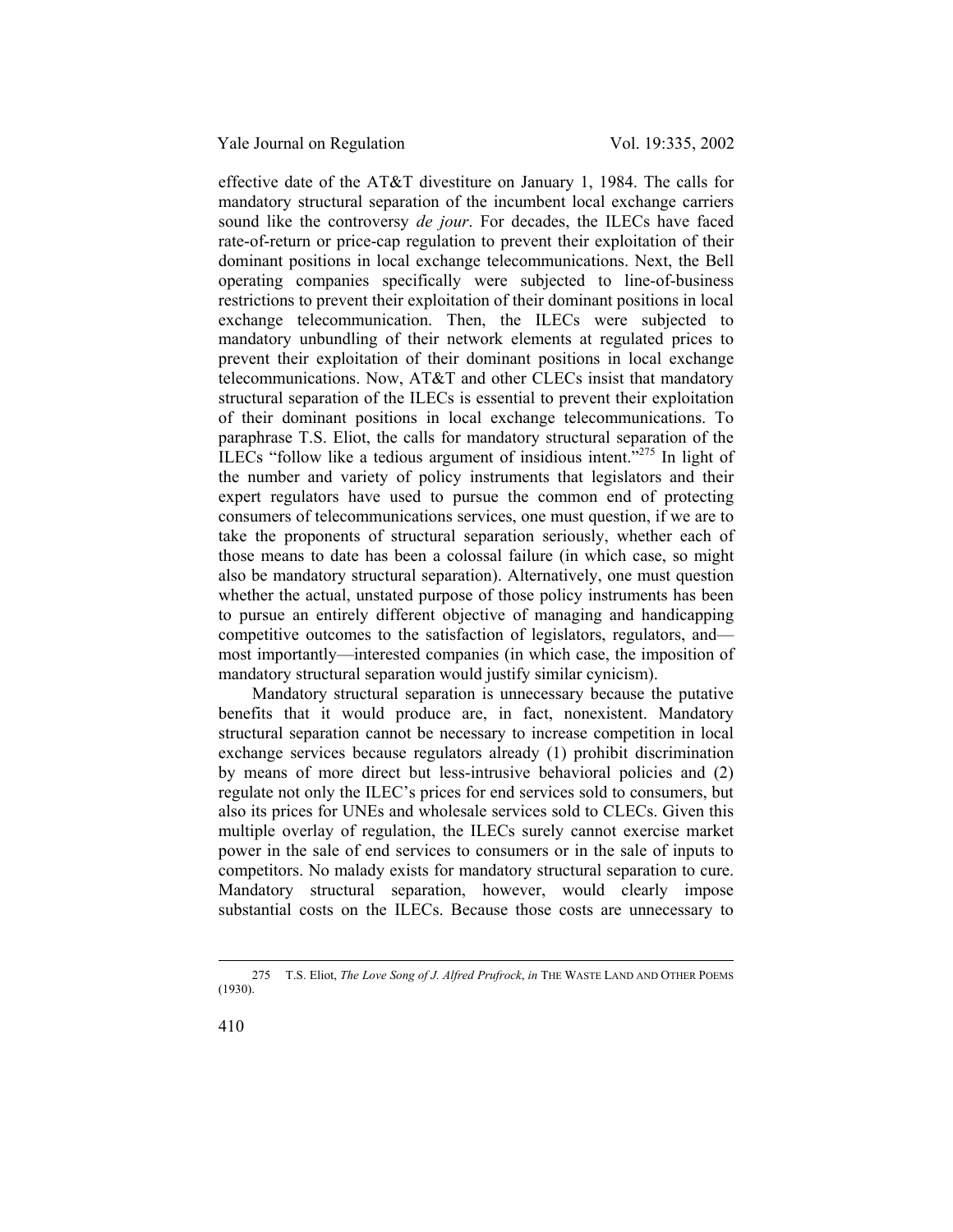effective date of the AT&T divestiture on January 1, 1984. The calls for mandatory structural separation of the incumbent local exchange carriers sound like the controversy *de jour*. For decades, the ILECs have faced rate-of-return or price-cap regulation to prevent their exploitation of their dominant positions in local exchange telecommunications. Next, the Bell operating companies specifically were subjected to line-of-business restrictions to prevent their exploitation of their dominant positions in local exchange telecommunication. Then, the ILECs were subjected to mandatory unbundling of their network elements at regulated prices to prevent their exploitation of their dominant positions in local exchange telecommunications. Now, AT&T and other CLECs insist that mandatory structural separation of the ILECs is essential to prevent their exploitation of their dominant positions in local exchange telecommunications. To paraphrase T.S. Eliot, the calls for mandatory structural separation of the ILECs "follow like a tedious argument of insidious intent."[275] In light of the number and variety of policy instruments that legislators and their expert regulators have used to pursue the common end of protecting consumers of telecommunications services, one must question, if we are to take the proponents of structural separation seriously, whether each of those means to date has been a colossal failure (in which case, so might also be mandatory structural separation). Alternatively, one must question whether the actual, unstated purpose of those policy instruments has been to pursue an entirely different objective of managing and handicapping competitive outcomes to the satisfaction of legislators, regulators, and—most importantly—interested companies (in which case, the imposition of mandatory structural separation would justify similar cynicism).

Mandatory structural separation is unnecessary because the putative benefits that it would produce are, in fact, nonexistent. Mandatory structural separation cannot be necessary to increase competition in local exchange services because regulators already (1) prohibit discrimination by means of more direct but less-intrusive behavioral policies and (2) regulate not only the ILEC's prices for end services sold to consumers, but also its prices for UNEs and wholesale services sold to CLECs. Given this multiple overlay of regulation, the ILECs surely cannot exercise market power in the sale of end services to consumers or in the sale of inputs to competitors. No malady exists for mandatory structural separation to cure. Mandatory structural separation, however, would clearly impose substantial costs on the ILECs. Because those costs are unnecessary to

---

275 T.S. Eliot, *The Love Song of J. Alfred Prufrock*, *in* THE WASTE LAND AND OTHER POEMS (1930).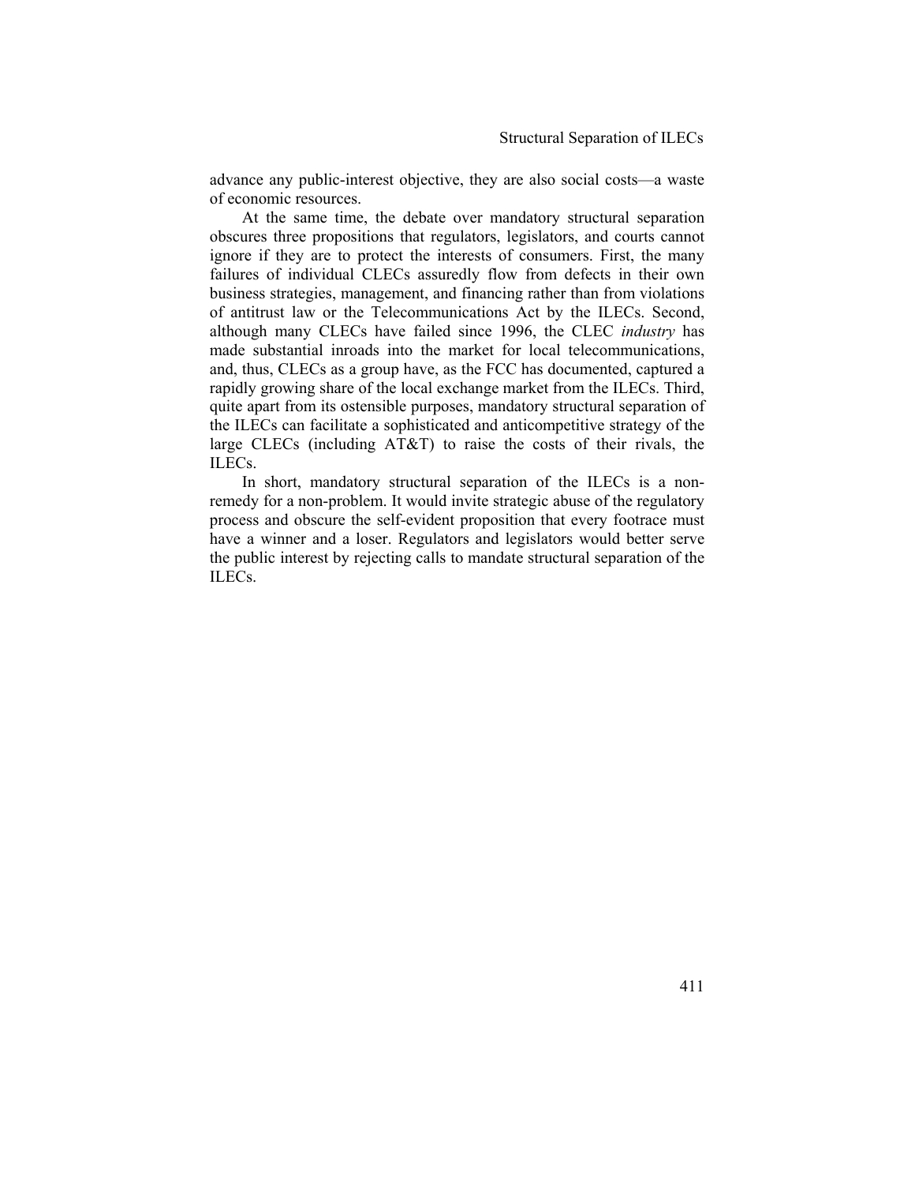advance any public-interest objective, they are also social costs—a waste of economic resources.

At the same time, the debate over mandatory structural separation obscures three propositions that regulators, legislators, and courts cannot ignore if they are to protect the interests of consumers. First, the many failures of individual CLECs assuredly flow from defects in their own business strategies, management, and financing rather than from violations of antitrust law or the Telecommunications Act by the ILECs. Second, although many CLECs have failed since 1996, the CLEC *industry* has made substantial inroads into the market for local telecommunications, and, thus, CLECs as a group have, as the FCC has documented, captured a rapidly growing share of the local exchange market from the ILECs. Third, quite apart from its ostensible purposes, mandatory structural separation of the ILECs can facilitate a sophisticated and anticompetitive strategy of the large CLECs (including AT&T) to raise the costs of their rivals, the ILECs.

In short, mandatory structural separation of the ILECs is a non-remedy for a non-problem. It would invite strategic abuse of the regulatory process and obscure the self-evident proposition that every footrace must have a winner and a loser. Regulators and legislators would better serve the public interest by rejecting calls to mandate structural separation of the ILECs.